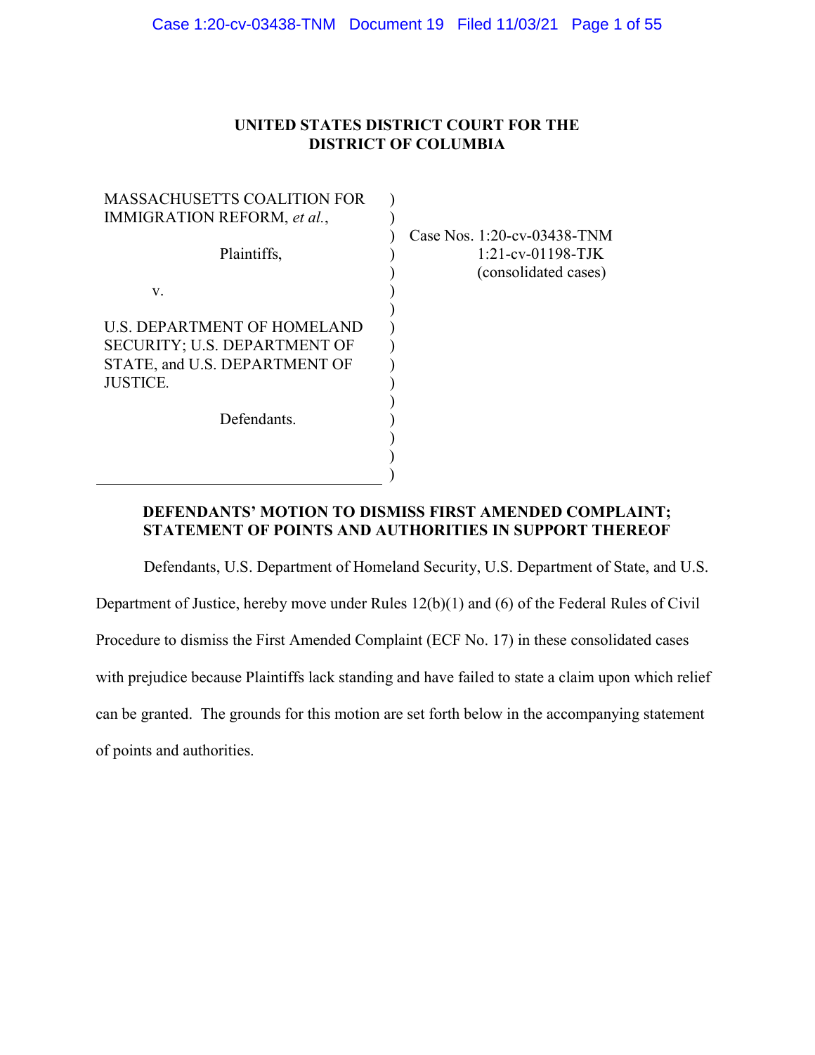**UNITED STATES DISTRICT COURT FOR THE DISTRICT OF COLUMBIA**

| | |
|---|---|
| MASSACHUSETTS COALITION FOR IMMIGRATION REFORM, *et al.*, | Case Nos. 1:20-cv-03438-TNM |
| Plaintiffs, | 1:21-cv-01198-TJK |
| v. | (consolidated cases) |
| U.S. DEPARTMENT OF HOMELAND SECURITY; U.S. DEPARTMENT OF STATE, and U.S. DEPARTMENT OF JUSTICE. | |
| Defendants. | |

**DEFENDANTS' MOTION TO DISMISS FIRST AMENDED COMPLAINT; STATEMENT OF POINTS AND AUTHORITIES IN SUPPORT THEREOF**

Defendants, U.S. Department of Homeland Security, U.S. Department of State, and U.S. Department of Justice, hereby move under Rules 12(b)(1) and (6) of the Federal Rules of Civil Procedure to dismiss the First Amended Complaint (ECF No. 17) in these consolidated cases with prejudice because Plaintiffs lack standing and have failed to state a claim upon which relief can be granted. The grounds for this motion are set forth below in the accompanying statement of points and authorities.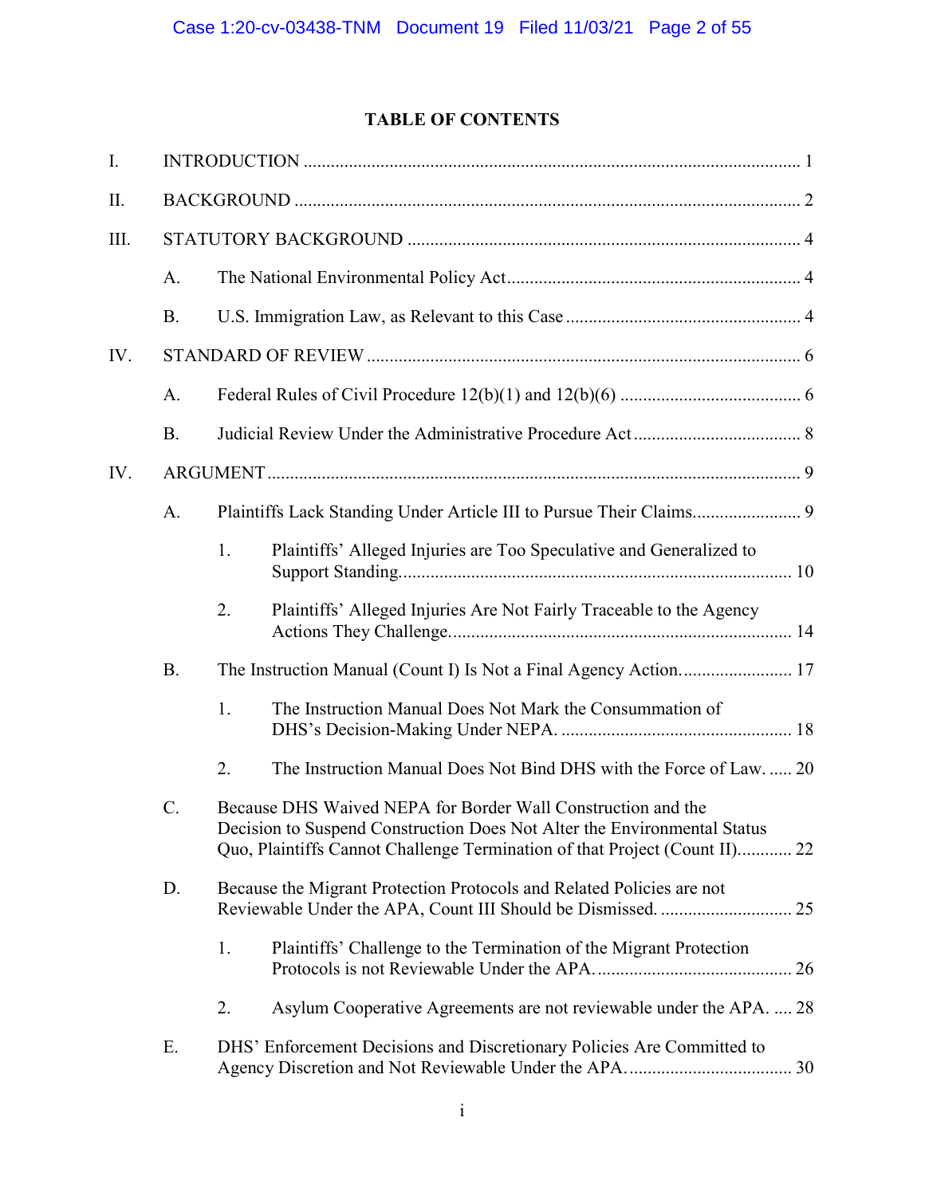## TABLE OF CONTENTS

I. INTRODUCTION ........................................................................................................ 1

II. BACKGROUND ........................................................................................................ 2

III. STATUTORY BACKGROUND ................................................................................ 4

   A. The National Environmental Policy Act ........................................................... 4

   B. U.S. Immigration Law, as Relevant to this Case .............................................. 4

IV. STANDARD OF REVIEW ......................................................................................... 6

   A. Federal Rules of Civil Procedure 12(b)(1) and 12(b)(6) ................................... 6

   B. Judicial Review Under the Administrative Procedure Act ................................ 8

IV. ARGUMENT ............................................................................................................. 9

   A. Plaintiffs Lack Standing Under Article III to Pursue Their Claims.................... 9

      1. Plaintiffs' Alleged Injuries are Too Speculative and Generalized to Support Standing.......................................................................................... 10

      2. Plaintiffs' Alleged Injuries Are Not Fairly Traceable to the Agency Actions They Challenge.............................................................................. 14

   B. The Instruction Manual (Count I) Is Not a Final Agency Action...................... 17

      1. The Instruction Manual Does Not Mark the Consummation of DHS's Decision-Making Under NEPA. ................................................... 18

      2. The Instruction Manual Does Not Bind DHS with the Force of Law. ..... 20

   C. Because DHS Waived NEPA for Border Wall Construction and the Decision to Suspend Construction Does Not Alter the Environmental Status Quo, Plaintiffs Cannot Challenge Termination of that Project (Count II)............ 22

   D. Because the Migrant Protection Protocols and Related Policies are not Reviewable Under the APA, Count III Should be Dismissed. ............................ 25

      1. Plaintiffs' Challenge to the Termination of the Migrant Protection Protocols is not Reviewable Under the APA............................................ 26

      2. Asylum Cooperative Agreements are not reviewable under the APA. .... 28

   E. DHS' Enforcement Decisions and Discretionary Policies Are Committed to Agency Discretion and Not Reviewable Under the APA.................................... 30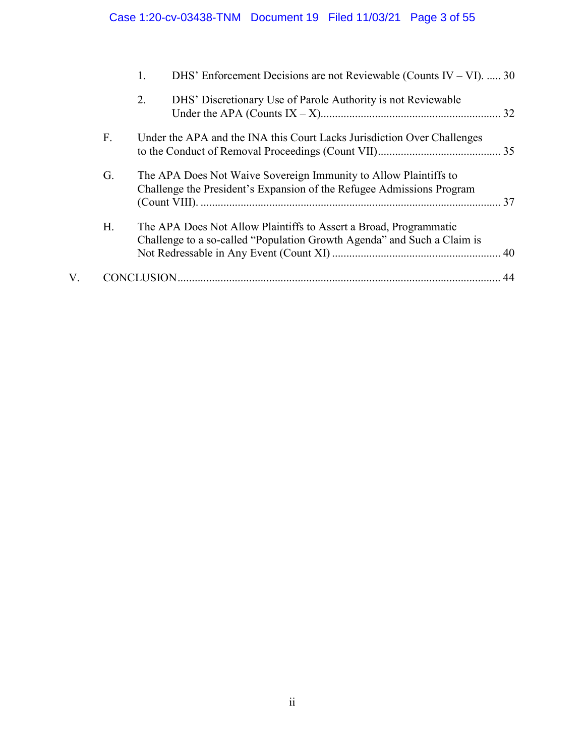1. DHS' Enforcement Decisions are not Reviewable (Counts IV – VI). ..... 30

2. DHS' Discretionary Use of Parole Authority is not Reviewable Under the APA (Counts IX – X)............................................................... 32

F. Under the APA and the INA this Court Lacks Jurisdiction Over Challenges to the Conduct of Removal Proceedings (Count VII)........................................... 35

G. The APA Does Not Waive Sovereign Immunity to Allow Plaintiffs to Challenge the President's Expansion of the Refugee Admissions Program (Count VIII). ......................................................................................................... 37

H. The APA Does Not Allow Plaintiffs to Assert a Broad, Programmatic Challenge to a so-called "Population Growth Agenda" and Such a Claim is Not Redressable in Any Event (Count XI) ........................................................... 40

V. CONCLUSION................................................................................................................. 44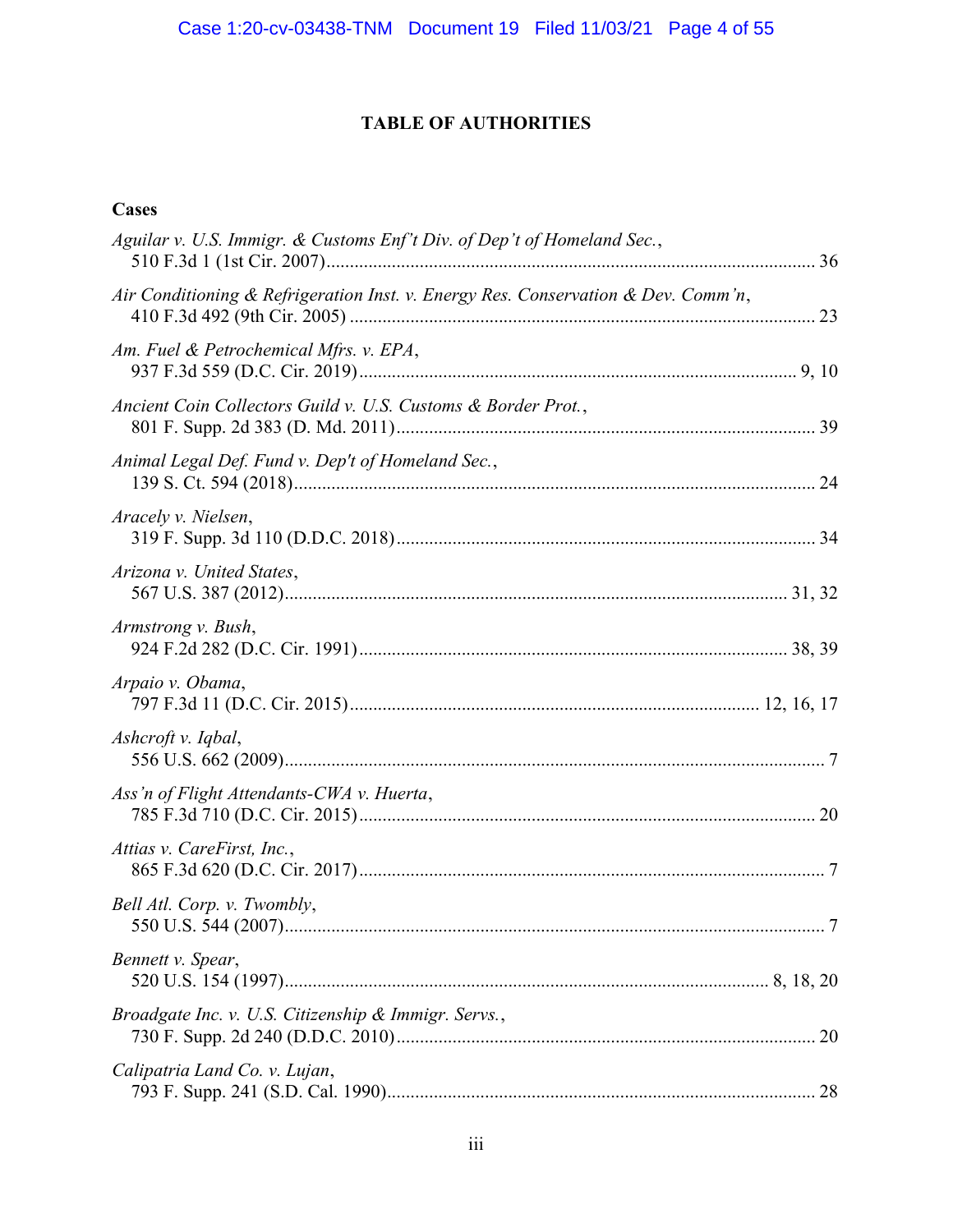# TABLE OF AUTHORITIES

## Cases

*Aguilar v. U.S. Immigr. & Customs Enf't Div. of Dep't of Homeland Sec.*,
510 F.3d 1 (1st Cir. 2007) .......................................................................................... 36

*Air Conditioning & Refrigeration Inst. v. Energy Res. Conservation & Dev. Comm'n*,
410 F.3d 492 (9th Cir. 2005) ....................................................................................... 23

*Am. Fuel & Petrochemical Mfrs. v. EPA*,
937 F.3d 559 (D.C. Cir. 2019) ................................................................................. 9, 10

*Ancient Coin Collectors Guild v. U.S. Customs & Border Prot.*,
801 F. Supp. 2d 383 (D. Md. 2011) ............................................................................ 39

*Animal Legal Def. Fund v. Dep't of Homeland Sec.*,
139 S. Ct. 594 (2018) .................................................................................................. 24

*Aracely v. Nielsen*,
319 F. Supp. 3d 110 (D.D.C. 2018) ............................................................................ 34

*Arizona v. United States*,
567 U.S. 387 (2012) ............................................................................................... 31, 32

*Armstrong v. Bush*,
924 F.2d 282 (D.C. Cir. 1991) ............................................................................... 38, 39

*Arpaio v. Obama*,
797 F.3d 11 (D.C. Cir. 2015) ............................................................................ 12, 16, 17

*Ashcroft v. Iqbal*,
556 U.S. 662 (2009) ...................................................................................................... 7

*Ass'n of Flight Attendants-CWA v. Huerta*,
785 F.3d 710 (D.C. Cir. 2015) ..................................................................................... 20

*Attias v. CareFirst, Inc.*,
865 F.3d 620 (D.C. Cir. 2017) ....................................................................................... 7

*Bell Atl. Corp. v. Twombly*,
550 U.S. 544 (2007) ...................................................................................................... 7

*Bennett v. Spear*,
520 U.S. 154 (1997) ........................................................................................... 8, 18, 20

*Broadgate Inc. v. U.S. Citizenship & Immigr. Servs.*,
730 F. Supp. 2d 240 (D.D.C. 2010) ............................................................................. 20

*Calipatria Land Co. v. Lujan*,
793 F. Supp. 241 (S.D. Cal. 1990) ............................................................................... 28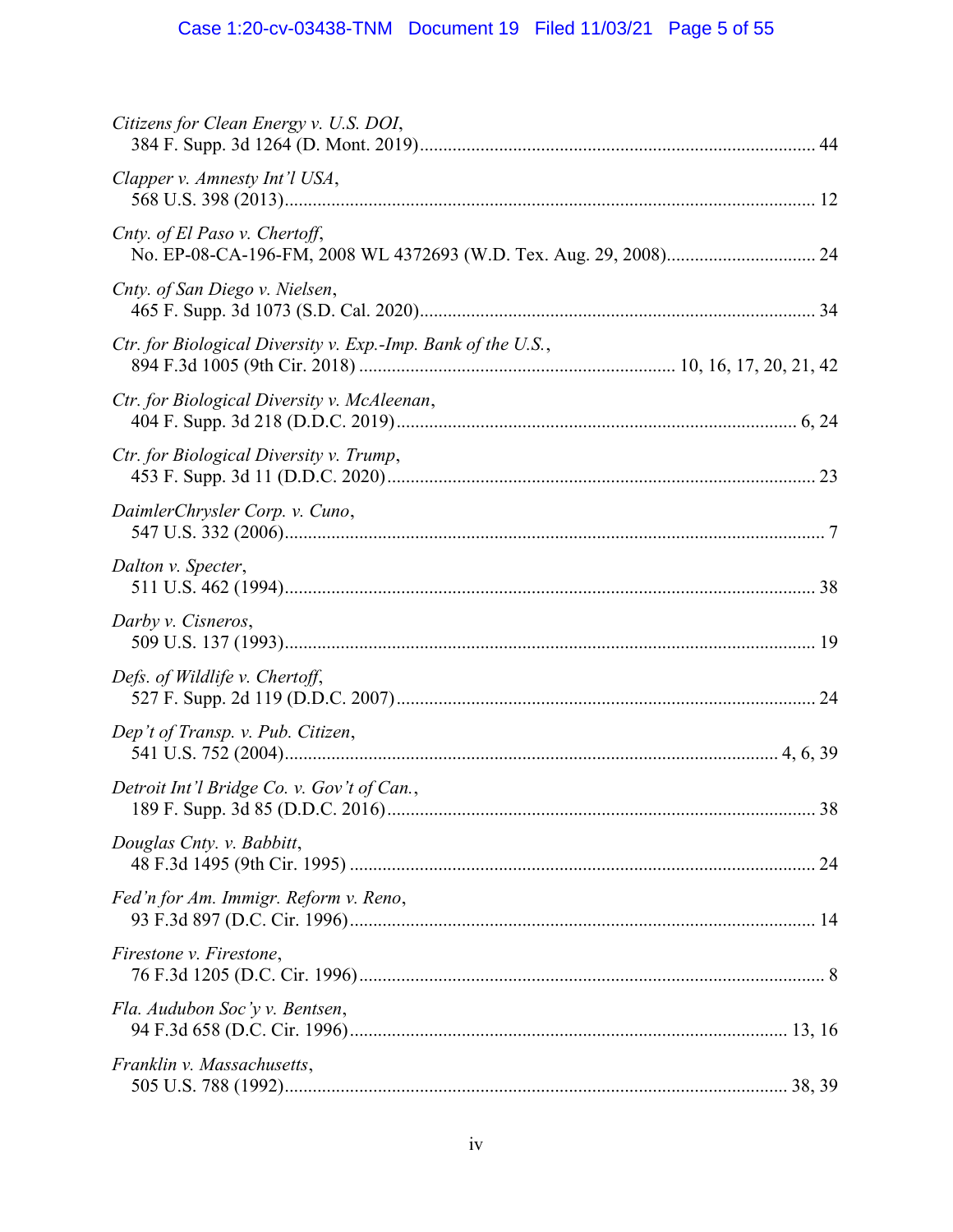*Citizens for Clean Energy v. U.S. DOI*,
384 F. Supp. 3d 1264 (D. Mont. 2019)........................................................................................ 44

*Clapper v. Amnesty Int'l USA*,
568 U.S. 398 (2013)...................................................................................................................... 12

*Cnty. of El Paso v. Chertoff*,
No. EP-08-CA-196-FM, 2008 WL 4372693 (W.D. Tex. Aug. 29, 2008)................................ 24

*Cnty. of San Diego v. Nielsen*,
465 F. Supp. 3d 1073 (S.D. Cal. 2020)........................................................................................ 34

*Ctr. for Biological Diversity v. Exp.-Imp. Bank of the U.S.*,
894 F.3d 1005 (9th Cir. 2018) ................................................................... 10, 16, 17, 20, 21, 42

*Ctr. for Biological Diversity v. McAleenan*,
404 F. Supp. 3d 218 (D.D.C. 2019)........................................................................................ 6, 24

*Ctr. for Biological Diversity v. Trump*,
453 F. Supp. 3d 11 (D.D.C. 2020)............................................................................................... 23

*DaimlerChrysler Corp. v. Cuno*,
547 U.S. 332 (2006)........................................................................................................................ 7

*Dalton v. Specter*,
511 U.S. 462 (1994)...................................................................................................................... 38

*Darby v. Cisneros*,
509 U.S. 137 (1993)...................................................................................................................... 19

*Defs. of Wildlife v. Chertoff*,
527 F. Supp. 2d 119 (D.D.C. 2007)............................................................................................. 24

*Dep't of Transp. v. Pub. Citizen*,
541 U.S. 752 (2004)............................................................................................................ 4, 6, 39

*Detroit Int'l Bridge Co. v. Gov't of Can.*,
189 F. Supp. 3d 85 (D.D.C. 2016)............................................................................................... 38

*Douglas Cnty. v. Babbitt*,
48 F.3d 1495 (9th Cir. 1995) ....................................................................................................... 24

*Fed'n for Am. Immigr. Reform v. Reno*,
93 F.3d 897 (D.C. Cir. 1996)....................................................................................................... 14

*Firestone v. Firestone*,
76 F.3d 1205 (D.C. Cir. 1996)........................................................................................................ 8

*Fla. Audubon Soc'y v. Bentsen*,
94 F.3d 658 (D.C. Cir. 1996)................................................................................................ 13, 16

*Franklin v. Massachusetts*,
505 U.S. 788 (1992).............................................................................................................. 38, 39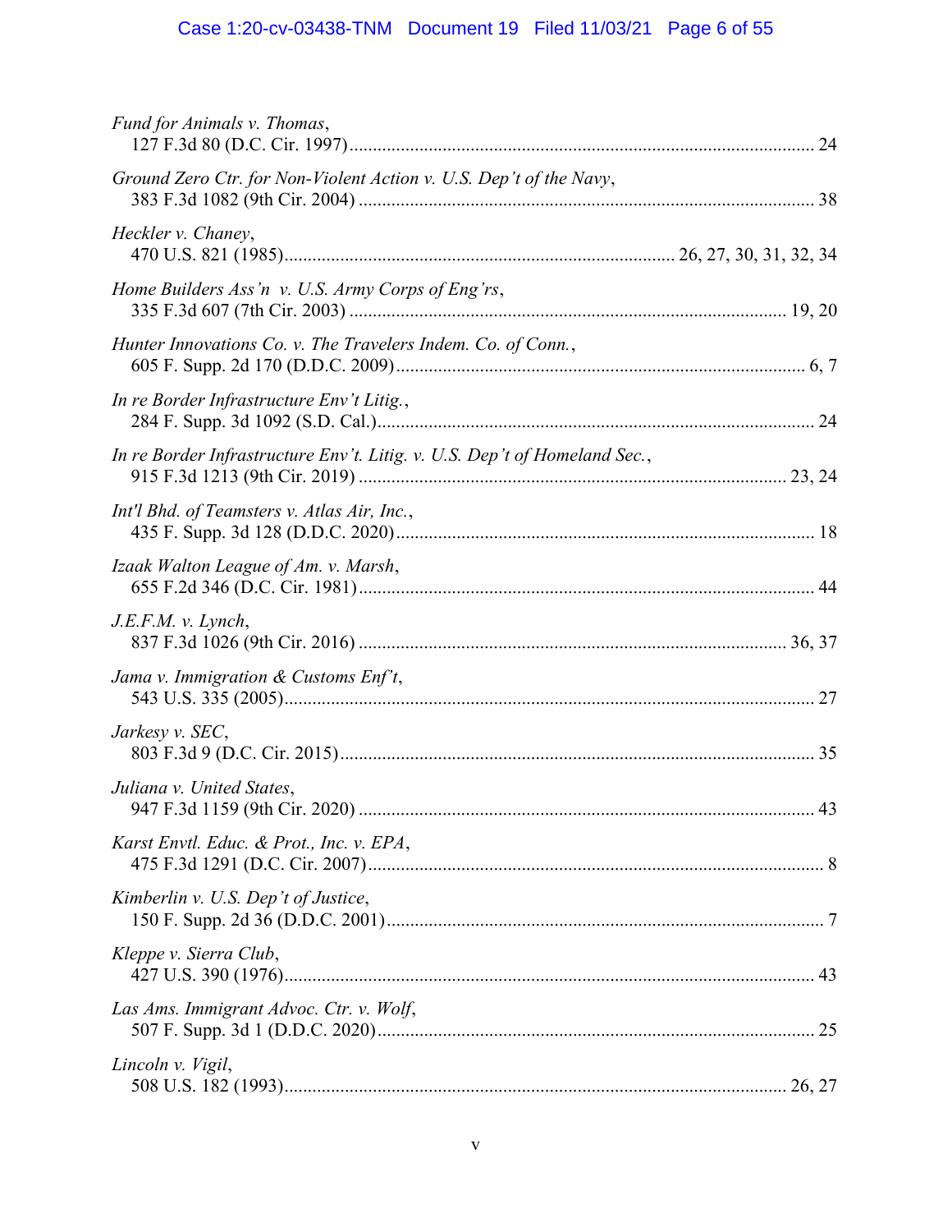*Fund for Animals v. Thomas*,
127 F.3d 80 (D.C. Cir. 1997) .................................................................................................... 24

*Ground Zero Ctr. for Non-Violent Action v. U.S. Dep't of the Navy*,
383 F.3d 1082 (9th Cir. 2004) .................................................................................................. 38

*Heckler v. Chaney*,
470 U.S. 821 (1985) ................................................................................... 26, 27, 30, 31, 32, 34

*Home Builders Ass'n v. U.S. Army Corps of Eng'rs*,
335 F.3d 607 (7th Cir. 2003) ............................................................................................. 19, 20

*Hunter Innovations Co. v. The Travelers Indem. Co. of Conn.*,
605 F. Supp. 2d 170 (D.D.C. 2009) ........................................................................................ 6, 7

*In re Border Infrastructure Env't Litig.*,
284 F. Supp. 3d 1092 (S.D. Cal.) ............................................................................................. 24

*In re Border Infrastructure Env't. Litig. v. U.S. Dep't of Homeland Sec.*,
915 F.3d 1213 (9th Cir. 2019) ............................................................................................ 23, 24

*Int'l Bhd. of Teamsters v. Atlas Air, Inc.*,
435 F. Supp. 3d 128 (D.D.C. 2020) ......................................................................................... 18

*Izaak Walton League of Am. v. Marsh*,
655 F.2d 346 (D.C. Cir. 1981) ................................................................................................. 44

*J.E.F.M. v. Lynch*,
837 F.3d 1026 (9th Cir. 2016) ............................................................................................ 36, 37

*Jama v. Immigration & Customs Enf't*,
543 U.S. 335 (2005) ................................................................................................................. 27

*Jarkesy v. SEC*,
803 F.3d 9 (D.C. Cir. 2015) ..................................................................................................... 35

*Juliana v. United States*,
947 F.3d 1159 (9th Cir. 2020) .................................................................................................. 43

*Karst Envtl. Educ. & Prot., Inc. v. EPA*,
475 F.3d 1291 (D.C. Cir. 2007) ................................................................................................. 8

*Kimberlin v. U.S. Dep't of Justice*,
150 F. Supp. 2d 36 (D.D.C. 2001) ............................................................................................. 7

*Kleppe v. Sierra Club*,
427 U.S. 390 (1976) ................................................................................................................. 43

*Las Ams. Immigrant Advoc. Ctr. v. Wolf*,
507 F. Supp. 3d 1 (D.D.C. 2020) .............................................................................................. 25

*Lincoln v. Vigil*,
508 U.S. 182 (1993) ............................................................................................................ 26, 27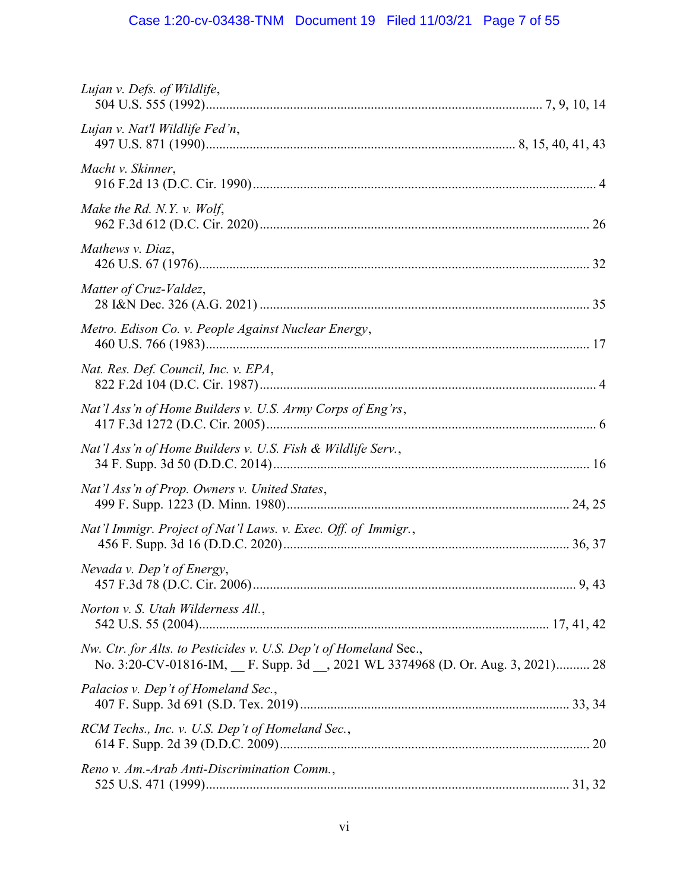*Lujan v. Defs. of Wildlife*,
504 U.S. 555 (1992).................................................................................................. 7, 9, 10, 14

*Lujan v. Nat'l Wildlife Fed'n*,
497 U.S. 871 (1990)......................................................................................... 8, 15, 40, 41, 43

*Macht v. Skinner*,
916 F.2d 13 (D.C. Cir. 1990)..................................................................................................... 4

*Make the Rd. N.Y. v. Wolf*,
962 F.3d 612 (D.C. Cir. 2020)................................................................................................. 26

*Mathews v. Diaz*,
426 U.S. 67 (1976).................................................................................................................. 32

*Matter of Cruz-Valdez*,
28 I&N Dec. 326 (A.G. 2021) ................................................................................................. 35

*Metro. Edison Co. v. People Against Nuclear Energy*,
460 U.S. 766 (1983)................................................................................................................. 17

*Nat. Res. Def. Council, Inc. v. EPA*,
822 F.2d 104 (D.C. Cir. 1987)................................................................................................... 4

*Nat'l Ass'n of Home Builders v. U.S. Army Corps of Eng'rs*,
417 F.3d 1272 (D.C. Cir. 2005)................................................................................................. 6

*Nat'l Ass'n of Home Builders v. U.S. Fish & Wildlife Serv.*,
34 F. Supp. 3d 50 (D.D.C. 2014)............................................................................................. 16

*Nat'l Ass'n of Prop. Owners v. United States*,
499 F. Supp. 1223 (D. Minn. 1980)................................................................................... 24, 25

*Nat'l Immigr. Project of Nat'l Laws. v. Exec. Off. of Immigr.*,
456 F. Supp. 3d 16 (D.D.C. 2020).................................................................................... 36, 37

*Nevada v. Dep't of Energy*,
457 F.3d 78 (D.C. Cir. 2006)............................................................................................... 9, 43

*Norton v. S. Utah Wilderness All.*,
542 U.S. 55 (2004)....................................................................................................... 17, 41, 42

*Nw. Ctr. for Alts. to Pesticides v. U.S. Dep't of Homeland* Sec.,
No. 3:20-CV-01816-IM, __ F. Supp. 3d __, 2021 WL 3374968 (D. Or. Aug. 3, 2021).......... 28

*Palacios v. Dep't of Homeland Sec.*,
407 F. Supp. 3d 691 (S.D. Tex. 2019)............................................................................... 33, 34

*RCM Techs., Inc. v. U.S. Dep't of Homeland Sec.*,
614 F. Supp. 2d 39 (D.D.C. 2009)........................................................................................... 20

*Reno v. Am.-Arab Anti-Discrimination Comm.*,
525 U.S. 471 (1999)........................................................................................................... 31, 32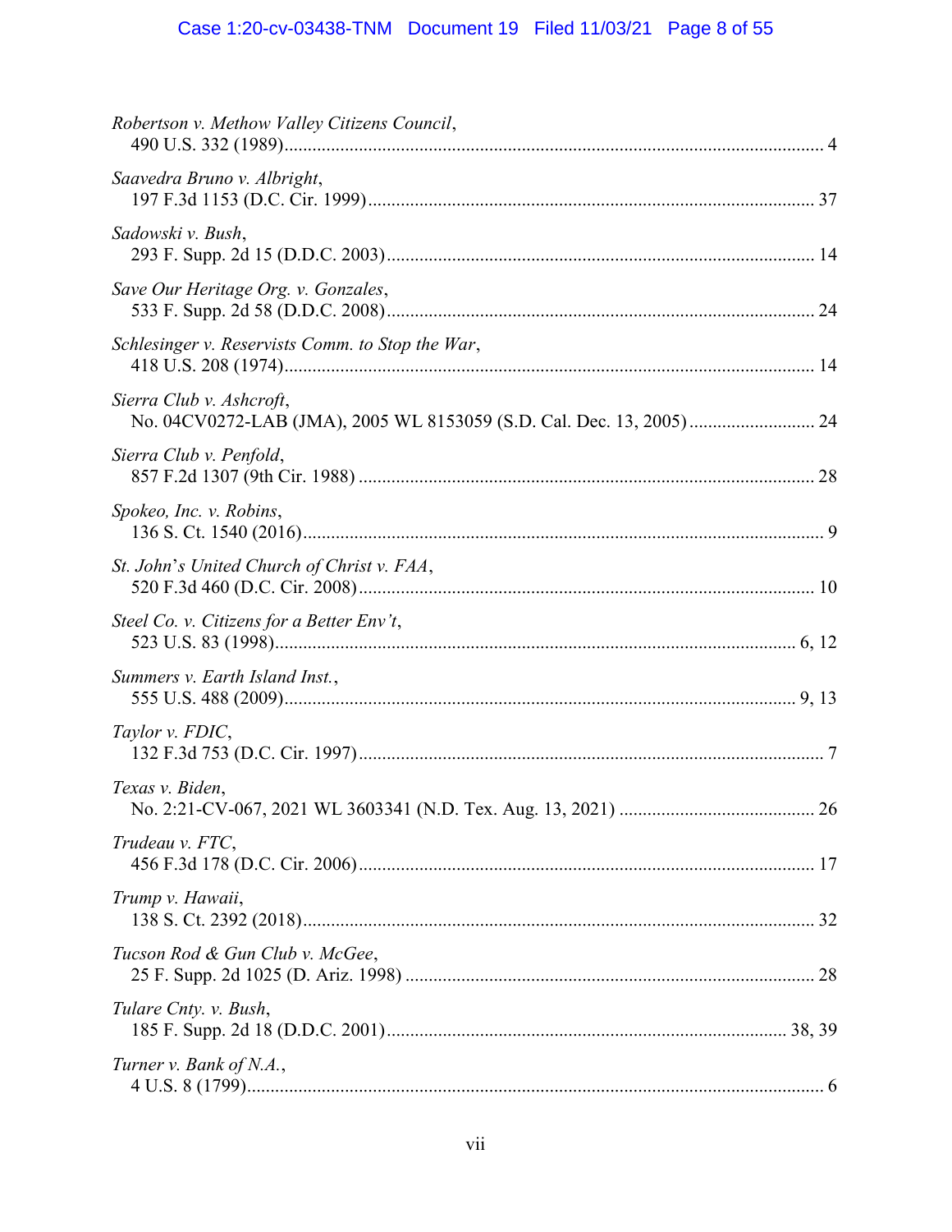*Robertson v. Methow Valley Citizens Council*,
490 U.S. 332 (1989)....................................................................................................................... 4

*Saavedra Bruno v. Albright*,
197 F.3d 1153 (D.C. Cir. 1999)................................................................................................ 37

*Sadowski v. Bush*,
293 F. Supp. 2d 15 (D.D.C. 2003)............................................................................................ 14

*Save Our Heritage Org. v. Gonzales*,
533 F. Supp. 2d 58 (D.D.C. 2008)............................................................................................ 24

*Schlesinger v. Reservists Comm. to Stop the War*,
418 U.S. 208 (1974)................................................................................................................... 14

*Sierra Club v. Ashcroft*,
No. 04CV0272-LAB (JMA), 2005 WL 8153059 (S.D. Cal. Dec. 13, 2005)........................... 24

*Sierra Club v. Penfold*,
857 F.2d 1307 (9th Cir. 1988) .................................................................................................. 28

*Spokeo, Inc. v. Robins*,
136 S. Ct. 1540 (2016)................................................................................................................. 9

*St. John's United Church of Christ v. FAA*,
520 F.3d 460 (D.C. Cir. 2008).................................................................................................. 10

*Steel Co. v. Citizens for a Better Env't*,
523 U.S. 83 (1998)................................................................................................................ 6, 12

*Summers v. Earth Island Inst.*,
555 U.S. 488 (2009)............................................................................................................. 9, 13

*Taylor v. FDIC*,
132 F.3d 753 (D.C. Cir. 1997).................................................................................................... 7

*Texas v. Biden*,
No. 2:21-CV-067, 2021 WL 3603341 (N.D. Tex. Aug. 13, 2021) .......................................... 26

*Trudeau v. FTC*,
456 F.3d 178 (D.C. Cir. 2006).................................................................................................. 17

*Trump v. Hawaii*,
138 S. Ct. 2392 (2018)............................................................................................................... 32

*Tucson Rod & Gun Club v. McGee*,
25 F. Supp. 2d 1025 (D. Ariz. 1998) ........................................................................................ 28

*Tulare Cnty. v. Bush*,
185 F. Supp. 2d 18 (D.D.C. 2001)...................................................................................... 38, 39

*Turner v. Bank of N.A.*,
4 U.S. 8 (1799)............................................................................................................................ 6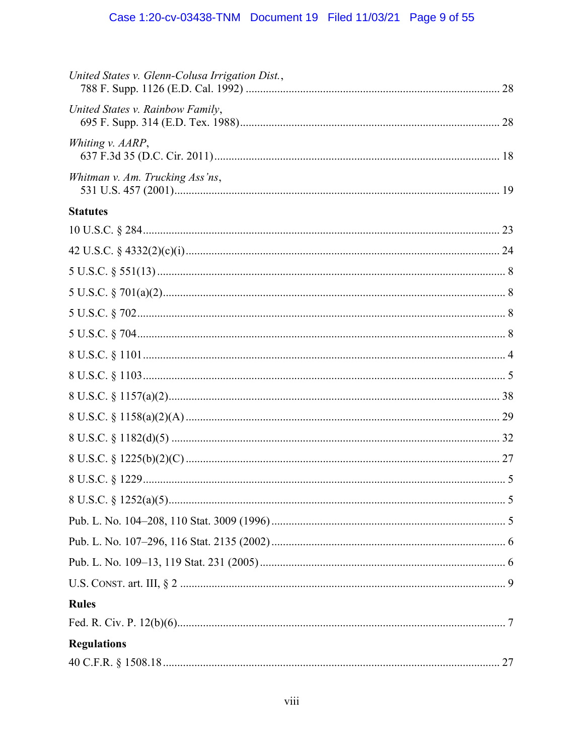*United States v. Glenn-Colusa Irrigation Dist.*,
788 F. Supp. 1126 (E.D. Cal. 1992) ........................................................................................ 28

*United States v. Rainbow Family*,
695 F. Supp. 314 (E.D. Tex. 1988).......................................................................................... 28

*Whiting v. AARP*,
637 F.3d 35 (D.C. Cir. 2011).................................................................................................... 18

*Whitman v. Am. Trucking Ass'ns*,
531 U.S. 457 (2001)................................................................................................................. 19

**Statutes**

10 U.S.C. § 284............................................................................................................................ 23

42 U.S.C. § 4332(2)(c)(i)............................................................................................................. 24

5 U.S.C. § 551(13) ......................................................................................................................... 8

5 U.S.C. § 701(a)(2)....................................................................................................................... 8

5 U.S.C. § 702................................................................................................................................ 8

5 U.S.C. § 704................................................................................................................................ 8

8 U.S.C. § 1101.............................................................................................................................. 4

8 U.S.C. § 1103.............................................................................................................................. 5

8 U.S.C. § 1157(a)(2).................................................................................................................... 38

8 U.S.C. § 1158(a)(2)(A) ............................................................................................................. 29

8 U.S.C. § 1182(d)(5) .................................................................................................................. 32

8 U.S.C. § 1225(b)(2)(C) ............................................................................................................. 27

8 U.S.C. § 1229.............................................................................................................................. 5

8 U.S.C. § 1252(a)(5)..................................................................................................................... 5

Pub. L. No. 104–208, 110 Stat. 3009 (1996) ................................................................................. 5

Pub. L. No. 107–296, 116 Stat. 2135 (2002) ................................................................................. 6

Pub. L. No. 109–13, 119 Stat. 231 (2005) ..................................................................................... 6

U.S. CONST. art. III, § 2 ................................................................................................................ 9

**Rules**

Fed. R. Civ. P. 12(b)(6).................................................................................................................. 7

**Regulations**

40 C.F.R. § 1508.18 ..................................................................................................................... 27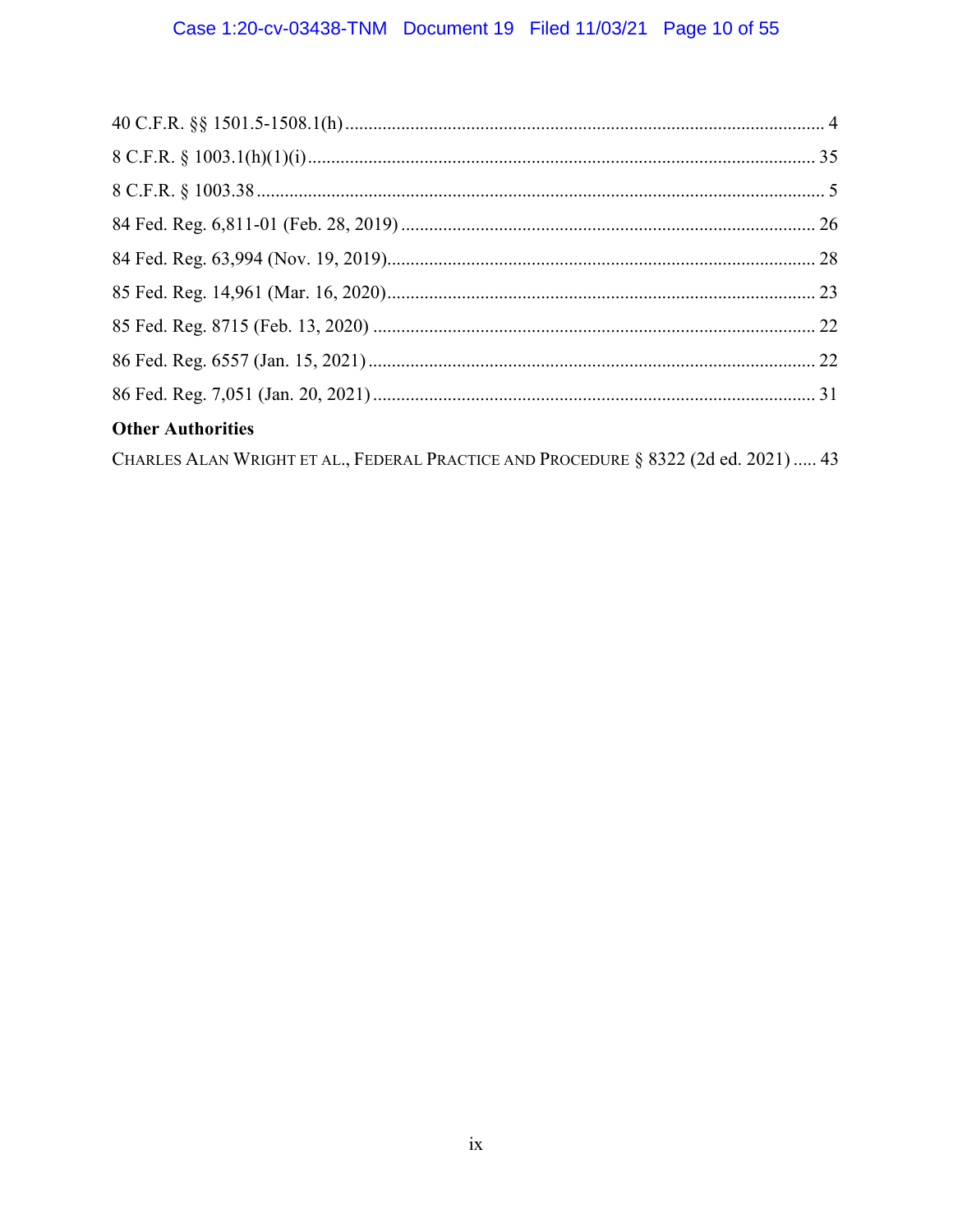40 C.F.R. §§ 1501.5-1508.1(h) ..................................................................................................... 4

8 C.F.R. § 1003.1(h)(1)(i) ............................................................................................................ 35

8 C.F.R. § 1003.38 ......................................................................................................................... 5

84 Fed. Reg. 6,811-01 (Feb. 28, 2019) ........................................................................................ 26

84 Fed. Reg. 63,994 (Nov. 19, 2019) ........................................................................................... 28

85 Fed. Reg. 14,961 (Mar. 16, 2020) ........................................................................................... 23

85 Fed. Reg. 8715 (Feb. 13, 2020) .............................................................................................. 22

86 Fed. Reg. 6557 (Jan. 15, 2021) ............................................................................................... 22

86 Fed. Reg. 7,051 (Jan. 20, 2021) .............................................................................................. 31

**Other Authorities**

CHARLES ALAN WRIGHT ET AL., FEDERAL PRACTICE AND PROCEDURE § 8322 (2d ed. 2021) ..... 43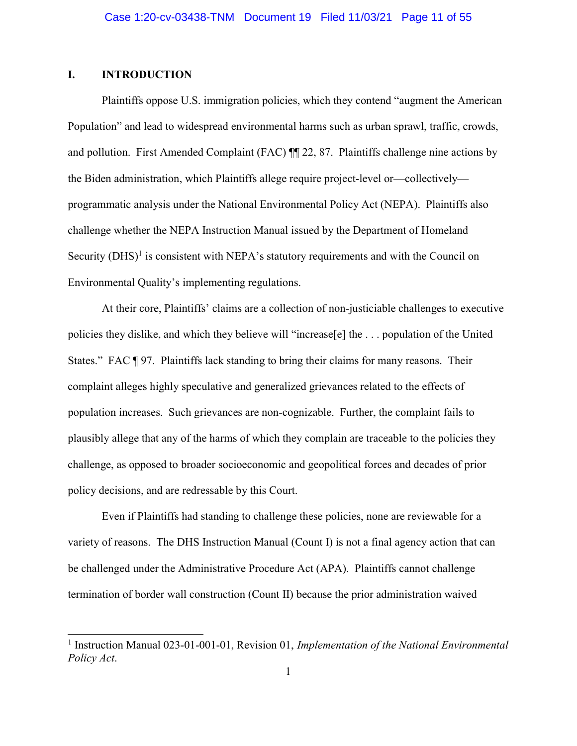## I. INTRODUCTION

Plaintiffs oppose U.S. immigration policies, which they contend "augment the American Population" and lead to widespread environmental harms such as urban sprawl, traffic, crowds, and pollution. First Amended Complaint (FAC) ¶¶ 22, 87. Plaintiffs challenge nine actions by the Biden administration, which Plaintiffs allege require project-level or—collectively—programmatic analysis under the National Environmental Policy Act (NEPA). Plaintiffs also challenge whether the NEPA Instruction Manual issued by the Department of Homeland Security (DHS)[1] is consistent with NEPA's statutory requirements and with the Council on Environmental Quality's implementing regulations.

At their core, Plaintiffs' claims are a collection of non-justiciable challenges to executive policies they dislike, and which they believe will "increase[e] the . . . population of the United States." FAC ¶ 97. Plaintiffs lack standing to bring their claims for many reasons. Their complaint alleges highly speculative and generalized grievances related to the effects of population increases. Such grievances are non-cognizable. Further, the complaint fails to plausibly allege that any of the harms of which they complain are traceable to the policies they challenge, as opposed to broader socioeconomic and geopolitical forces and decades of prior policy decisions, and are redressable by this Court.

Even if Plaintiffs had standing to challenge these policies, none are reviewable for a variety of reasons. The DHS Instruction Manual (Count I) is not a final agency action that can be challenged under the Administrative Procedure Act (APA). Plaintiffs cannot challenge termination of border wall construction (Count II) because the prior administration waived

[1] Instruction Manual 023-01-001-01, Revision 01, *Implementation of the National Environmental Policy Act*.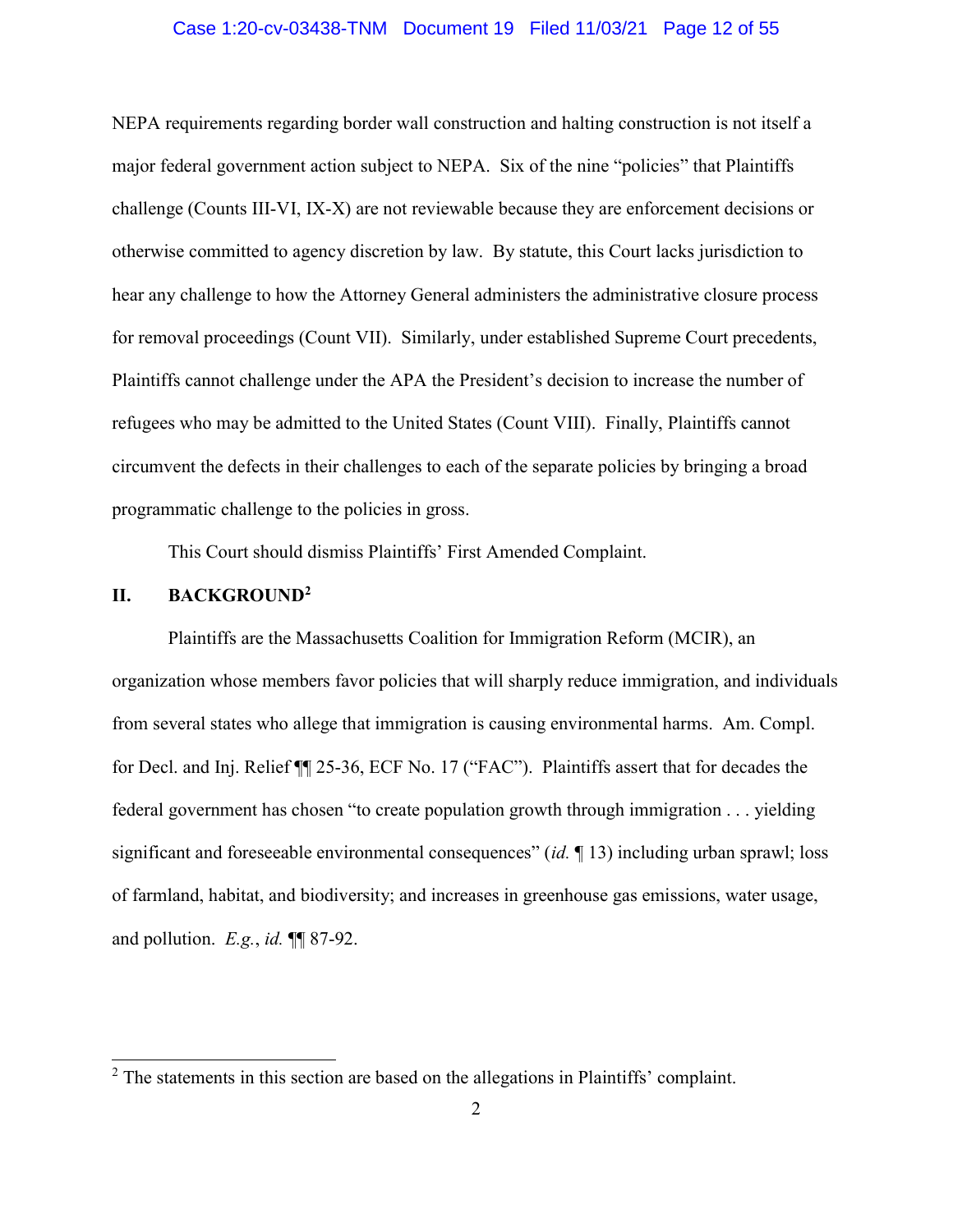NEPA requirements regarding border wall construction and halting construction is not itself a major federal government action subject to NEPA. Six of the nine "policies" that Plaintiffs challenge (Counts III-VI, IX-X) are not reviewable because they are enforcement decisions or otherwise committed to agency discretion by law. By statute, this Court lacks jurisdiction to hear any challenge to how the Attorney General administers the administrative closure process for removal proceedings (Count VII). Similarly, under established Supreme Court precedents, Plaintiffs cannot challenge under the APA the President's decision to increase the number of refugees who may be admitted to the United States (Count VIII). Finally, Plaintiffs cannot circumvent the defects in their challenges to each of the separate policies by bringing a broad programmatic challenge to the policies in gross.

This Court should dismiss Plaintiffs' First Amended Complaint.

## II. BACKGROUND[2]

Plaintiffs are the Massachusetts Coalition for Immigration Reform (MCIR), an organization whose members favor policies that will sharply reduce immigration, and individuals from several states who allege that immigration is causing environmental harms. Am. Compl. for Decl. and Inj. Relief ¶¶ 25-36, ECF No. 17 ("FAC"). Plaintiffs assert that for decades the federal government has chosen "to create population growth through immigration . . . yielding significant and foreseeable environmental consequences" (*id.* ¶ 13) including urban sprawl; loss of farmland, habitat, and biodiversity; and increases in greenhouse gas emissions, water usage, and pollution. *E.g.*, *id.* ¶¶ 87-92.

---

[2] The statements in this section are based on the allegations in Plaintiffs' complaint.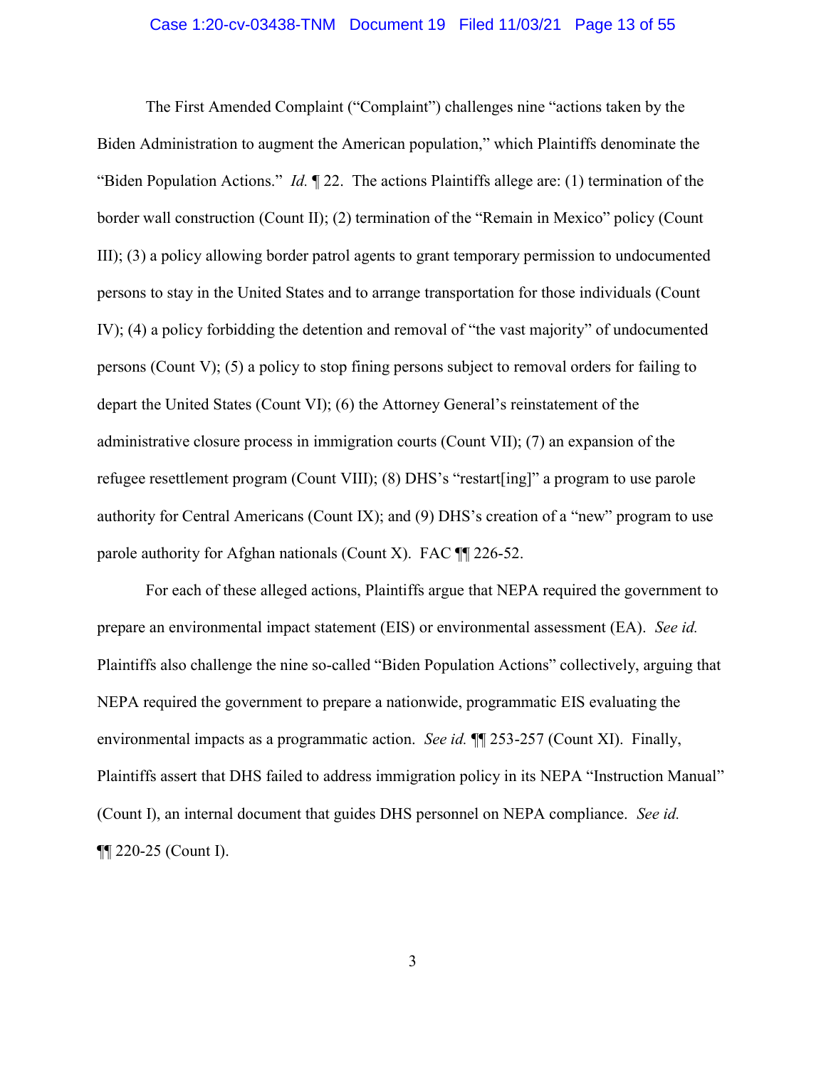The First Amended Complaint ("Complaint") challenges nine "actions taken by the Biden Administration to augment the American population," which Plaintiffs denominate the "Biden Population Actions." *Id.* ¶ 22. The actions Plaintiffs allege are: (1) termination of the border wall construction (Count II); (2) termination of the "Remain in Mexico" policy (Count III); (3) a policy allowing border patrol agents to grant temporary permission to undocumented persons to stay in the United States and to arrange transportation for those individuals (Count IV); (4) a policy forbidding the detention and removal of "the vast majority" of undocumented persons (Count V); (5) a policy to stop fining persons subject to removal orders for failing to depart the United States (Count VI); (6) the Attorney General's reinstatement of the administrative closure process in immigration courts (Count VII); (7) an expansion of the refugee resettlement program (Count VIII); (8) DHS's "restart[ing]" a program to use parole authority for Central Americans (Count IX); and (9) DHS's creation of a "new" program to use parole authority for Afghan nationals (Count X). FAC ¶¶ 226-52.

For each of these alleged actions, Plaintiffs argue that NEPA required the government to prepare an environmental impact statement (EIS) or environmental assessment (EA). *See id.* Plaintiffs also challenge the nine so-called "Biden Population Actions" collectively, arguing that NEPA required the government to prepare a nationwide, programmatic EIS evaluating the environmental impacts as a programmatic action. *See id.* ¶¶ 253-257 (Count XI). Finally, Plaintiffs assert that DHS failed to address immigration policy in its NEPA "Instruction Manual" (Count I), an internal document that guides DHS personnel on NEPA compliance. *See id.* ¶¶ 220-25 (Count I).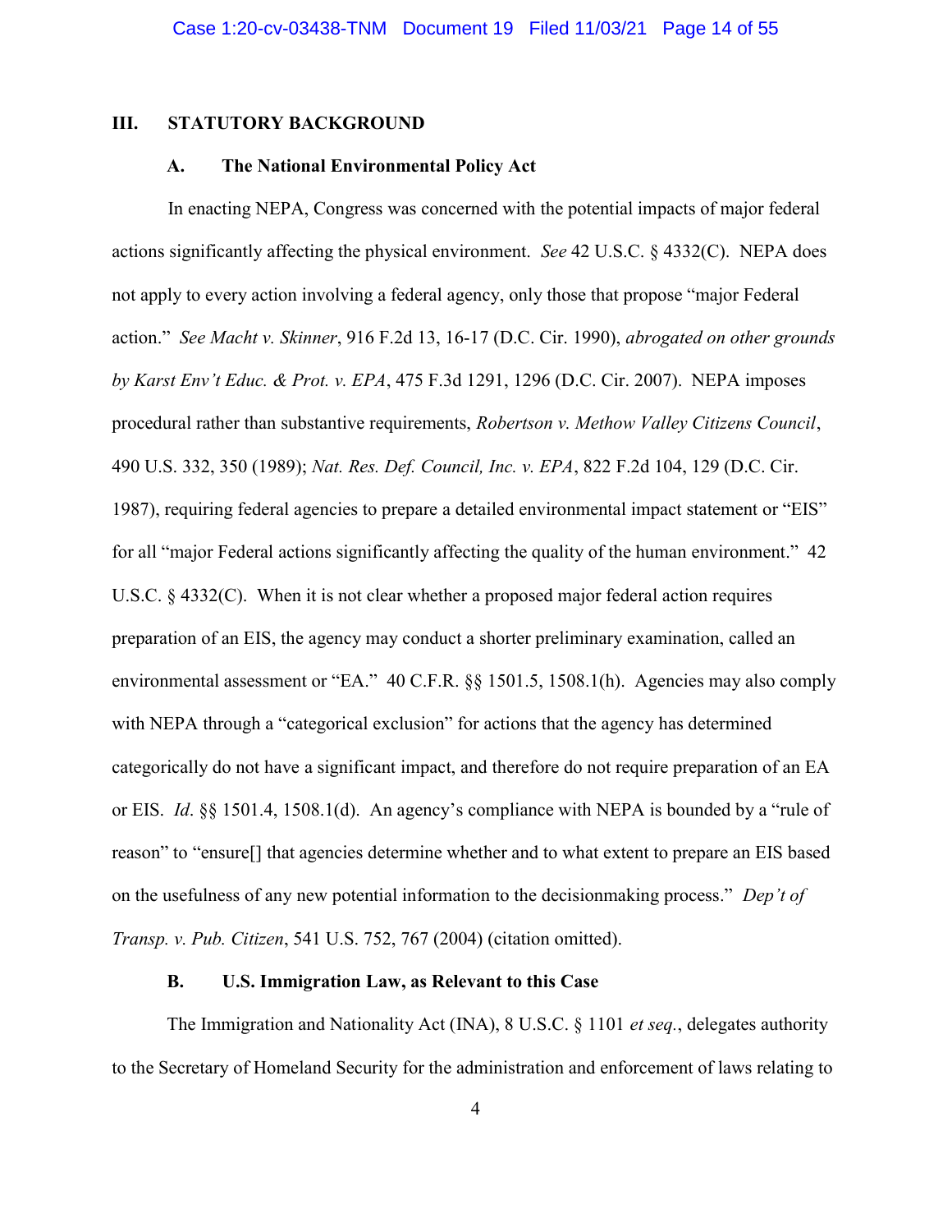## III. STATUTORY BACKGROUND

### A. The National Environmental Policy Act

In enacting NEPA, Congress was concerned with the potential impacts of major federal actions significantly affecting the physical environment. *See* 42 U.S.C. § 4332(C). NEPA does not apply to every action involving a federal agency, only those that propose "major Federal action." *See Macht v. Skinner*, 916 F.2d 13, 16-17 (D.C. Cir. 1990), *abrogated on other grounds by Karst Env't Educ. & Prot. v. EPA*, 475 F.3d 1291, 1296 (D.C. Cir. 2007). NEPA imposes procedural rather than substantive requirements, *Robertson v. Methow Valley Citizens Council*, 490 U.S. 332, 350 (1989); *Nat. Res. Def. Council, Inc. v. EPA*, 822 F.2d 104, 129 (D.C. Cir. 1987), requiring federal agencies to prepare a detailed environmental impact statement or "EIS" for all "major Federal actions significantly affecting the quality of the human environment." 42 U.S.C. § 4332(C). When it is not clear whether a proposed major federal action requires preparation of an EIS, the agency may conduct a shorter preliminary examination, called an environmental assessment or "EA." 40 C.F.R. §§ 1501.5, 1508.1(h). Agencies may also comply with NEPA through a "categorical exclusion" for actions that the agency has determined categorically do not have a significant impact, and therefore do not require preparation of an EA or EIS. *Id*. §§ 1501.4, 1508.1(d). An agency's compliance with NEPA is bounded by a "rule of reason" to "ensure[] that agencies determine whether and to what extent to prepare an EIS based on the usefulness of any new potential information to the decisionmaking process." *Dep't of Transp. v. Pub. Citizen*, 541 U.S. 752, 767 (2004) (citation omitted).

### B. U.S. Immigration Law, as Relevant to this Case

The Immigration and Nationality Act (INA), 8 U.S.C. § 1101 *et seq.*, delegates authority to the Secretary of Homeland Security for the administration and enforcement of laws relating to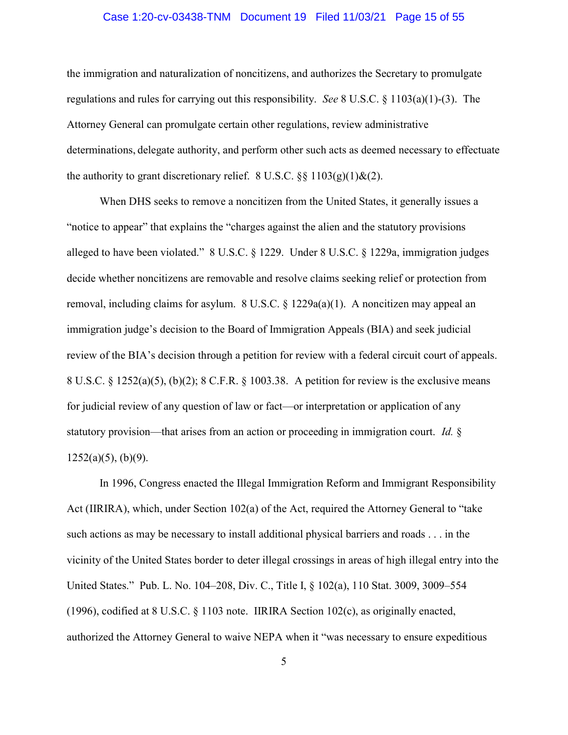the immigration and naturalization of noncitizens, and authorizes the Secretary to promulgate regulations and rules for carrying out this responsibility. *See* 8 U.S.C. § 1103(a)(1)-(3). The Attorney General can promulgate certain other regulations, review administrative determinations, delegate authority, and perform other such acts as deemed necessary to effectuate the authority to grant discretionary relief. 8 U.S.C. §§ 1103(g)(1)&(2).

When DHS seeks to remove a noncitizen from the United States, it generally issues a "notice to appear" that explains the "charges against the alien and the statutory provisions alleged to have been violated." 8 U.S.C. § 1229. Under 8 U.S.C. § 1229a, immigration judges decide whether noncitizens are removable and resolve claims seeking relief or protection from removal, including claims for asylum. 8 U.S.C. § 1229a(a)(1). A noncitizen may appeal an immigration judge's decision to the Board of Immigration Appeals (BIA) and seek judicial review of the BIA's decision through a petition for review with a federal circuit court of appeals. 8 U.S.C. § 1252(a)(5), (b)(2); 8 C.F.R. § 1003.38. A petition for review is the exclusive means for judicial review of any question of law or fact—or interpretation or application of any statutory provision—that arises from an action or proceeding in immigration court. *Id.* § 1252(a)(5), (b)(9).

In 1996, Congress enacted the Illegal Immigration Reform and Immigrant Responsibility Act (IIRIRA), which, under Section 102(a) of the Act, required the Attorney General to "take such actions as may be necessary to install additional physical barriers and roads . . . in the vicinity of the United States border to deter illegal crossings in areas of high illegal entry into the United States." Pub. L. No. 104–208, Div. C., Title I, § 102(a), 110 Stat. 3009, 3009–554 (1996), codified at 8 U.S.C. § 1103 note. IIRIRA Section 102(c), as originally enacted, authorized the Attorney General to waive NEPA when it "was necessary to ensure expeditious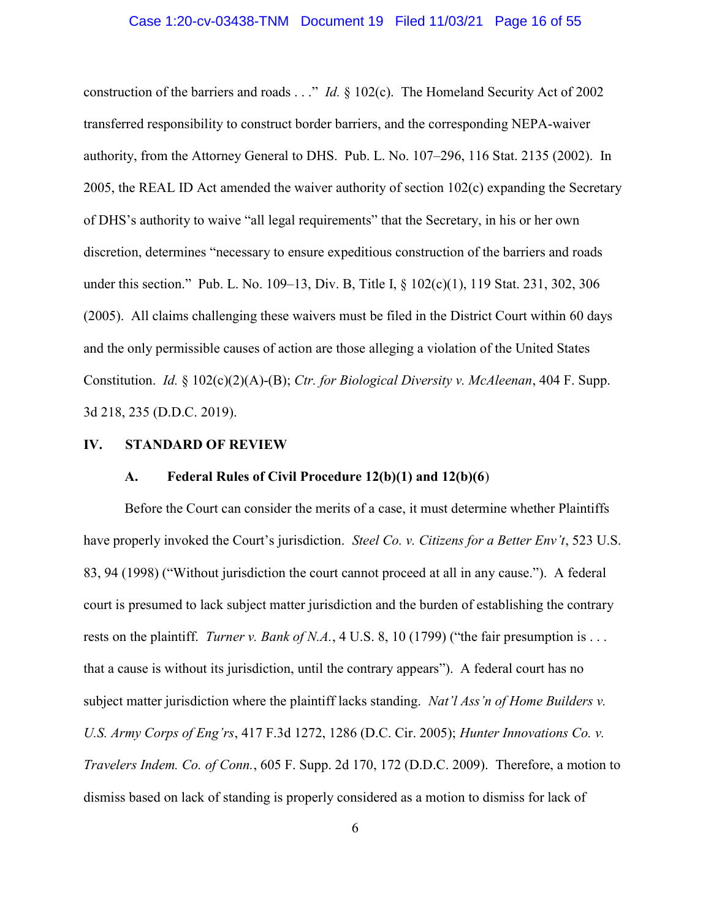construction of the barriers and roads . . ." *Id.* § 102(c). The Homeland Security Act of 2002 transferred responsibility to construct border barriers, and the corresponding NEPA-waiver authority, from the Attorney General to DHS. Pub. L. No. 107–296, 116 Stat. 2135 (2002). In 2005, the REAL ID Act amended the waiver authority of section 102(c) expanding the Secretary of DHS's authority to waive "all legal requirements" that the Secretary, in his or her own discretion, determines "necessary to ensure expeditious construction of the barriers and roads under this section." Pub. L. No. 109–13, Div. B, Title I, § 102(c)(1), 119 Stat. 231, 302, 306 (2005). All claims challenging these waivers must be filed in the District Court within 60 days and the only permissible causes of action are those alleging a violation of the United States Constitution. *Id.* § 102(c)(2)(A)-(B); *Ctr. for Biological Diversity v. McAleenan*, 404 F. Supp. 3d 218, 235 (D.D.C. 2019).

## IV. STANDARD OF REVIEW

### A. Federal Rules of Civil Procedure 12(b)(1) and 12(b)(6)

Before the Court can consider the merits of a case, it must determine whether Plaintiffs have properly invoked the Court's jurisdiction. *Steel Co. v. Citizens for a Better Env't*, 523 U.S. 83, 94 (1998) ("Without jurisdiction the court cannot proceed at all in any cause."). A federal court is presumed to lack subject matter jurisdiction and the burden of establishing the contrary rests on the plaintiff. *Turner v. Bank of N.A.*, 4 U.S. 8, 10 (1799) ("the fair presumption is . . . that a cause is without its jurisdiction, until the contrary appears"). A federal court has no subject matter jurisdiction where the plaintiff lacks standing. *Nat'l Ass'n of Home Builders v. U.S. Army Corps of Eng'rs*, 417 F.3d 1272, 1286 (D.C. Cir. 2005); *Hunter Innovations Co. v. Travelers Indem. Co. of Conn.*, 605 F. Supp. 2d 170, 172 (D.D.C. 2009). Therefore, a motion to dismiss based on lack of standing is properly considered as a motion to dismiss for lack of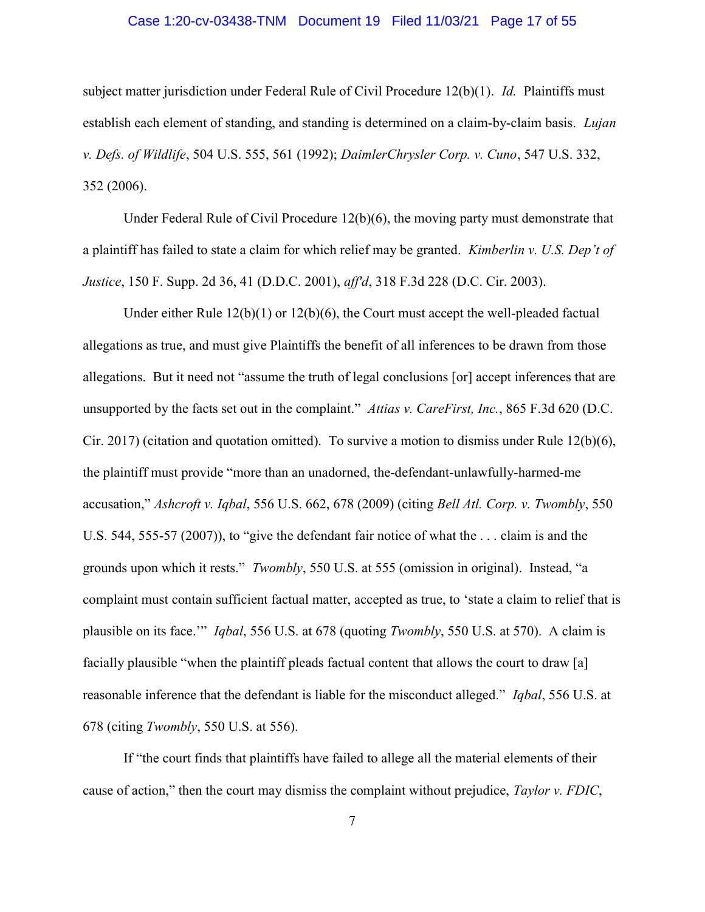subject matter jurisdiction under Federal Rule of Civil Procedure 12(b)(1). *Id.* Plaintiffs must establish each element of standing, and standing is determined on a claim-by-claim basis. *Lujan v. Defs. of Wildlife*, 504 U.S. 555, 561 (1992); *DaimlerChrysler Corp. v. Cuno*, 547 U.S. 332, 352 (2006).

Under Federal Rule of Civil Procedure 12(b)(6), the moving party must demonstrate that a plaintiff has failed to state a claim for which relief may be granted. *Kimberlin v. U.S. Dep't of Justice*, 150 F. Supp. 2d 36, 41 (D.D.C. 2001), *aff'd*, 318 F.3d 228 (D.C. Cir. 2003).

Under either Rule 12(b)(1) or 12(b)(6), the Court must accept the well-pleaded factual allegations as true, and must give Plaintiffs the benefit of all inferences to be drawn from those allegations. But it need not "assume the truth of legal conclusions [or] accept inferences that are unsupported by the facts set out in the complaint." *Attias v. CareFirst, Inc.*, 865 F.3d 620 (D.C. Cir. 2017) (citation and quotation omitted). To survive a motion to dismiss under Rule 12(b)(6), the plaintiff must provide "more than an unadorned, the-defendant-unlawfully-harmed-me accusation," *Ashcroft v. Iqbal*, 556 U.S. 662, 678 (2009) (citing *Bell Atl. Corp. v. Twombly*, 550 U.S. 544, 555-57 (2007)), to "give the defendant fair notice of what the . . . claim is and the grounds upon which it rests." *Twombly*, 550 U.S. at 555 (omission in original). Instead, "a complaint must contain sufficient factual matter, accepted as true, to 'state a claim to relief that is plausible on its face.'" *Iqbal*, 556 U.S. at 678 (quoting *Twombly*, 550 U.S. at 570). A claim is facially plausible "when the plaintiff pleads factual content that allows the court to draw [a] reasonable inference that the defendant is liable for the misconduct alleged." *Iqbal*, 556 U.S. at 678 (citing *Twombly*, 550 U.S. at 556).

If "the court finds that plaintiffs have failed to allege all the material elements of their cause of action," then the court may dismiss the complaint without prejudice, *Taylor v. FDIC*,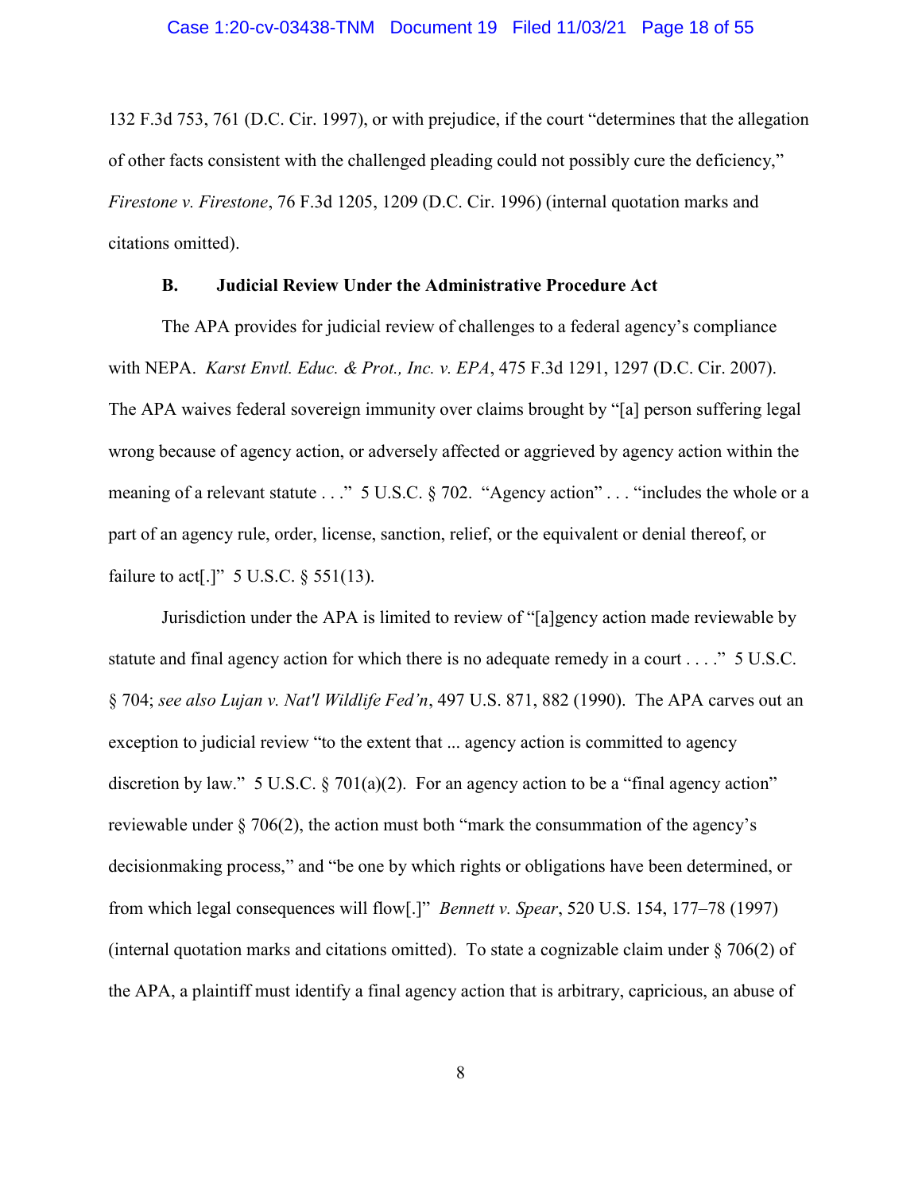132 F.3d 753, 761 (D.C. Cir. 1997), or with prejudice, if the court "determines that the allegation of other facts consistent with the challenged pleading could not possibly cure the deficiency," *Firestone v. Firestone*, 76 F.3d 1205, 1209 (D.C. Cir. 1996) (internal quotation marks and citations omitted).

### B. Judicial Review Under the Administrative Procedure Act

The APA provides for judicial review of challenges to a federal agency's compliance with NEPA. *Karst Envtl. Educ. & Prot., Inc. v. EPA*, 475 F.3d 1291, 1297 (D.C. Cir. 2007). The APA waives federal sovereign immunity over claims brought by "[a] person suffering legal wrong because of agency action, or adversely affected or aggrieved by agency action within the meaning of a relevant statute . . ." 5 U.S.C. § 702. "Agency action" . . . "includes the whole or a part of an agency rule, order, license, sanction, relief, or the equivalent or denial thereof, or failure to act[.]" 5 U.S.C. § 551(13).

Jurisdiction under the APA is limited to review of "[a]gency action made reviewable by statute and final agency action for which there is no adequate remedy in a court . . . ." 5 U.S.C. § 704; *see also Lujan v. Nat'l Wildlife Fed'n*, 497 U.S. 871, 882 (1990). The APA carves out an exception to judicial review "to the extent that ... agency action is committed to agency discretion by law." 5 U.S.C. § 701(a)(2). For an agency action to be a "final agency action" reviewable under § 706(2), the action must both "mark the consummation of the agency's decisionmaking process," and "be one by which rights or obligations have been determined, or from which legal consequences will flow[.]" *Bennett v. Spear*, 520 U.S. 154, 177–78 (1997) (internal quotation marks and citations omitted). To state a cognizable claim under § 706(2) of the APA, a plaintiff must identify a final agency action that is arbitrary, capricious, an abuse of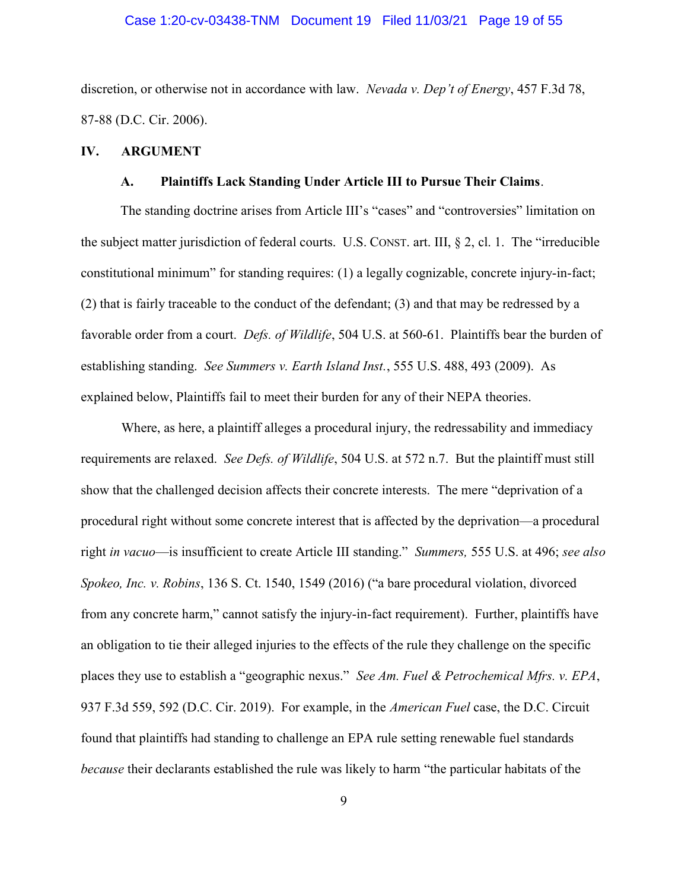discretion, or otherwise not in accordance with law. *Nevada v. Dep't of Energy*, 457 F.3d 78, 87-88 (D.C. Cir. 2006).

## IV. ARGUMENT

### A. Plaintiffs Lack Standing Under Article III to Pursue Their Claims.

The standing doctrine arises from Article III's "cases" and "controversies" limitation on the subject matter jurisdiction of federal courts. U.S. CONST. art. III, § 2, cl. 1. The "irreducible constitutional minimum" for standing requires: (1) a legally cognizable, concrete injury-in-fact; (2) that is fairly traceable to the conduct of the defendant; (3) and that may be redressed by a favorable order from a court. *Defs. of Wildlife*, 504 U.S. at 560-61. Plaintiffs bear the burden of establishing standing. *See Summers v. Earth Island Inst.*, 555 U.S. 488, 493 (2009). As explained below, Plaintiffs fail to meet their burden for any of their NEPA theories.

Where, as here, a plaintiff alleges a procedural injury, the redressability and immediacy requirements are relaxed. *See Defs. of Wildlife*, 504 U.S. at 572 n.7. But the plaintiff must still show that the challenged decision affects their concrete interests. The mere "deprivation of a procedural right without some concrete interest that is affected by the deprivation—a procedural right *in vacuo*—is insufficient to create Article III standing." *Summers,* 555 U.S. at 496; *see also Spokeo, Inc. v. Robins*, 136 S. Ct. 1540, 1549 (2016) ("a bare procedural violation, divorced from any concrete harm," cannot satisfy the injury-in-fact requirement). Further, plaintiffs have an obligation to tie their alleged injuries to the effects of the rule they challenge on the specific places they use to establish a "geographic nexus." *See Am. Fuel & Petrochemical Mfrs. v. EPA*, 937 F.3d 559, 592 (D.C. Cir. 2019). For example, in the *American Fuel* case, the D.C. Circuit found that plaintiffs had standing to challenge an EPA rule setting renewable fuel standards *because* their declarants established the rule was likely to harm "the particular habitats of the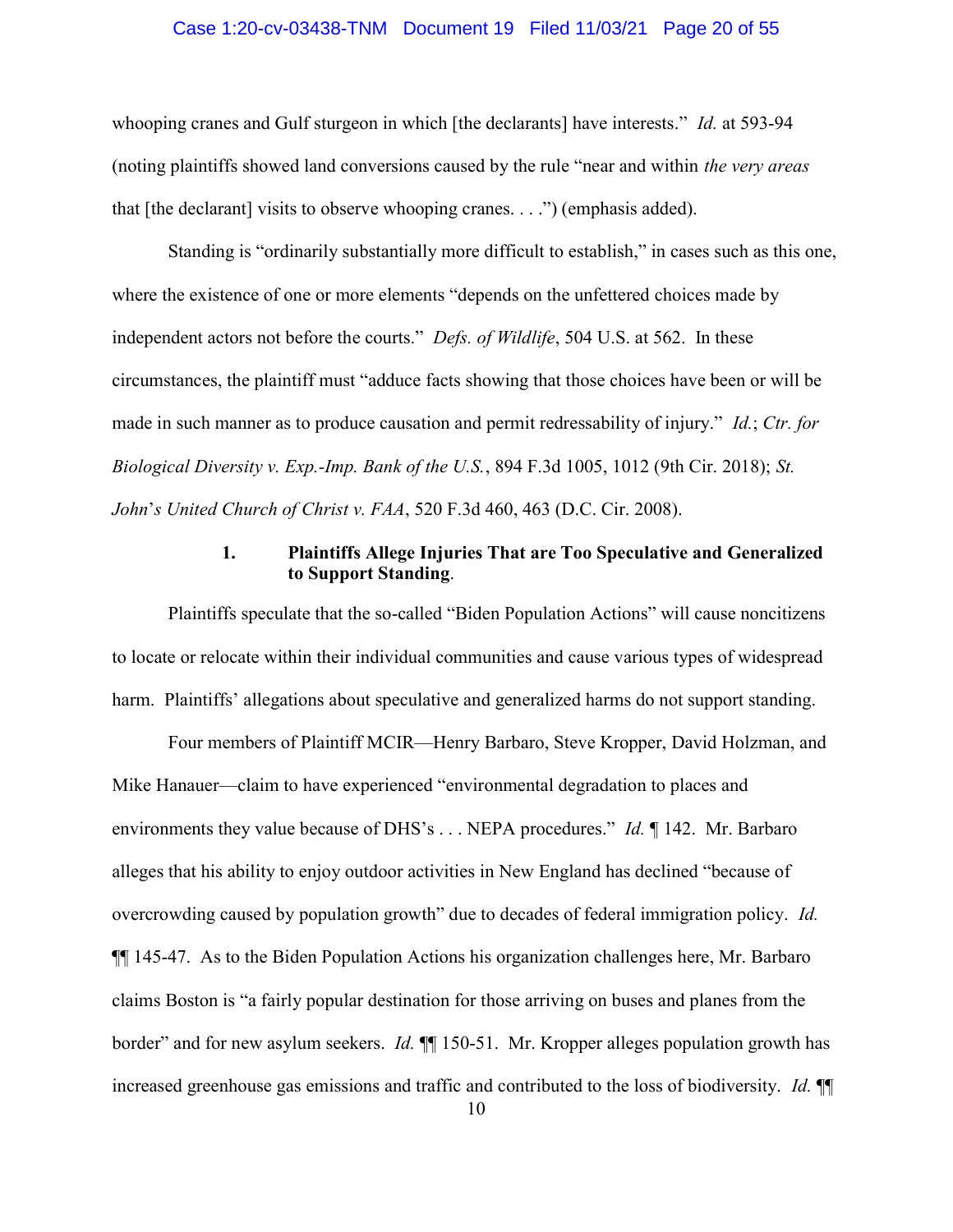whooping cranes and Gulf sturgeon in which [the declarants] have interests." *Id.* at 593-94 (noting plaintiffs showed land conversions caused by the rule "near and within *the very areas* that [the declarant] visits to observe whooping cranes. . . .") (emphasis added).

Standing is "ordinarily substantially more difficult to establish," in cases such as this one, where the existence of one or more elements "depends on the unfettered choices made by independent actors not before the courts." *Defs. of Wildlife*, 504 U.S. at 562. In these circumstances, the plaintiff must "adduce facts showing that those choices have been or will be made in such manner as to produce causation and permit redressability of injury." *Id.*; *Ctr. for Biological Diversity v. Exp.-Imp. Bank of the U.S.*, 894 F.3d 1005, 1012 (9th Cir. 2018); *St. John's United Church of Christ v. FAA*, 520 F.3d 460, 463 (D.C. Cir. 2008).

### 1. Plaintiffs Allege Injuries That are Too Speculative and Generalized to Support Standing.

Plaintiffs speculate that the so-called "Biden Population Actions" will cause noncitizens to locate or relocate within their individual communities and cause various types of widespread harm. Plaintiffs' allegations about speculative and generalized harms do not support standing.

Four members of Plaintiff MCIR—Henry Barbaro, Steve Kropper, David Holzman, and Mike Hanauer—claim to have experienced "environmental degradation to places and environments they value because of DHS's . . . NEPA procedures." *Id.* ¶ 142. Mr. Barbaro alleges that his ability to enjoy outdoor activities in New England has declined "because of overcrowding caused by population growth" due to decades of federal immigration policy. *Id.* ¶¶ 145-47. As to the Biden Population Actions his organization challenges here, Mr. Barbaro claims Boston is "a fairly popular destination for those arriving on buses and planes from the border" and for new asylum seekers. *Id.* ¶¶ 150-51. Mr. Kropper alleges population growth has increased greenhouse gas emissions and traffic and contributed to the loss of biodiversity. *Id.* ¶¶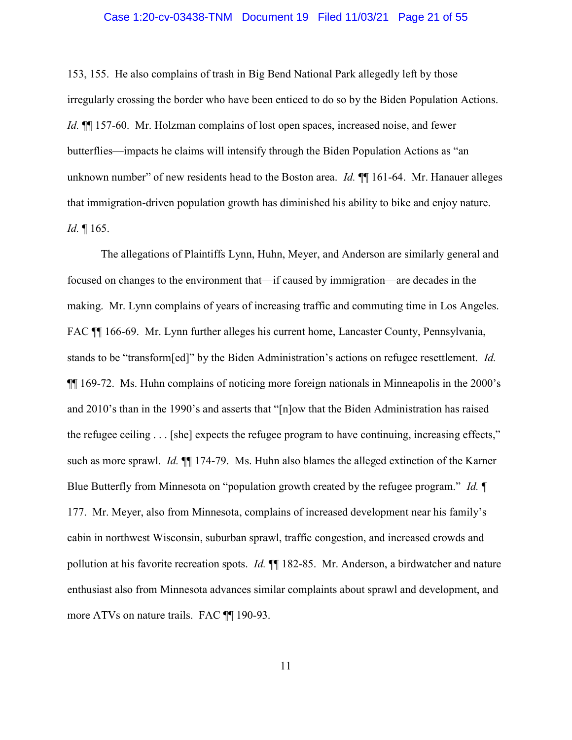153, 155. He also complains of trash in Big Bend National Park allegedly left by those irregularly crossing the border who have been enticed to do so by the Biden Population Actions. *Id.* ¶¶ 157-60. Mr. Holzman complains of lost open spaces, increased noise, and fewer butterflies—impacts he claims will intensify through the Biden Population Actions as "an unknown number" of new residents head to the Boston area. *Id.* ¶¶ 161-64. Mr. Hanauer alleges that immigration-driven population growth has diminished his ability to bike and enjoy nature. *Id.* ¶ 165.

The allegations of Plaintiffs Lynn, Huhn, Meyer, and Anderson are similarly general and focused on changes to the environment that—if caused by immigration—are decades in the making. Mr. Lynn complains of years of increasing traffic and commuting time in Los Angeles. FAC ¶¶ 166-69. Mr. Lynn further alleges his current home, Lancaster County, Pennsylvania, stands to be "transform[ed]" by the Biden Administration's actions on refugee resettlement. *Id.* ¶¶ 169-72. Ms. Huhn complains of noticing more foreign nationals in Minneapolis in the 2000's and 2010's than in the 1990's and asserts that "[n]ow that the Biden Administration has raised the refugee ceiling . . . [she] expects the refugee program to have continuing, increasing effects," such as more sprawl. *Id.* ¶¶ 174-79. Ms. Huhn also blames the alleged extinction of the Karner Blue Butterfly from Minnesota on "population growth created by the refugee program." *Id.* ¶ 177. Mr. Meyer, also from Minnesota, complains of increased development near his family's cabin in northwest Wisconsin, suburban sprawl, traffic congestion, and increased crowds and pollution at his favorite recreation spots. *Id.* ¶¶ 182-85. Mr. Anderson, a birdwatcher and nature enthusiast also from Minnesota advances similar complaints about sprawl and development, and more ATVs on nature trails. FAC ¶¶ 190-93.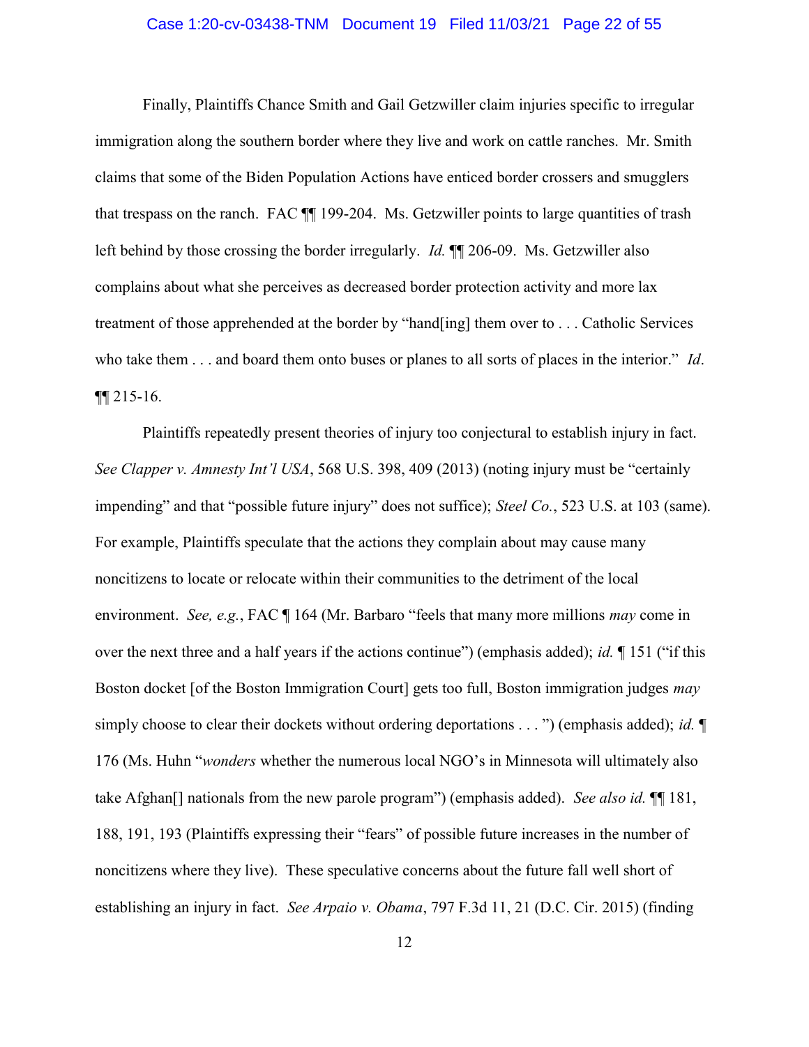Finally, Plaintiffs Chance Smith and Gail Getzwiller claim injuries specific to irregular immigration along the southern border where they live and work on cattle ranches. Mr. Smith claims that some of the Biden Population Actions have enticed border crossers and smugglers that trespass on the ranch. FAC ¶¶ 199-204. Ms. Getzwiller points to large quantities of trash left behind by those crossing the border irregularly. *Id.* ¶¶ 206-09. Ms. Getzwiller also complains about what she perceives as decreased border protection activity and more lax treatment of those apprehended at the border by "hand[ing] them over to . . . Catholic Services who take them . . . and board them onto buses or planes to all sorts of places in the interior." *Id*. ¶¶ 215-16.

Plaintiffs repeatedly present theories of injury too conjectural to establish injury in fact. *See Clapper v. Amnesty Int'l USA*, 568 U.S. 398, 409 (2013) (noting injury must be "certainly impending" and that "possible future injury" does not suffice); *Steel Co.*, 523 U.S. at 103 (same). For example, Plaintiffs speculate that the actions they complain about may cause many noncitizens to locate or relocate within their communities to the detriment of the local environment. *See, e.g.*, FAC ¶ 164 (Mr. Barbaro "feels that many more millions *may* come in over the next three and a half years if the actions continue") (emphasis added); *id.* ¶ 151 ("if this Boston docket [of the Boston Immigration Court] gets too full, Boston immigration judges *may* simply choose to clear their dockets without ordering deportations . . . ") (emphasis added); *id.* ¶ 176 (Ms. Huhn "*wonders* whether the numerous local NGO's in Minnesota will ultimately also take Afghan[] nationals from the new parole program") (emphasis added). *See also id.* ¶¶ 181, 188, 191, 193 (Plaintiffs expressing their "fears" of possible future increases in the number of noncitizens where they live). These speculative concerns about the future fall well short of establishing an injury in fact. *See Arpaio v. Obama*, 797 F.3d 11, 21 (D.C. Cir. 2015) (finding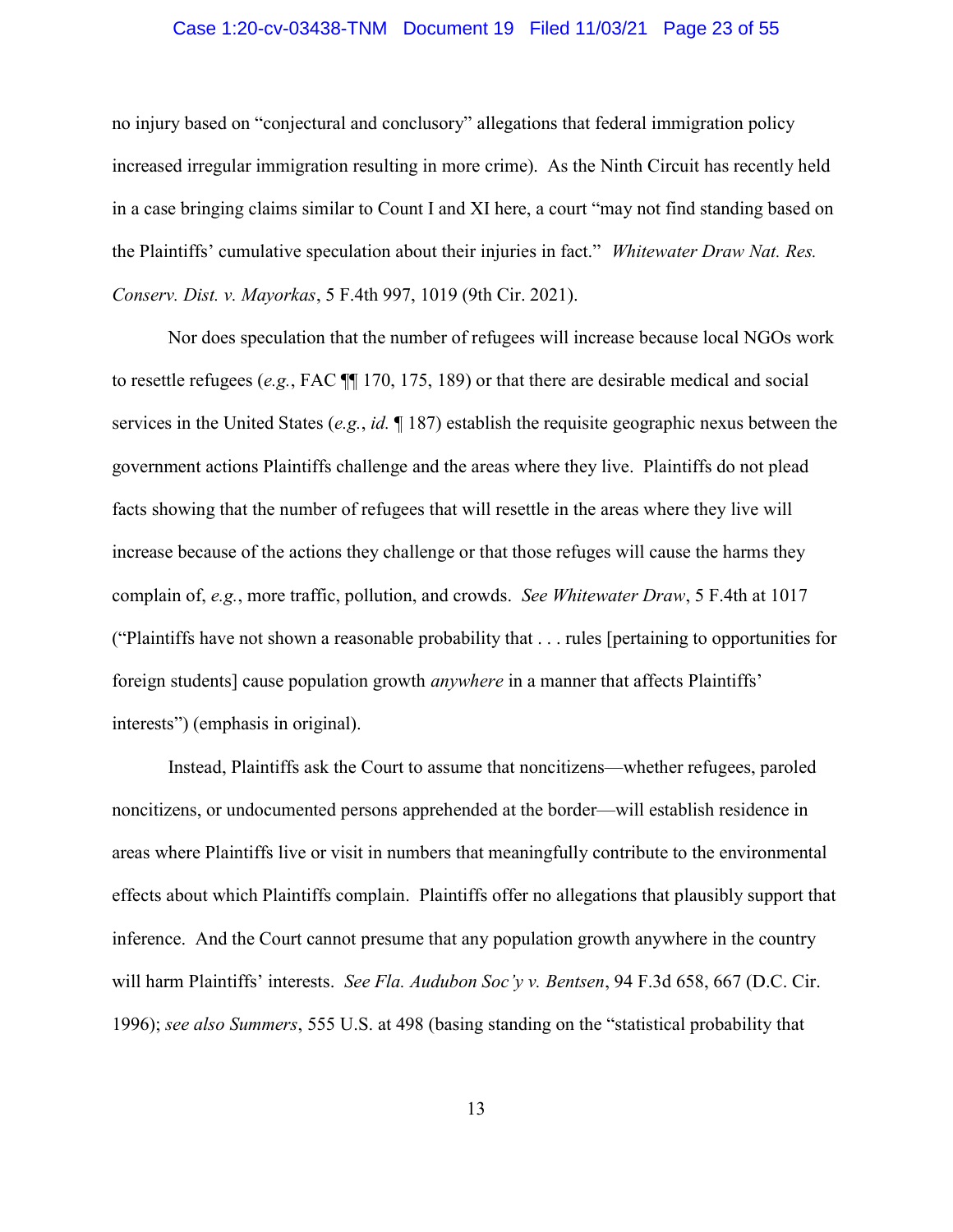no injury based on "conjectural and conclusory" allegations that federal immigration policy increased irregular immigration resulting in more crime). As the Ninth Circuit has recently held in a case bringing claims similar to Count I and XI here, a court "may not find standing based on the Plaintiffs' cumulative speculation about their injuries in fact." *Whitewater Draw Nat. Res. Conserv. Dist. v. Mayorkas*, 5 F.4th 997, 1019 (9th Cir. 2021).

Nor does speculation that the number of refugees will increase because local NGOs work to resettle refugees (*e.g.*, FAC ¶¶ 170, 175, 189) or that there are desirable medical and social services in the United States (*e.g.*, *id.* ¶ 187) establish the requisite geographic nexus between the government actions Plaintiffs challenge and the areas where they live. Plaintiffs do not plead facts showing that the number of refugees that will resettle in the areas where they live will increase because of the actions they challenge or that those refuges will cause the harms they complain of, *e.g.*, more traffic, pollution, and crowds. *See Whitewater Draw*, 5 F.4th at 1017 ("Plaintiffs have not shown a reasonable probability that . . . rules [pertaining to opportunities for foreign students] cause population growth *anywhere* in a manner that affects Plaintiffs' interests") (emphasis in original).

Instead, Plaintiffs ask the Court to assume that noncitizens—whether refugees, paroled noncitizens, or undocumented persons apprehended at the border—will establish residence in areas where Plaintiffs live or visit in numbers that meaningfully contribute to the environmental effects about which Plaintiffs complain. Plaintiffs offer no allegations that plausibly support that inference. And the Court cannot presume that any population growth anywhere in the country will harm Plaintiffs' interests. *See Fla. Audubon Soc'y v. Bentsen*, 94 F.3d 658, 667 (D.C. Cir. 1996); *see also Summers*, 555 U.S. at 498 (basing standing on the "statistical probability that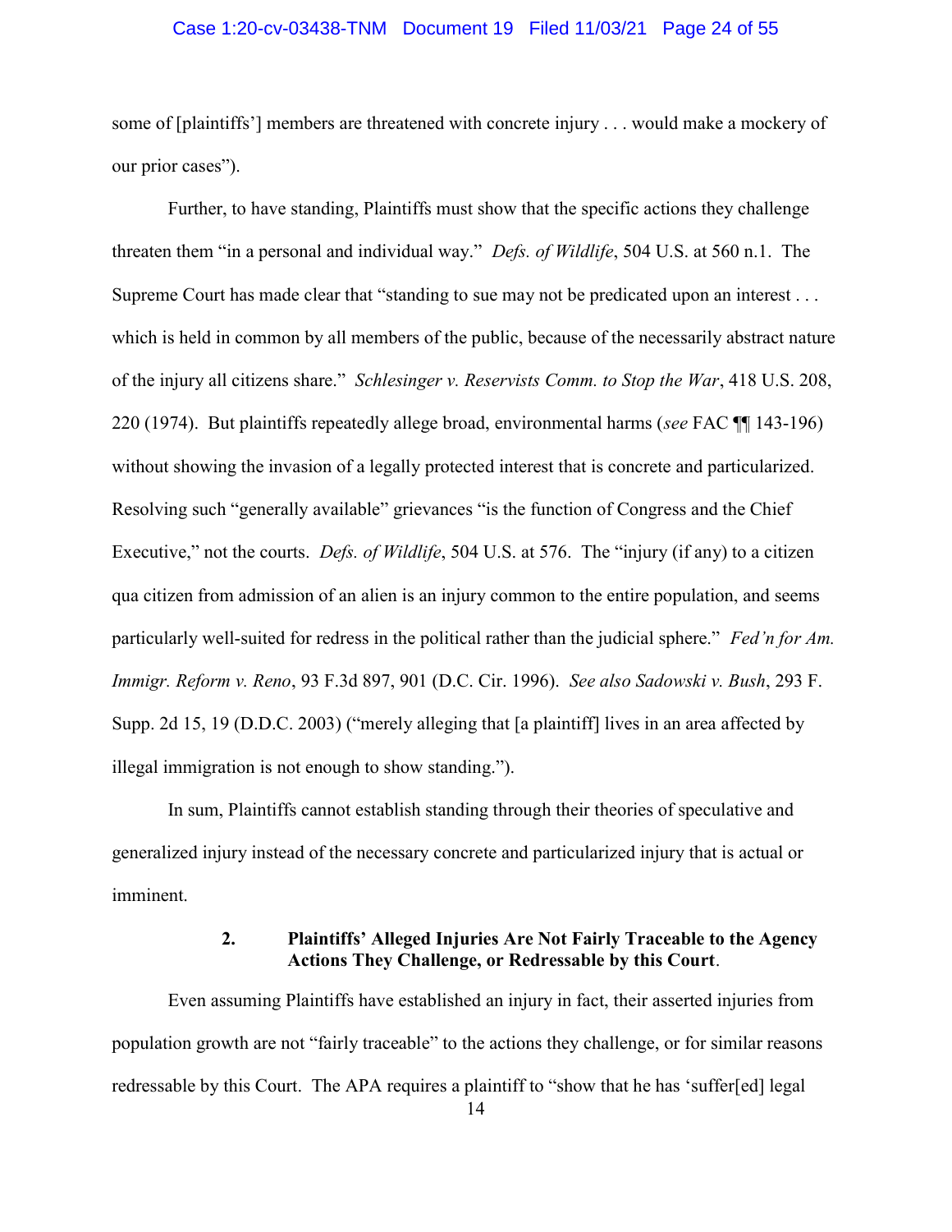some of [plaintiffs'] members are threatened with concrete injury . . . would make a mockery of our prior cases").

Further, to have standing, Plaintiffs must show that the specific actions they challenge threaten them "in a personal and individual way." *Defs. of Wildlife*, 504 U.S. at 560 n.1. The Supreme Court has made clear that "standing to sue may not be predicated upon an interest . . . which is held in common by all members of the public, because of the necessarily abstract nature of the injury all citizens share." *Schlesinger v. Reservists Comm. to Stop the War*, 418 U.S. 208, 220 (1974). But plaintiffs repeatedly allege broad, environmental harms (*see* FAC ¶¶ 143-196) without showing the invasion of a legally protected interest that is concrete and particularized. Resolving such "generally available" grievances "is the function of Congress and the Chief Executive," not the courts. *Defs. of Wildlife*, 504 U.S. at 576. The "injury (if any) to a citizen qua citizen from admission of an alien is an injury common to the entire population, and seems particularly well-suited for redress in the political rather than the judicial sphere." *Fed'n for Am. Immigr. Reform v. Reno*, 93 F.3d 897, 901 (D.C. Cir. 1996). *See also Sadowski v. Bush*, 293 F. Supp. 2d 15, 19 (D.D.C. 2003) ("merely alleging that [a plaintiff] lives in an area affected by illegal immigration is not enough to show standing.").

In sum, Plaintiffs cannot establish standing through their theories of speculative and generalized injury instead of the necessary concrete and particularized injury that is actual or imminent.

### 2. Plaintiffs' Alleged Injuries Are Not Fairly Traceable to the Agency Actions They Challenge, or Redressable by this Court.

Even assuming Plaintiffs have established an injury in fact, their asserted injuries from population growth are not "fairly traceable" to the actions they challenge, or for similar reasons redressable by this Court. The APA requires a plaintiff to "show that he has 'suffer[ed] legal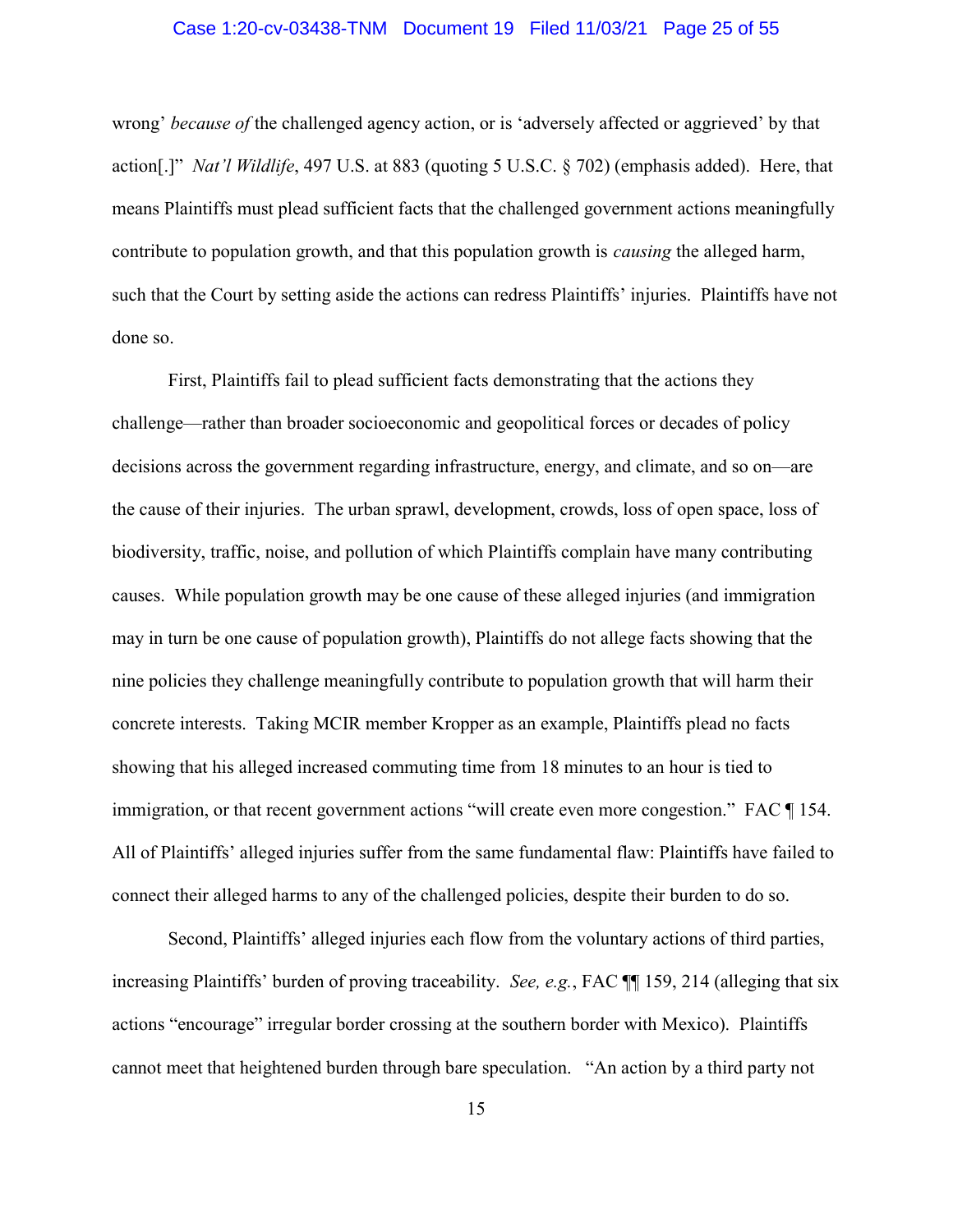wrong' *because of* the challenged agency action, or is 'adversely affected or aggrieved' by that action[.]" *Nat'l Wildlife*, 497 U.S. at 883 (quoting 5 U.S.C. § 702) (emphasis added). Here, that means Plaintiffs must plead sufficient facts that the challenged government actions meaningfully contribute to population growth, and that this population growth is *causing* the alleged harm, such that the Court by setting aside the actions can redress Plaintiffs' injuries. Plaintiffs have not done so.

First, Plaintiffs fail to plead sufficient facts demonstrating that the actions they challenge—rather than broader socioeconomic and geopolitical forces or decades of policy decisions across the government regarding infrastructure, energy, and climate, and so on—are the cause of their injuries. The urban sprawl, development, crowds, loss of open space, loss of biodiversity, traffic, noise, and pollution of which Plaintiffs complain have many contributing causes. While population growth may be one cause of these alleged injuries (and immigration may in turn be one cause of population growth), Plaintiffs do not allege facts showing that the nine policies they challenge meaningfully contribute to population growth that will harm their concrete interests. Taking MCIR member Kropper as an example, Plaintiffs plead no facts showing that his alleged increased commuting time from 18 minutes to an hour is tied to immigration, or that recent government actions "will create even more congestion." FAC ¶ 154. All of Plaintiffs' alleged injuries suffer from the same fundamental flaw: Plaintiffs have failed to connect their alleged harms to any of the challenged policies, despite their burden to do so.

Second, Plaintiffs' alleged injuries each flow from the voluntary actions of third parties, increasing Plaintiffs' burden of proving traceability. *See, e.g.*, FAC ¶¶ 159, 214 (alleging that six actions "encourage" irregular border crossing at the southern border with Mexico). Plaintiffs cannot meet that heightened burden through bare speculation. "An action by a third party not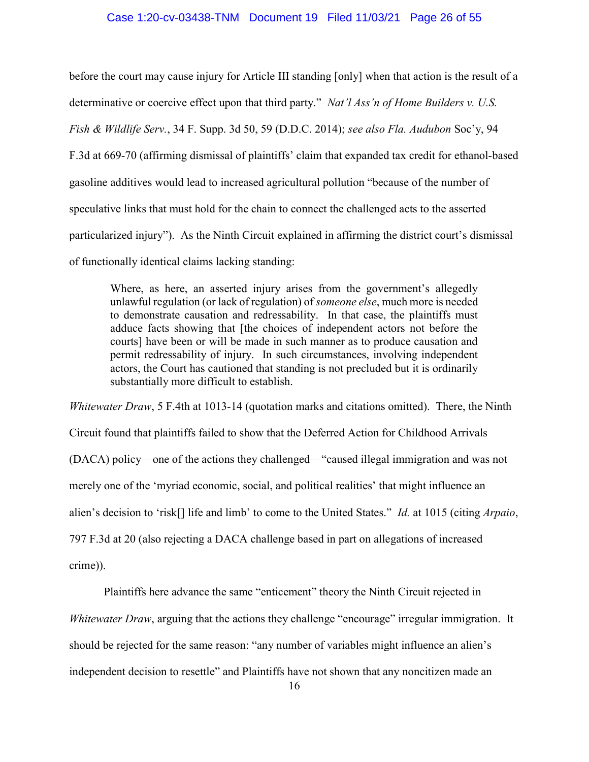before the court may cause injury for Article III standing [only] when that action is the result of a determinative or coercive effect upon that third party." *Nat'l Ass'n of Home Builders v. U.S. Fish & Wildlife Serv.*, 34 F. Supp. 3d 50, 59 (D.D.C. 2014); *see also Fla. Audubon* Soc'y, 94 F.3d at 669-70 (affirming dismissal of plaintiffs' claim that expanded tax credit for ethanol-based gasoline additives would lead to increased agricultural pollution "because of the number of speculative links that must hold for the chain to connect the challenged acts to the asserted particularized injury"). As the Ninth Circuit explained in affirming the district court's dismissal of functionally identical claims lacking standing:

> Where, as here, an asserted injury arises from the government's allegedly unlawful regulation (or lack of regulation) of *someone else*, much more is needed to demonstrate causation and redressability. In that case, the plaintiffs must adduce facts showing that [the choices of independent actors not before the courts] have been or will be made in such manner as to produce causation and permit redressability of injury. In such circumstances, involving independent actors, the Court has cautioned that standing is not precluded but it is ordinarily substantially more difficult to establish.

*Whitewater Draw*, 5 F.4th at 1013-14 (quotation marks and citations omitted). There, the Ninth Circuit found that plaintiffs failed to show that the Deferred Action for Childhood Arrivals (DACA) policy—one of the actions they challenged—"caused illegal immigration and was not merely one of the 'myriad economic, social, and political realities' that might influence an alien's decision to 'risk[] life and limb' to come to the United States." *Id.* at 1015 (citing *Arpaio*, 797 F.3d at 20 (also rejecting a DACA challenge based in part on allegations of increased crime)).

Plaintiffs here advance the same "enticement" theory the Ninth Circuit rejected in *Whitewater Draw*, arguing that the actions they challenge "encourage" irregular immigration. It should be rejected for the same reason: "any number of variables might influence an alien's independent decision to resettle" and Plaintiffs have not shown that any noncitizen made an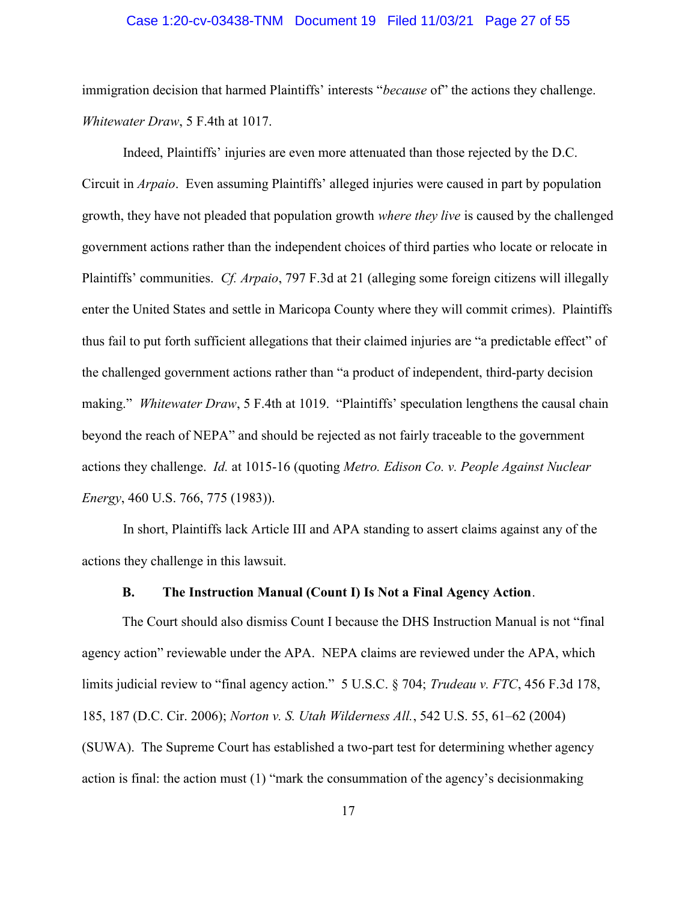immigration decision that harmed Plaintiffs' interests "*because* of" the actions they challenge. *Whitewater Draw*, 5 F.4th at 1017.

Indeed, Plaintiffs' injuries are even more attenuated than those rejected by the D.C. Circuit in *Arpaio*. Even assuming Plaintiffs' alleged injuries were caused in part by population growth, they have not pleaded that population growth *where they live* is caused by the challenged government actions rather than the independent choices of third parties who locate or relocate in Plaintiffs' communities. *Cf. Arpaio*, 797 F.3d at 21 (alleging some foreign citizens will illegally enter the United States and settle in Maricopa County where they will commit crimes). Plaintiffs thus fail to put forth sufficient allegations that their claimed injuries are "a predictable effect" of the challenged government actions rather than "a product of independent, third-party decision making." *Whitewater Draw*, 5 F.4th at 1019. "Plaintiffs' speculation lengthens the causal chain beyond the reach of NEPA" and should be rejected as not fairly traceable to the government actions they challenge. *Id.* at 1015-16 (quoting *Metro. Edison Co. v. People Against Nuclear Energy*, 460 U.S. 766, 775 (1983)).

In short, Plaintiffs lack Article III and APA standing to assert claims against any of the actions they challenge in this lawsuit.

### B. The Instruction Manual (Count I) Is Not a Final Agency Action.

The Court should also dismiss Count I because the DHS Instruction Manual is not "final agency action" reviewable under the APA. NEPA claims are reviewed under the APA, which limits judicial review to "final agency action." 5 U.S.C. § 704; *Trudeau v. FTC*, 456 F.3d 178, 185, 187 (D.C. Cir. 2006); *Norton v. S. Utah Wilderness All.*, 542 U.S. 55, 61–62 (2004) (SUWA). The Supreme Court has established a two-part test for determining whether agency action is final: the action must (1) "mark the consummation of the agency's decisionmaking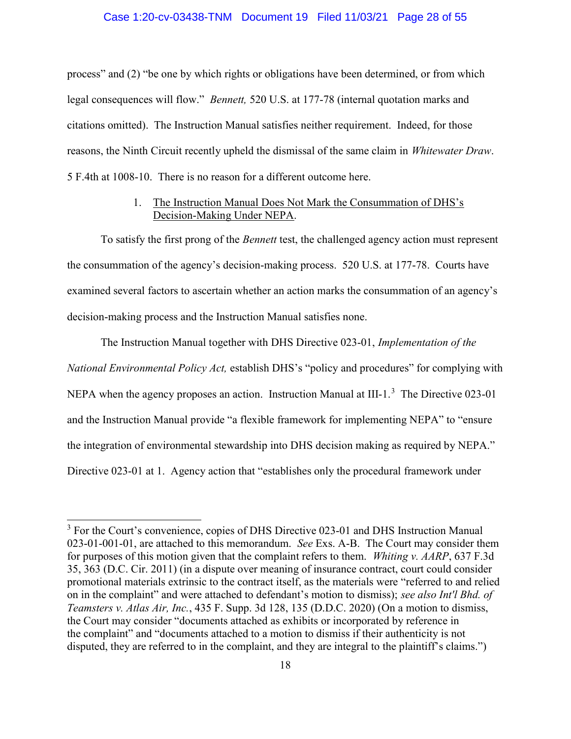process" and (2) "be one by which rights or obligations have been determined, or from which legal consequences will flow." *Bennett,* 520 U.S. at 177-78 (internal quotation marks and citations omitted). The Instruction Manual satisfies neither requirement. Indeed, for those reasons, the Ninth Circuit recently upheld the dismissal of the same claim in *Whitewater Draw*. 5 F.4th at 1008-10. There is no reason for a different outcome here.

1. <u>The Instruction Manual Does Not Mark the Consummation of DHS's Decision-Making Under NEPA</u>.

To satisfy the first prong of the *Bennett* test, the challenged agency action must represent the consummation of the agency's decision-making process. 520 U.S. at 177-78. Courts have examined several factors to ascertain whether an action marks the consummation of an agency's decision-making process and the Instruction Manual satisfies none.

The Instruction Manual together with DHS Directive 023-01, *Implementation of the National Environmental Policy Act,* establish DHS's "policy and procedures" for complying with NEPA when the agency proposes an action. Instruction Manual at III-1.[3] The Directive 023-01 and the Instruction Manual provide "a flexible framework for implementing NEPA" to "ensure the integration of environmental stewardship into DHS decision making as required by NEPA." Directive 023-01 at 1. Agency action that "establishes only the procedural framework under

---

[3] For the Court's convenience, copies of DHS Directive 023-01 and DHS Instruction Manual 023-01-001-01, are attached to this memorandum. *See* Exs. A-B. The Court may consider them for purposes of this motion given that the complaint refers to them. *Whiting v. AARP*, 637 F.3d 35, 363 (D.C. Cir. 2011) (in a dispute over meaning of insurance contract, court could consider promotional materials extrinsic to the contract itself, as the materials were "referred to and relied on in the complaint" and were attached to defendant's motion to dismiss); *see also Int'l Bhd. of Teamsters v. Atlas Air, Inc.*, 435 F. Supp. 3d 128, 135 (D.D.C. 2020) (On a motion to dismiss, the Court may consider "documents attached as exhibits or incorporated by reference in the complaint" and "documents attached to a motion to dismiss if their authenticity is not disputed, they are referred to in the complaint, and they are integral to the plaintiff's claims.")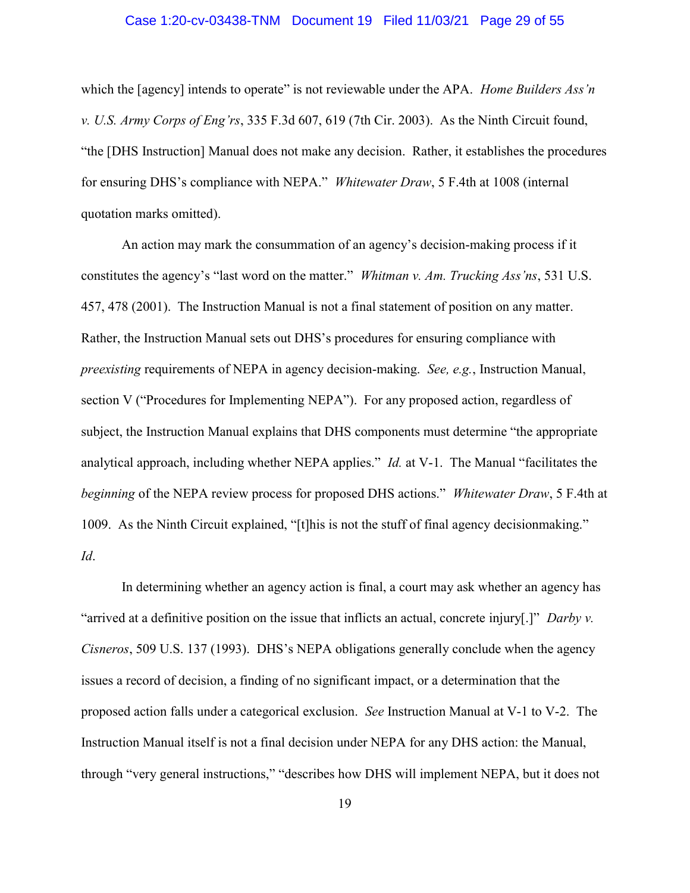which the [agency] intends to operate" is not reviewable under the APA. *Home Builders Ass'n v. U.S. Army Corps of Eng'rs*, 335 F.3d 607, 619 (7th Cir. 2003). As the Ninth Circuit found, "the [DHS Instruction] Manual does not make any decision. Rather, it establishes the procedures for ensuring DHS's compliance with NEPA." *Whitewater Draw*, 5 F.4th at 1008 (internal quotation marks omitted).

An action may mark the consummation of an agency's decision-making process if it constitutes the agency's "last word on the matter." *Whitman v. Am. Trucking Ass'ns*, 531 U.S. 457, 478 (2001). The Instruction Manual is not a final statement of position on any matter. Rather, the Instruction Manual sets out DHS's procedures for ensuring compliance with *preexisting* requirements of NEPA in agency decision-making. *See, e.g.*, Instruction Manual, section V ("Procedures for Implementing NEPA"). For any proposed action, regardless of subject, the Instruction Manual explains that DHS components must determine "the appropriate analytical approach, including whether NEPA applies." *Id.* at V-1. The Manual "facilitates the *beginning* of the NEPA review process for proposed DHS actions." *Whitewater Draw*, 5 F.4th at 1009. As the Ninth Circuit explained, "[t]his is not the stuff of final agency decisionmaking." *Id*.

In determining whether an agency action is final, a court may ask whether an agency has "arrived at a definitive position on the issue that inflicts an actual, concrete injury[.]" *Darby v. Cisneros*, 509 U.S. 137 (1993). DHS's NEPA obligations generally conclude when the agency issues a record of decision, a finding of no significant impact, or a determination that the proposed action falls under a categorical exclusion. *See* Instruction Manual at V-1 to V-2. The Instruction Manual itself is not a final decision under NEPA for any DHS action: the Manual, through "very general instructions," "describes how DHS will implement NEPA, but it does not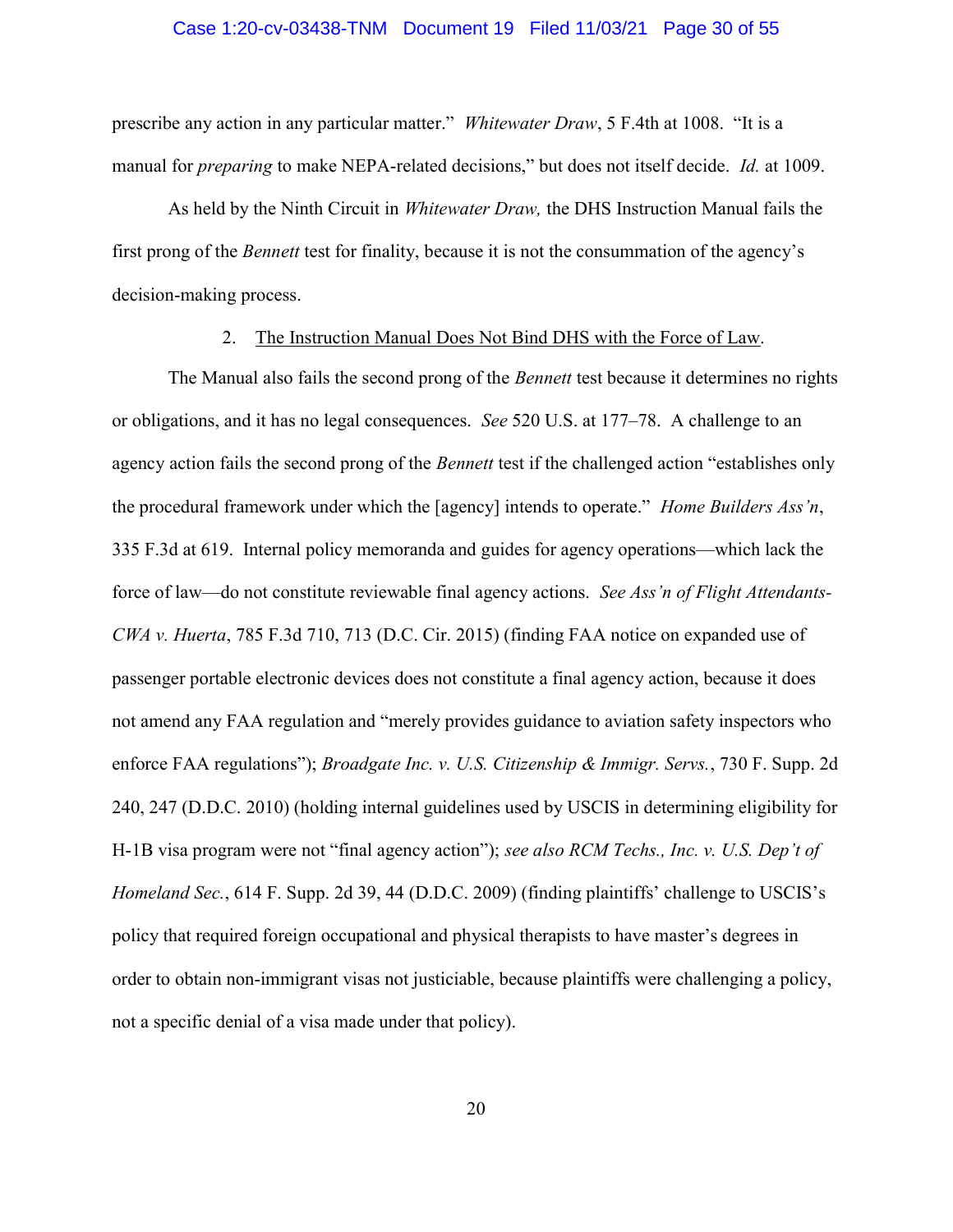prescribe any action in any particular matter." *Whitewater Draw*, 5 F.4th at 1008. "It is a manual for *preparing* to make NEPA-related decisions," but does not itself decide. *Id.* at 1009.

As held by the Ninth Circuit in *Whitewater Draw,* the DHS Instruction Manual fails the first prong of the *Bennett* test for finality, because it is not the consummation of the agency's decision-making process.

2. <u>The Instruction Manual Does Not Bind DHS with the Force of Law</u>.

The Manual also fails the second prong of the *Bennett* test because it determines no rights or obligations, and it has no legal consequences. *See* 520 U.S. at 177–78. A challenge to an agency action fails the second prong of the *Bennett* test if the challenged action "establishes only the procedural framework under which the [agency] intends to operate." *Home Builders Ass'n*, 335 F.3d at 619. Internal policy memoranda and guides for agency operations—which lack the force of law—do not constitute reviewable final agency actions. *See Ass'n of Flight Attendants-CWA v. Huerta*, 785 F.3d 710, 713 (D.C. Cir. 2015) (finding FAA notice on expanded use of passenger portable electronic devices does not constitute a final agency action, because it does not amend any FAA regulation and "merely provides guidance to aviation safety inspectors who enforce FAA regulations"); *Broadgate Inc. v. U.S. Citizenship & Immigr. Servs.*, 730 F. Supp. 2d 240, 247 (D.D.C. 2010) (holding internal guidelines used by USCIS in determining eligibility for H-1B visa program were not "final agency action"); *see also RCM Techs., Inc. v. U.S. Dep't of Homeland Sec.*, 614 F. Supp. 2d 39, 44 (D.D.C. 2009) (finding plaintiffs' challenge to USCIS's policy that required foreign occupational and physical therapists to have master's degrees in order to obtain non-immigrant visas not justiciable, because plaintiffs were challenging a policy, not a specific denial of a visa made under that policy).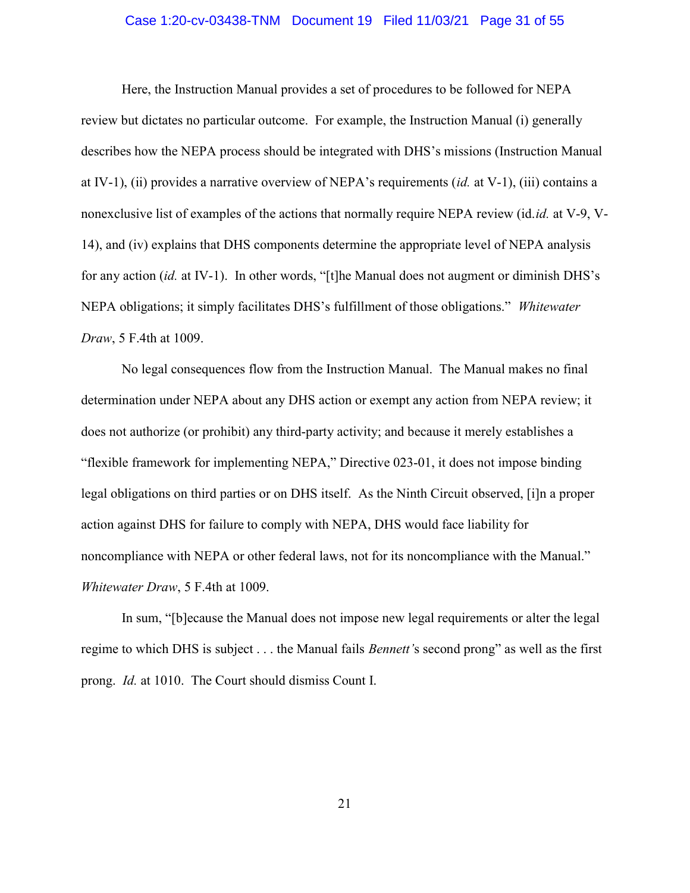Here, the Instruction Manual provides a set of procedures to be followed for NEPA review but dictates no particular outcome. For example, the Instruction Manual (i) generally describes how the NEPA process should be integrated with DHS's missions (Instruction Manual at IV-1), (ii) provides a narrative overview of NEPA's requirements (*id.* at V-1), (iii) contains a nonexclusive list of examples of the actions that normally require NEPA review (id.*id.* at V-9, V-14), and (iv) explains that DHS components determine the appropriate level of NEPA analysis for any action (*id.* at IV-1). In other words, "[t]he Manual does not augment or diminish DHS's NEPA obligations; it simply facilitates DHS's fulfillment of those obligations." *Whitewater Draw*, 5 F.4th at 1009.

No legal consequences flow from the Instruction Manual. The Manual makes no final determination under NEPA about any DHS action or exempt any action from NEPA review; it does not authorize (or prohibit) any third-party activity; and because it merely establishes a "flexible framework for implementing NEPA," Directive 023-01, it does not impose binding legal obligations on third parties or on DHS itself. As the Ninth Circuit observed, [i]n a proper action against DHS for failure to comply with NEPA, DHS would face liability for noncompliance with NEPA or other federal laws, not for its noncompliance with the Manual." *Whitewater Draw*, 5 F.4th at 1009.

In sum, "[b]ecause the Manual does not impose new legal requirements or alter the legal regime to which DHS is subject . . . the Manual fails *Bennett's* second prong" as well as the first prong. *Id.* at 1010. The Court should dismiss Count I.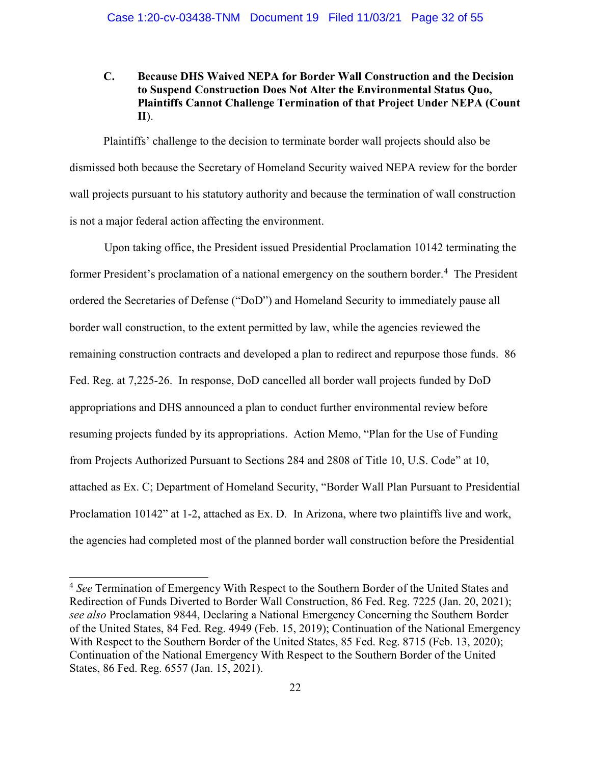### C. Because DHS Waived NEPA for Border Wall Construction and the Decision to Suspend Construction Does Not Alter the Environmental Status Quo, Plaintiffs Cannot Challenge Termination of that Project Under NEPA (Count II).

Plaintiffs' challenge to the decision to terminate border wall projects should also be dismissed both because the Secretary of Homeland Security waived NEPA review for the border wall projects pursuant to his statutory authority and because the termination of wall construction is not a major federal action affecting the environment.

Upon taking office, the President issued Presidential Proclamation 10142 terminating the former President's proclamation of a national emergency on the southern border.[4] The President ordered the Secretaries of Defense ("DoD") and Homeland Security to immediately pause all border wall construction, to the extent permitted by law, while the agencies reviewed the remaining construction contracts and developed a plan to redirect and repurpose those funds. 86 Fed. Reg. at 7,225-26. In response, DoD cancelled all border wall projects funded by DoD appropriations and DHS announced a plan to conduct further environmental review before resuming projects funded by its appropriations. Action Memo, "Plan for the Use of Funding from Projects Authorized Pursuant to Sections 284 and 2808 of Title 10, U.S. Code" at 10, attached as Ex. C; Department of Homeland Security, "Border Wall Plan Pursuant to Presidential Proclamation 10142" at 1-2, attached as Ex. D. In Arizona, where two plaintiffs live and work, the agencies had completed most of the planned border wall construction before the Presidential

---

[4] *See* Termination of Emergency With Respect to the Southern Border of the United States and Redirection of Funds Diverted to Border Wall Construction, 86 Fed. Reg. 7225 (Jan. 20, 2021); *see also* Proclamation 9844, Declaring a National Emergency Concerning the Southern Border of the United States, 84 Fed. Reg. 4949 (Feb. 15, 2019); Continuation of the National Emergency With Respect to the Southern Border of the United States, 85 Fed. Reg. 8715 (Feb. 13, 2020); Continuation of the National Emergency With Respect to the Southern Border of the United States, 86 Fed. Reg. 6557 (Jan. 15, 2021).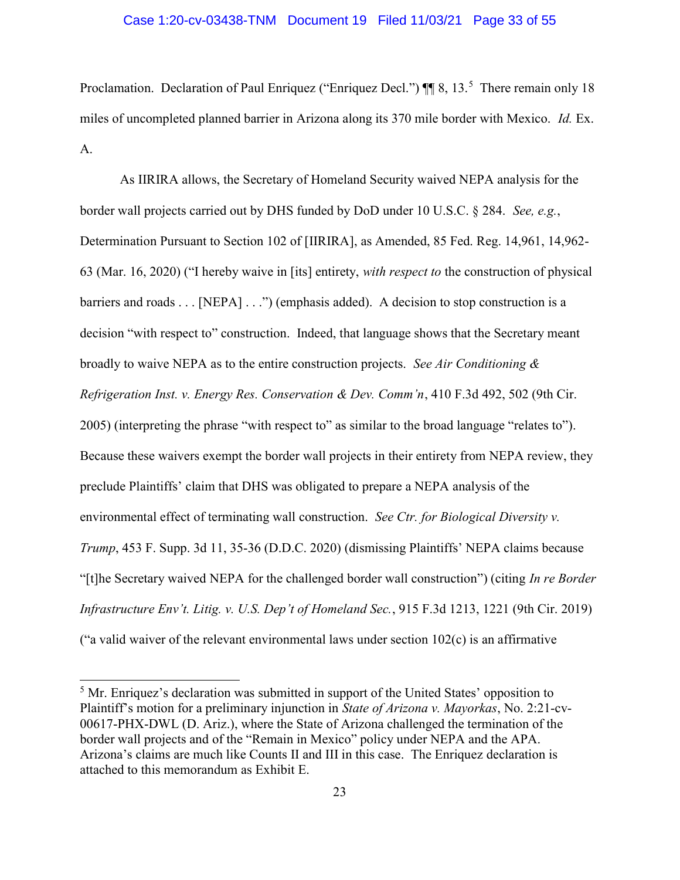Proclamation. Declaration of Paul Enriquez ("Enriquez Decl.") ¶¶ 8, 13.[5] There remain only 18 miles of uncompleted planned barrier in Arizona along its 370 mile border with Mexico. *Id.* Ex. A.

As IIRIRA allows, the Secretary of Homeland Security waived NEPA analysis for the border wall projects carried out by DHS funded by DoD under 10 U.S.C. § 284. *See, e.g.*, Determination Pursuant to Section 102 of [IIRIRA], as Amended, 85 Fed. Reg. 14,961, 14,962-63 (Mar. 16, 2020) ("I hereby waive in [its] entirety, *with respect to* the construction of physical barriers and roads . . . [NEPA] . . .") (emphasis added). A decision to stop construction is a decision "with respect to" construction. Indeed, that language shows that the Secretary meant broadly to waive NEPA as to the entire construction projects. *See Air Conditioning & Refrigeration Inst. v. Energy Res. Conservation & Dev. Comm'n*, 410 F.3d 492, 502 (9th Cir. 2005) (interpreting the phrase "with respect to" as similar to the broad language "relates to"). Because these waivers exempt the border wall projects in their entirety from NEPA review, they preclude Plaintiffs' claim that DHS was obligated to prepare a NEPA analysis of the environmental effect of terminating wall construction. *See Ctr. for Biological Diversity v. Trump*, 453 F. Supp. 3d 11, 35-36 (D.D.C. 2020) (dismissing Plaintiffs' NEPA claims because "[t]he Secretary waived NEPA for the challenged border wall construction") (citing *In re Border Infrastructure Env't. Litig. v. U.S. Dep't of Homeland Sec.*, 915 F.3d 1213, 1221 (9th Cir. 2019) ("a valid waiver of the relevant environmental laws under section 102(c) is an affirmative

---

[5] Mr. Enriquez's declaration was submitted in support of the United States' opposition to Plaintiff's motion for a preliminary injunction in *State of Arizona v. Mayorkas*, No. 2:21-cv-00617-PHX-DWL (D. Ariz.), where the State of Arizona challenged the termination of the border wall projects and of the "Remain in Mexico" policy under NEPA and the APA. Arizona's claims are much like Counts II and III in this case. The Enriquez declaration is attached to this memorandum as Exhibit E.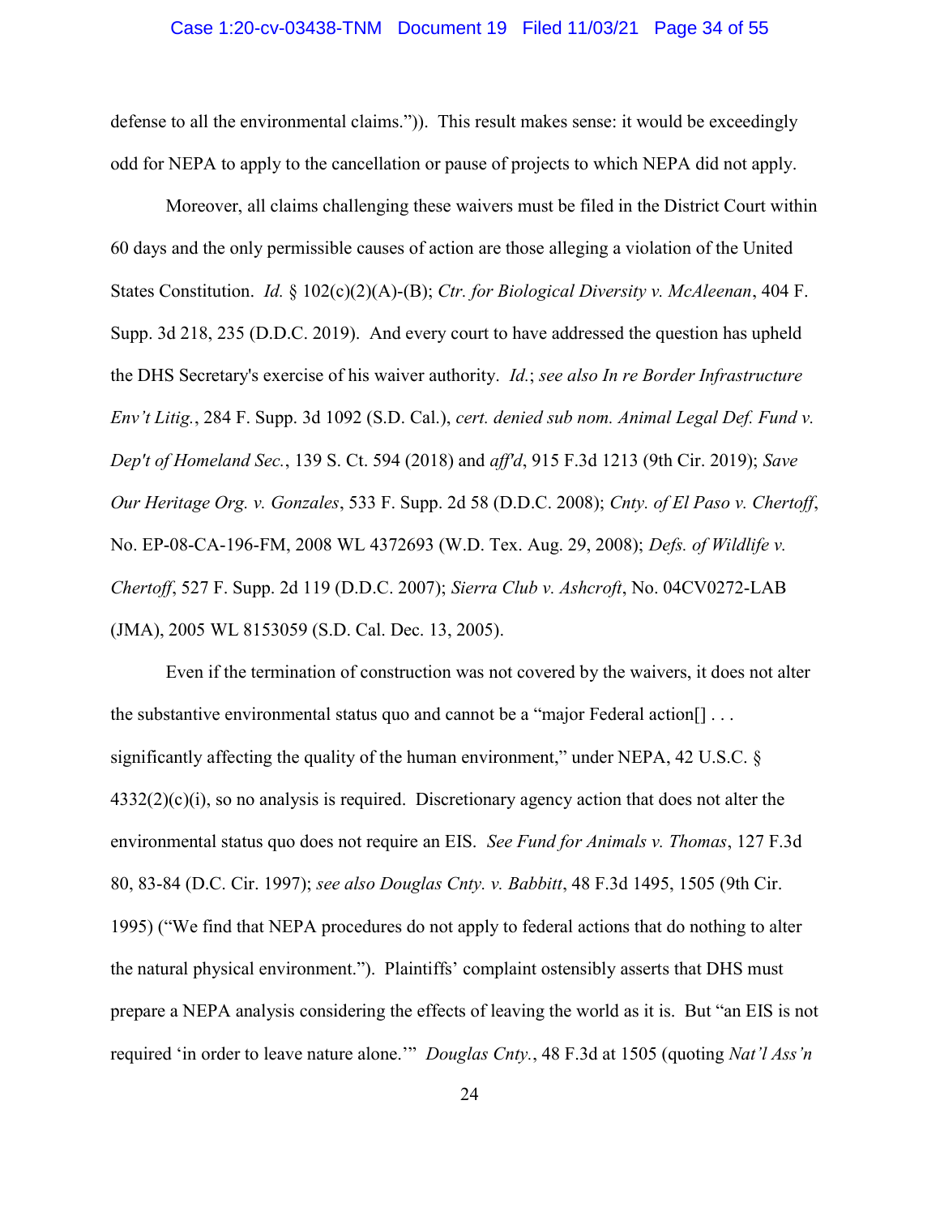defense to all the environmental claims.")). This result makes sense: it would be exceedingly odd for NEPA to apply to the cancellation or pause of projects to which NEPA did not apply.

Moreover, all claims challenging these waivers must be filed in the District Court within 60 days and the only permissible causes of action are those alleging a violation of the United States Constitution. *Id.* § 102(c)(2)(A)-(B); *Ctr. for Biological Diversity v. McAleenan*, 404 F. Supp. 3d 218, 235 (D.D.C. 2019). And every court to have addressed the question has upheld the DHS Secretary's exercise of his waiver authority. *Id.*; *see also In re Border Infrastructure Env't Litig.*, 284 F. Supp. 3d 1092 (S.D. Cal.), *cert. denied sub nom. Animal Legal Def. Fund v. Dep't of Homeland Sec.*, 139 S. Ct. 594 (2018) and *aff'd*, 915 F.3d 1213 (9th Cir. 2019); *Save Our Heritage Org. v. Gonzales*, 533 F. Supp. 2d 58 (D.D.C. 2008); *Cnty. of El Paso v. Chertoff*, No. EP-08-CA-196-FM, 2008 WL 4372693 (W.D. Tex. Aug. 29, 2008); *Defs. of Wildlife v. Chertoff*, 527 F. Supp. 2d 119 (D.D.C. 2007); *Sierra Club v. Ashcroft*, No. 04CV0272-LAB (JMA), 2005 WL 8153059 (S.D. Cal. Dec. 13, 2005).

Even if the termination of construction was not covered by the waivers, it does not alter the substantive environmental status quo and cannot be a "major Federal action[] . . . significantly affecting the quality of the human environment," under NEPA, 42 U.S.C. § 4332(2)(c)(i), so no analysis is required. Discretionary agency action that does not alter the environmental status quo does not require an EIS. *See Fund for Animals v. Thomas*, 127 F.3d 80, 83-84 (D.C. Cir. 1997); *see also Douglas Cnty. v. Babbitt*, 48 F.3d 1495, 1505 (9th Cir. 1995) ("We find that NEPA procedures do not apply to federal actions that do nothing to alter the natural physical environment."). Plaintiffs' complaint ostensibly asserts that DHS must prepare a NEPA analysis considering the effects of leaving the world as it is. But "an EIS is not required 'in order to leave nature alone.'" *Douglas Cnty.*, 48 F.3d at 1505 (quoting *Nat'l Ass'n*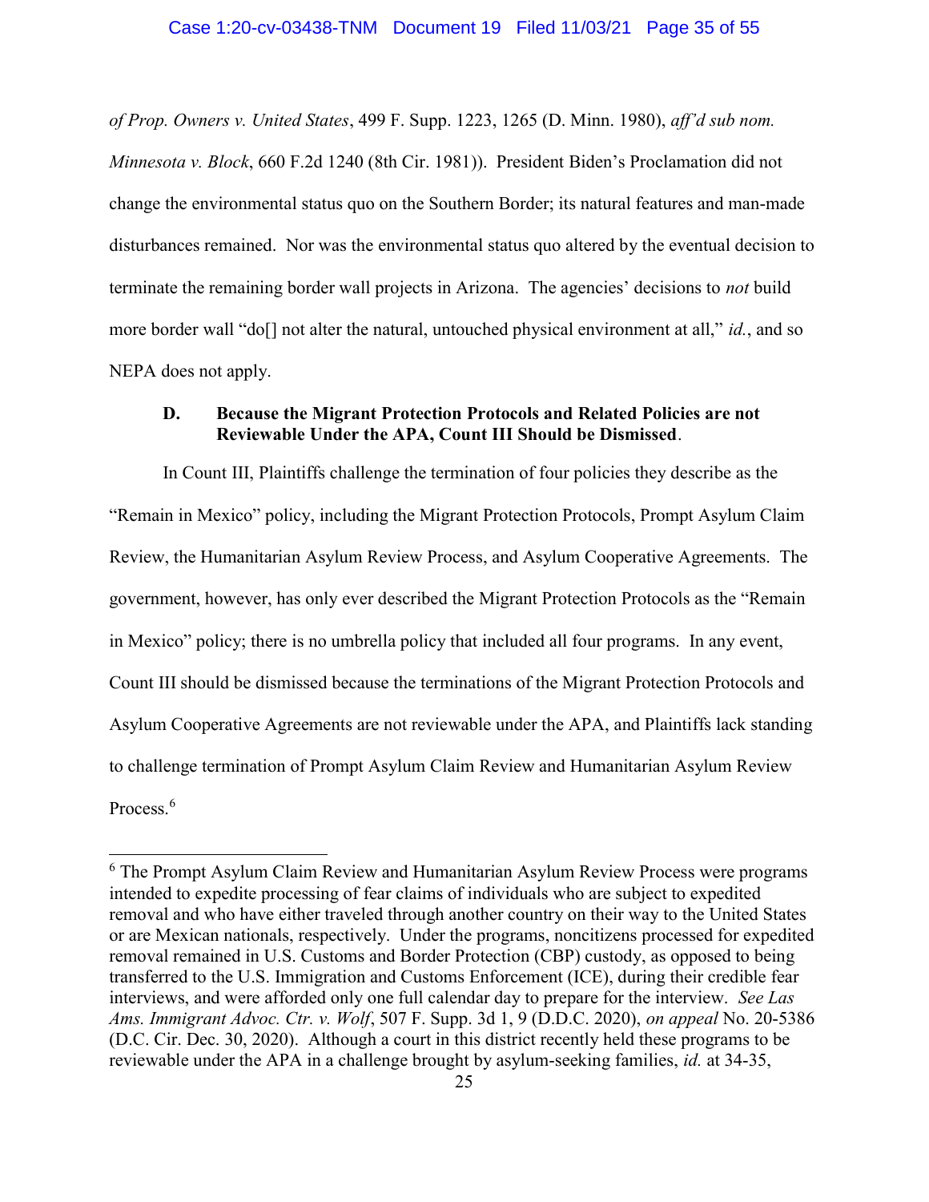*of Prop. Owners v. United States*, 499 F. Supp. 1223, 1265 (D. Minn. 1980), *aff'd sub nom. Minnesota v. Block*, 660 F.2d 1240 (8th Cir. 1981)). President Biden's Proclamation did not change the environmental status quo on the Southern Border; its natural features and man-made disturbances remained. Nor was the environmental status quo altered by the eventual decision to terminate the remaining border wall projects in Arizona. The agencies' decisions to *not* build more border wall "do[] not alter the natural, untouched physical environment at all," *id.*, and so NEPA does not apply.

### D. Because the Migrant Protection Protocols and Related Policies are not Reviewable Under the APA, Count III Should be Dismissed.

In Count III, Plaintiffs challenge the termination of four policies they describe as the "Remain in Mexico" policy, including the Migrant Protection Protocols, Prompt Asylum Claim Review, the Humanitarian Asylum Review Process, and Asylum Cooperative Agreements. The government, however, has only ever described the Migrant Protection Protocols as the "Remain in Mexico" policy; there is no umbrella policy that included all four programs. In any event, Count III should be dismissed because the terminations of the Migrant Protection Protocols and Asylum Cooperative Agreements are not reviewable under the APA, and Plaintiffs lack standing to challenge termination of Prompt Asylum Claim Review and Humanitarian Asylum Review Process.[6]

[6] The Prompt Asylum Claim Review and Humanitarian Asylum Review Process were programs intended to expedite processing of fear claims of individuals who are subject to expedited removal and who have either traveled through another country on their way to the United States or are Mexican nationals, respectively. Under the programs, noncitizens processed for expedited removal remained in U.S. Customs and Border Protection (CBP) custody, as opposed to being transferred to the U.S. Immigration and Customs Enforcement (ICE), during their credible fear interviews, and were afforded only one full calendar day to prepare for the interview. *See Las Ams. Immigrant Advoc. Ctr. v. Wolf*, 507 F. Supp. 3d 1, 9 (D.D.C. 2020), *on appeal* No. 20-5386 (D.C. Cir. Dec. 30, 2020). Although a court in this district recently held these programs to be reviewable under the APA in a challenge brought by asylum-seeking families, *id.* at 34-35,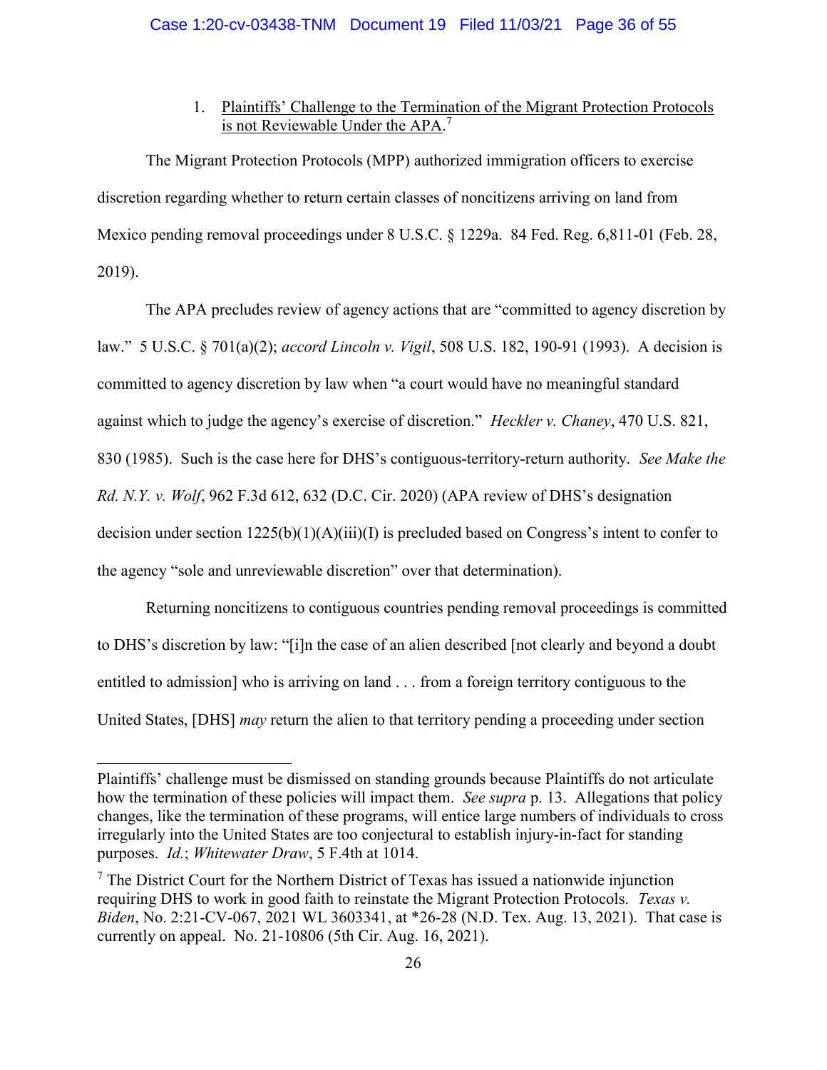1. Plaintiffs' Challenge to the Termination of the Migrant Protection Protocols is not Reviewable Under the APA.[7]

The Migrant Protection Protocols (MPP) authorized immigration officers to exercise discretion regarding whether to return certain classes of noncitizens arriving on land from Mexico pending removal proceedings under 8 U.S.C. § 1229a. 84 Fed. Reg. 6,811-01 (Feb. 28, 2019).

The APA precludes review of agency actions that are "committed to agency discretion by law." 5 U.S.C. § 701(a)(2); *accord Lincoln v. Vigil*, 508 U.S. 182, 190-91 (1993). A decision is committed to agency discretion by law when "a court would have no meaningful standard against which to judge the agency's exercise of discretion." *Heckler v. Chaney*, 470 U.S. 821, 830 (1985). Such is the case here for DHS's contiguous-territory-return authority. *See Make the Rd. N.Y. v. Wolf*, 962 F.3d 612, 632 (D.C. Cir. 2020) (APA review of DHS's designation decision under section 1225(b)(1)(A)(iii)(I) is precluded based on Congress's intent to confer to the agency "sole and unreviewable discretion" over that determination).

Returning noncitizens to contiguous countries pending removal proceedings is committed to DHS's discretion by law: "[i]n the case of an alien described [not clearly and beyond a doubt entitled to admission] who is arriving on land . . . from a foreign territory contiguous to the United States, [DHS] *may* return the alien to that territory pending a proceeding under section

---

Plaintiffs' challenge must be dismissed on standing grounds because Plaintiffs do not articulate how the termination of these policies will impact them. *See supra* p. 13. Allegations that policy changes, like the termination of these programs, will entice large numbers of individuals to cross irregularly into the United States are too conjectural to establish injury-in-fact for standing purposes. *Id.*; *Whitewater Draw*, 5 F.4th at 1014.

[7] The District Court for the Northern District of Texas has issued a nationwide injunction requiring DHS to work in good faith to reinstate the Migrant Protection Protocols. *Texas v. Biden*, No. 2:21-CV-067, 2021 WL 3603341, at *26-28 (N.D. Tex. Aug. 13, 2021). That case is currently on appeal. No. 21-10806 (5th Cir. Aug. 16, 2021).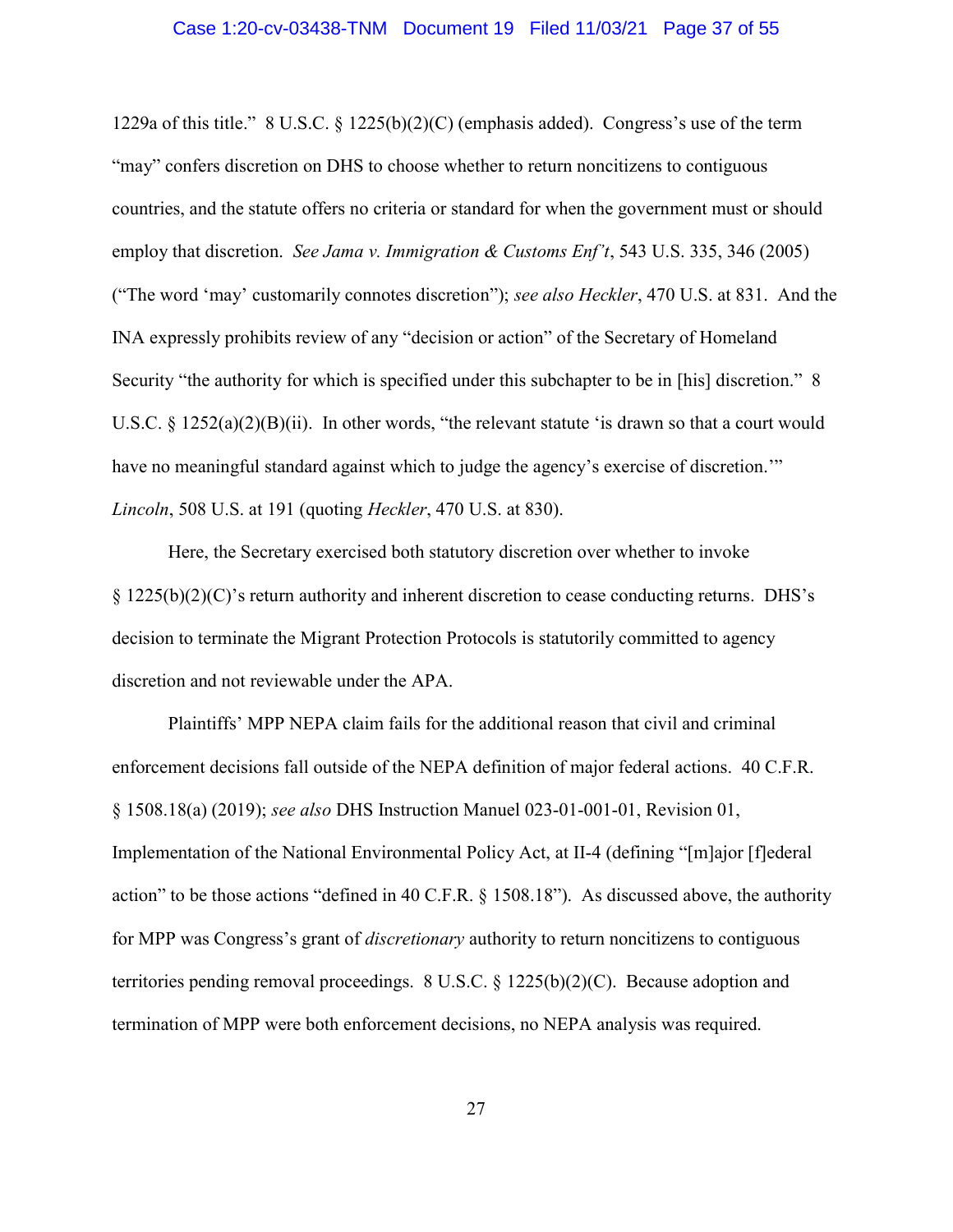1229a of this title." 8 U.S.C. § 1225(b)(2)(C) (emphasis added). Congress's use of the term "may" confers discretion on DHS to choose whether to return noncitizens to contiguous countries, and the statute offers no criteria or standard for when the government must or should employ that discretion. *See Jama v. Immigration & Customs Enf't*, 543 U.S. 335, 346 (2005) ("The word 'may' customarily connotes discretion"); *see also Heckler*, 470 U.S. at 831. And the INA expressly prohibits review of any "decision or action" of the Secretary of Homeland Security "the authority for which is specified under this subchapter to be in [his] discretion." 8 U.S.C. § 1252(a)(2)(B)(ii). In other words, "the relevant statute 'is drawn so that a court would have no meaningful standard against which to judge the agency's exercise of discretion.'" *Lincoln*, 508 U.S. at 191 (quoting *Heckler*, 470 U.S. at 830).

Here, the Secretary exercised both statutory discretion over whether to invoke § 1225(b)(2)(C)'s return authority and inherent discretion to cease conducting returns. DHS's decision to terminate the Migrant Protection Protocols is statutorily committed to agency discretion and not reviewable under the APA.

Plaintiffs' MPP NEPA claim fails for the additional reason that civil and criminal enforcement decisions fall outside of the NEPA definition of major federal actions. 40 C.F.R. § 1508.18(a) (2019); *see also* DHS Instruction Manuel 023-01-001-01, Revision 01, Implementation of the National Environmental Policy Act, at II-4 (defining "[m]ajor [f]ederal action" to be those actions "defined in 40 C.F.R. § 1508.18"). As discussed above, the authority for MPP was Congress's grant of *discretionary* authority to return noncitizens to contiguous territories pending removal proceedings. 8 U.S.C. § 1225(b)(2)(C). Because adoption and termination of MPP were both enforcement decisions, no NEPA analysis was required.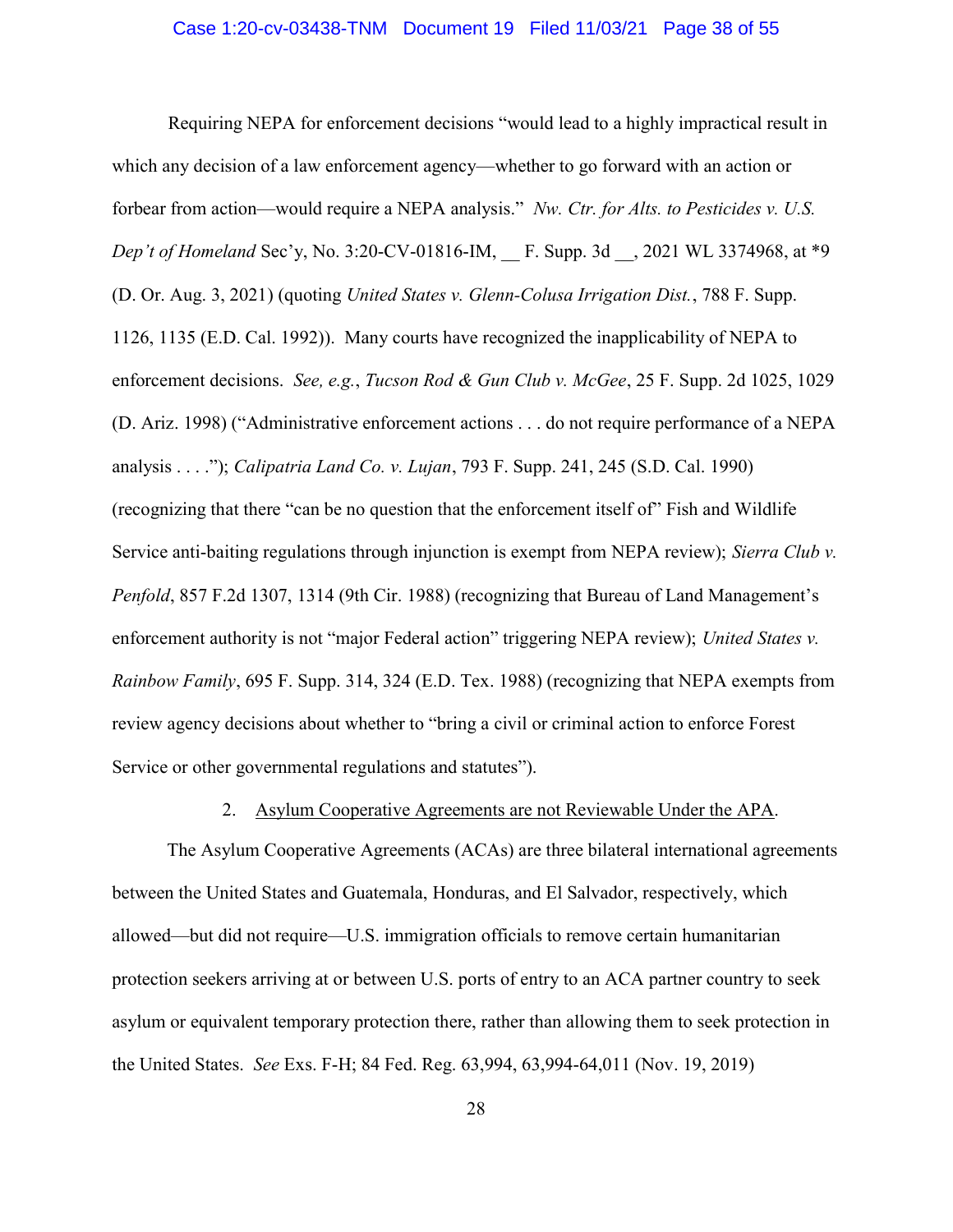Requiring NEPA for enforcement decisions "would lead to a highly impractical result in which any decision of a law enforcement agency—whether to go forward with an action or forbear from action—would require a NEPA analysis." *Nw. Ctr. for Alts. to Pesticides v. U.S. Dep't of Homeland* Sec'y, No. 3:20-CV-01816-IM, __ F. Supp. 3d __, 2021 WL 3374968, at *9 (D. Or. Aug. 3, 2021) (quoting *United States v. Glenn-Colusa Irrigation Dist.*, 788 F. Supp. 1126, 1135 (E.D. Cal. 1992)). Many courts have recognized the inapplicability of NEPA to enforcement decisions. *See, e.g.*, *Tucson Rod & Gun Club v. McGee*, 25 F. Supp. 2d 1025, 1029 (D. Ariz. 1998) ("Administrative enforcement actions . . . do not require performance of a NEPA analysis . . . ."); *Calipatria Land Co. v. Lujan*, 793 F. Supp. 241, 245 (S.D. Cal. 1990) (recognizing that there "can be no question that the enforcement itself of" Fish and Wildlife Service anti-baiting regulations through injunction is exempt from NEPA review); *Sierra Club v. Penfold*, 857 F.2d 1307, 1314 (9th Cir. 1988) (recognizing that Bureau of Land Management's enforcement authority is not "major Federal action" triggering NEPA review); *United States v. Rainbow Family*, 695 F. Supp. 314, 324 (E.D. Tex. 1988) (recognizing that NEPA exempts from review agency decisions about whether to "bring a civil or criminal action to enforce Forest Service or other governmental regulations and statutes").

2. Asylum Cooperative Agreements are not Reviewable Under the APA.

The Asylum Cooperative Agreements (ACAs) are three bilateral international agreements between the United States and Guatemala, Honduras, and El Salvador, respectively, which allowed—but did not require—U.S. immigration officials to remove certain humanitarian protection seekers arriving at or between U.S. ports of entry to an ACA partner country to seek asylum or equivalent temporary protection there, rather than allowing them to seek protection in the United States. *See* Exs. F-H; 84 Fed. Reg. 63,994, 63,994-64,011 (Nov. 19, 2019)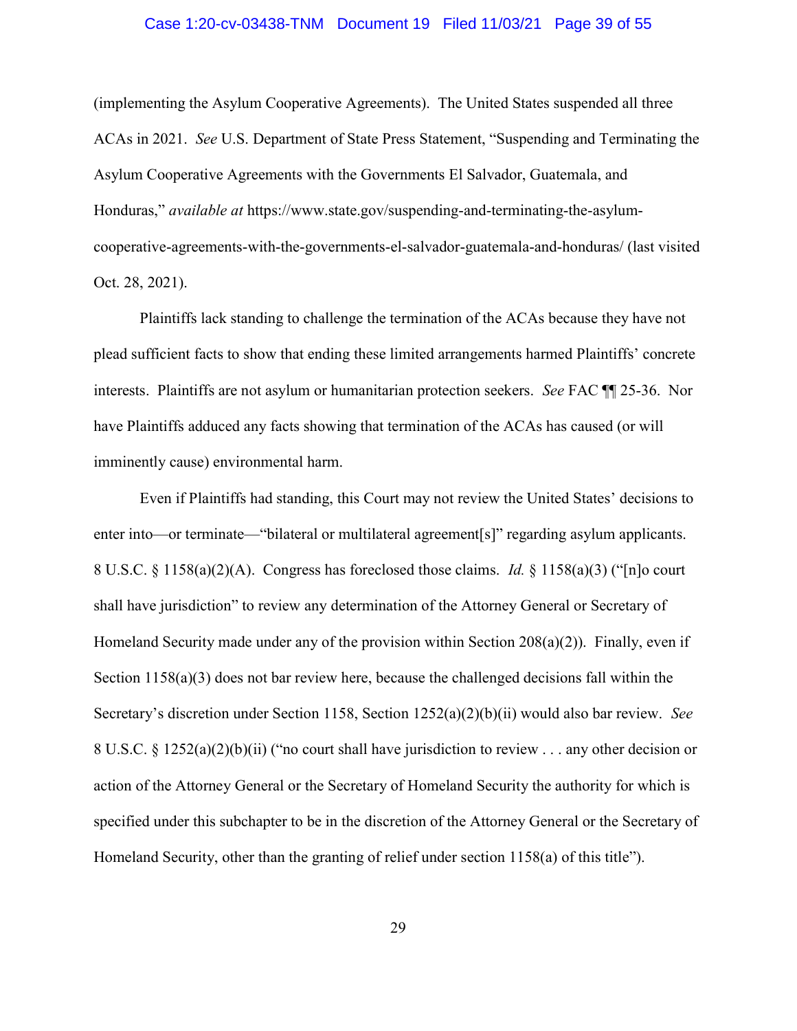(implementing the Asylum Cooperative Agreements). The United States suspended all three ACAs in 2021. *See* U.S. Department of State Press Statement, "Suspending and Terminating the Asylum Cooperative Agreements with the Governments El Salvador, Guatemala, and Honduras," *available at* https://www.state.gov/suspending-and-terminating-the-asylum-cooperative-agreements-with-the-governments-el-salvador-guatemala-and-honduras/ (last visited Oct. 28, 2021).

Plaintiffs lack standing to challenge the termination of the ACAs because they have not plead sufficient facts to show that ending these limited arrangements harmed Plaintiffs' concrete interests. Plaintiffs are not asylum or humanitarian protection seekers. *See* FAC ¶¶ 25-36. Nor have Plaintiffs adduced any facts showing that termination of the ACAs has caused (or will imminently cause) environmental harm.

Even if Plaintiffs had standing, this Court may not review the United States' decisions to enter into—or terminate—"bilateral or multilateral agreement[s]" regarding asylum applicants. 8 U.S.C. § 1158(a)(2)(A). Congress has foreclosed those claims. *Id.* § 1158(a)(3) ("[n]o court shall have jurisdiction" to review any determination of the Attorney General or Secretary of Homeland Security made under any of the provision within Section 208(a)(2)). Finally, even if Section 1158(a)(3) does not bar review here, because the challenged decisions fall within the Secretary's discretion under Section 1158, Section 1252(a)(2)(b)(ii) would also bar review. *See* 8 U.S.C. § 1252(a)(2)(b)(ii) ("no court shall have jurisdiction to review . . . any other decision or action of the Attorney General or the Secretary of Homeland Security the authority for which is specified under this subchapter to be in the discretion of the Attorney General or the Secretary of Homeland Security, other than the granting of relief under section 1158(a) of this title").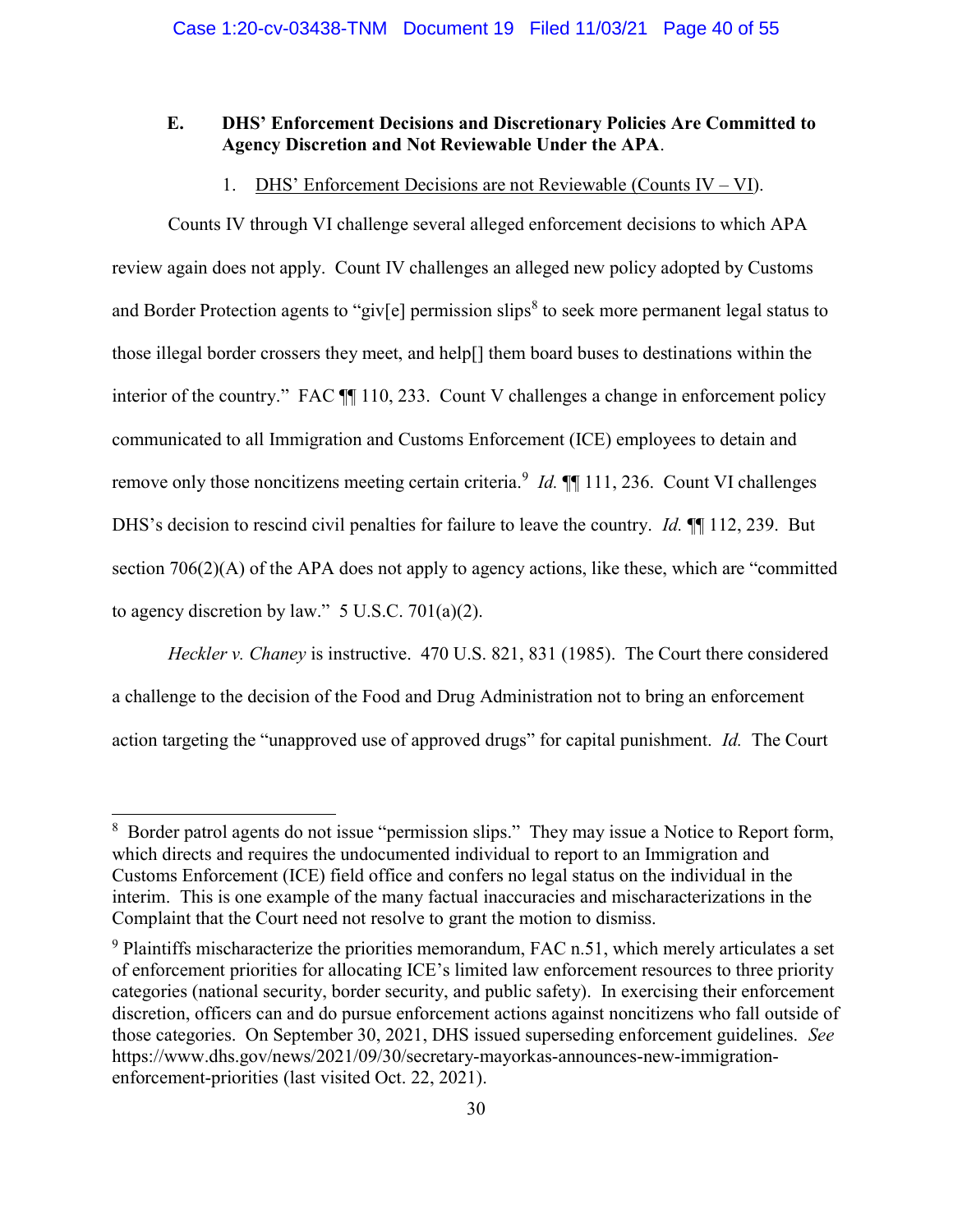### E. DHS' Enforcement Decisions and Discretionary Policies Are Committed to Agency Discretion and Not Reviewable Under the APA.

1. <u>DHS' Enforcement Decisions are not Reviewable (Counts IV – VI)</u>.

Counts IV through VI challenge several alleged enforcement decisions to which APA review again does not apply. Count IV challenges an alleged new policy adopted by Customs and Border Protection agents to "giv[e] permission slips[8] to seek more permanent legal status to those illegal border crossers they meet, and help[] them board buses to destinations within the interior of the country." FAC ¶¶ 110, 233. Count V challenges a change in enforcement policy communicated to all Immigration and Customs Enforcement (ICE) employees to detain and remove only those noncitizens meeting certain criteria.[9] *Id.* ¶¶ 111, 236. Count VI challenges DHS's decision to rescind civil penalties for failure to leave the country. *Id.* ¶¶ 112, 239. But section 706(2)(A) of the APA does not apply to agency actions, like these, which are "committed to agency discretion by law." 5 U.S.C. 701(a)(2).

*Heckler v. Chaney* is instructive. 470 U.S. 821, 831 (1985). The Court there considered a challenge to the decision of the Food and Drug Administration not to bring an enforcement action targeting the "unapproved use of approved drugs" for capital punishment. *Id.* The Court

---

[8] Border patrol agents do not issue "permission slips." They may issue a Notice to Report form, which directs and requires the undocumented individual to report to an Immigration and Customs Enforcement (ICE) field office and confers no legal status on the individual in the interim. This is one example of the many factual inaccuracies and mischaracterizations in the Complaint that the Court need not resolve to grant the motion to dismiss.

[9] Plaintiffs mischaracterize the priorities memorandum, FAC n.51, which merely articulates a set of enforcement priorities for allocating ICE's limited law enforcement resources to three priority categories (national security, border security, and public safety). In exercising their enforcement discretion, officers can and do pursue enforcement actions against noncitizens who fall outside of those categories. On September 30, 2021, DHS issued superseding enforcement guidelines. *See* https://www.dhs.gov/news/2021/09/30/secretary-mayorkas-announces-new-immigration-enforcement-priorities (last visited Oct. 22, 2021).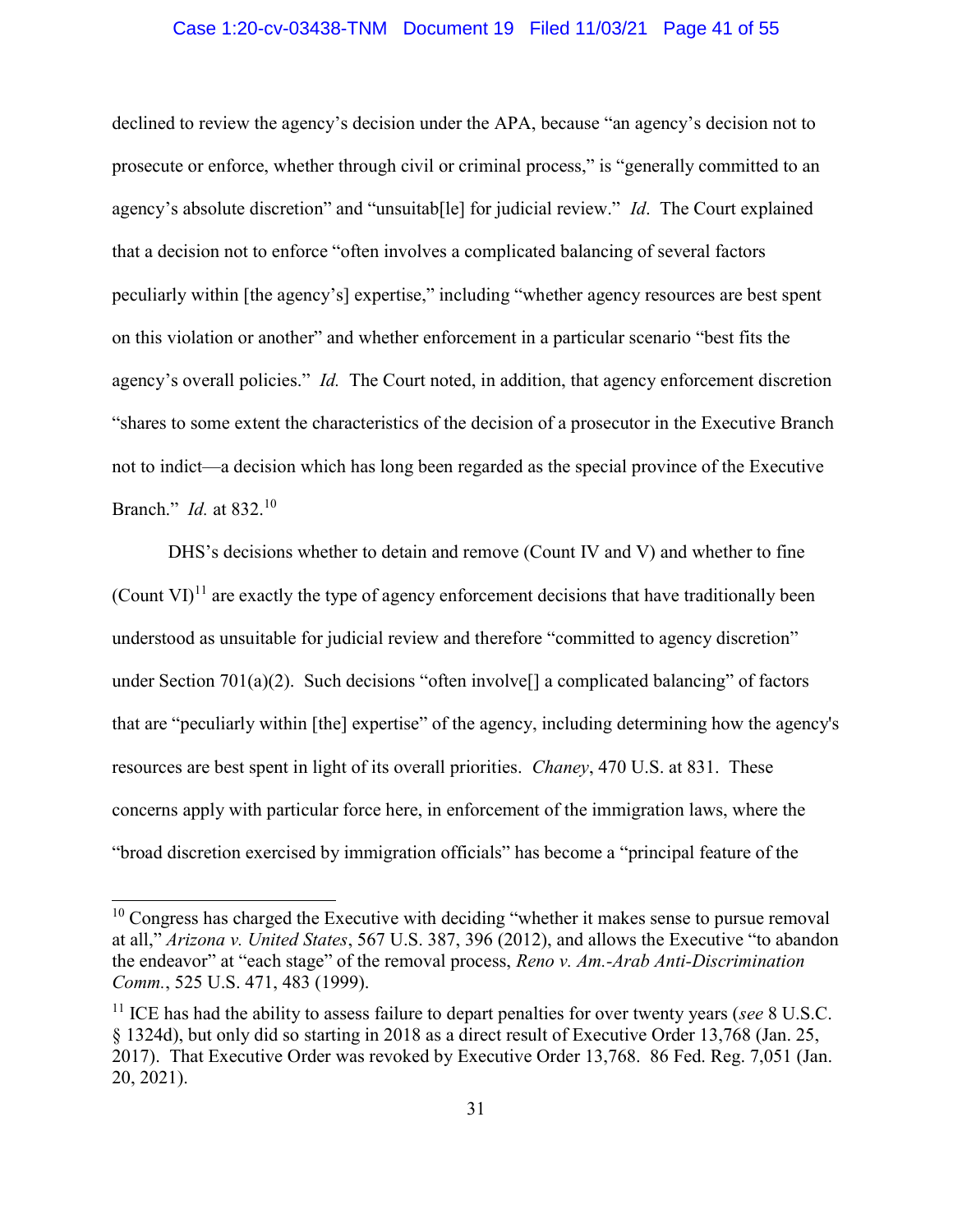declined to review the agency's decision under the APA, because "an agency's decision not to prosecute or enforce, whether through civil or criminal process," is "generally committed to an agency's absolute discretion" and "unsuitab[le] for judicial review." *Id*. The Court explained that a decision not to enforce "often involves a complicated balancing of several factors peculiarly within [the agency's] expertise," including "whether agency resources are best spent on this violation or another" and whether enforcement in a particular scenario "best fits the agency's overall policies." *Id.* The Court noted, in addition, that agency enforcement discretion "shares to some extent the characteristics of the decision of a prosecutor in the Executive Branch not to indict—a decision which has long been regarded as the special province of the Executive Branch." *Id.* at 832.[10]

DHS's decisions whether to detain and remove (Count IV and V) and whether to fine (Count VI)[11] are exactly the type of agency enforcement decisions that have traditionally been understood as unsuitable for judicial review and therefore "committed to agency discretion" under Section 701(a)(2). Such decisions "often involve[] a complicated balancing" of factors that are "peculiarly within [the] expertise" of the agency, including determining how the agency's resources are best spent in light of its overall priorities. *Chaney*, 470 U.S. at 831. These concerns apply with particular force here, in enforcement of the immigration laws, where the "broad discretion exercised by immigration officials" has become a "principal feature of the

---

[10] Congress has charged the Executive with deciding "whether it makes sense to pursue removal at all," *Arizona v. United States*, 567 U.S. 387, 396 (2012), and allows the Executive "to abandon the endeavor" at "each stage" of the removal process, *Reno v. Am.-Arab Anti-Discrimination Comm.*, 525 U.S. 471, 483 (1999).

[11] ICE has had the ability to assess failure to depart penalties for over twenty years (*see* 8 U.S.C. § 1324d), but only did so starting in 2018 as a direct result of Executive Order 13,768 (Jan. 25, 2017). That Executive Order was revoked by Executive Order 13,768. 86 Fed. Reg. 7,051 (Jan. 20, 2021).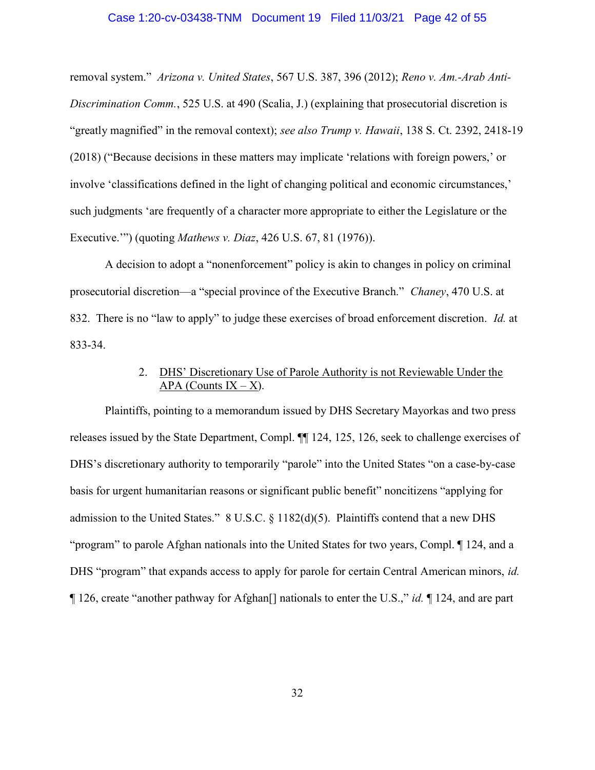removal system." *Arizona v. United States*, 567 U.S. 387, 396 (2012); *Reno v. Am.-Arab Anti-Discrimination Comm.*, 525 U.S. at 490 (Scalia, J.) (explaining that prosecutorial discretion is "greatly magnified" in the removal context); *see also Trump v. Hawaii*, 138 S. Ct. 2392, 2418-19 (2018) ("Because decisions in these matters may implicate 'relations with foreign powers,' or involve 'classifications defined in the light of changing political and economic circumstances,' such judgments 'are frequently of a character more appropriate to either the Legislature or the Executive.'") (quoting *Mathews v. Diaz*, 426 U.S. 67, 81 (1976)).

A decision to adopt a "nonenforcement" policy is akin to changes in policy on criminal prosecutorial discretion—a "special province of the Executive Branch." *Chaney*, 470 U.S. at 832. There is no "law to apply" to judge these exercises of broad enforcement discretion. *Id.* at 833-34.

2. <u>DHS' Discretionary Use of Parole Authority is not Reviewable Under the APA (Counts IX – X)</u>.

Plaintiffs, pointing to a memorandum issued by DHS Secretary Mayorkas and two press releases issued by the State Department, Compl. ¶¶ 124, 125, 126, seek to challenge exercises of DHS's discretionary authority to temporarily "parole" into the United States "on a case-by-case basis for urgent humanitarian reasons or significant public benefit" noncitizens "applying for admission to the United States." 8 U.S.C. § 1182(d)(5). Plaintiffs contend that a new DHS "program" to parole Afghan nationals into the United States for two years, Compl. ¶ 124, and a DHS "program" that expands access to apply for parole for certain Central American minors, *id.* ¶ 126, create "another pathway for Afghan[] nationals to enter the U.S.," *id.* ¶ 124, and are part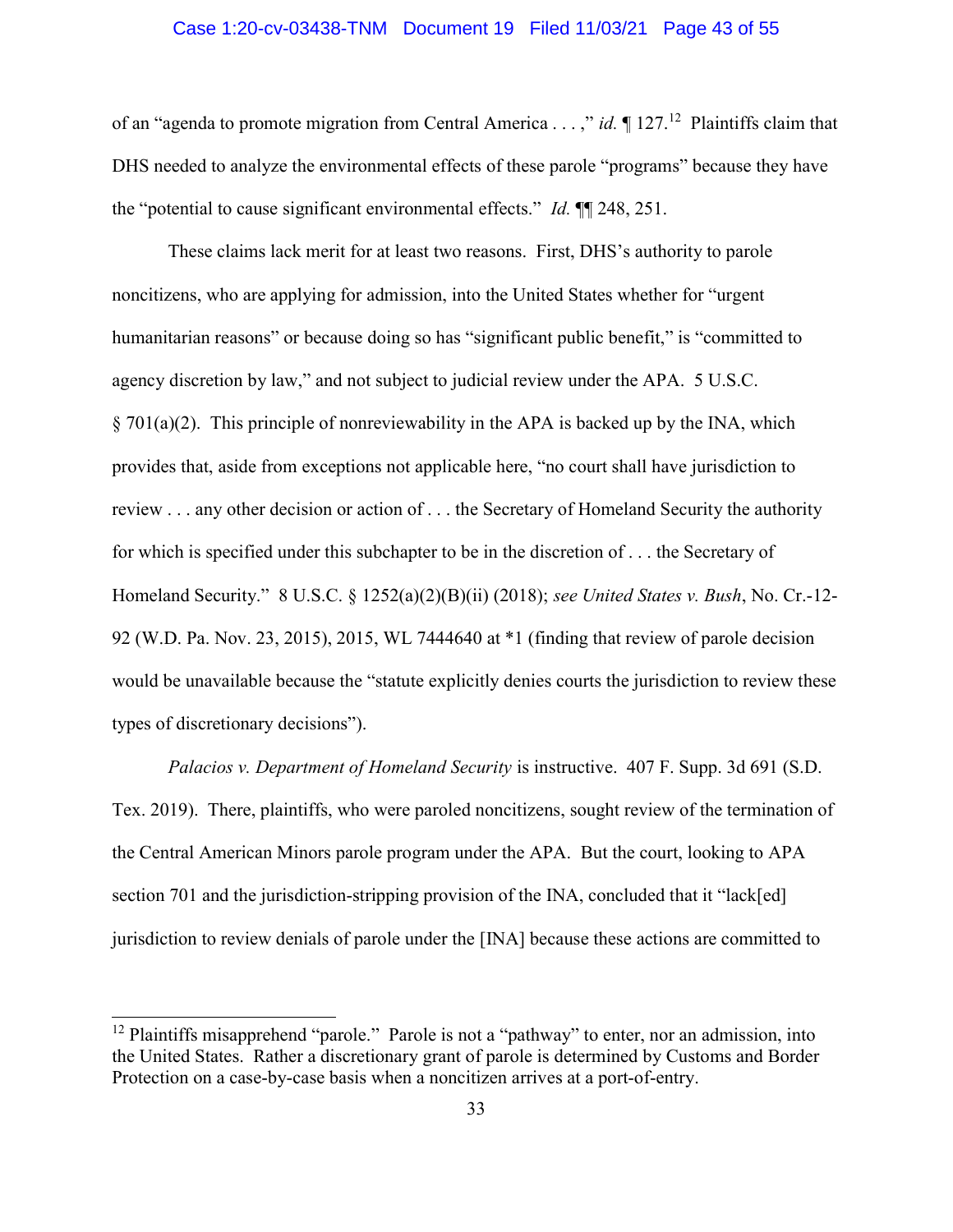of an "agenda to promote migration from Central America . . . ," *id.* ¶ 127.[12] Plaintiffs claim that DHS needed to analyze the environmental effects of these parole "programs" because they have the "potential to cause significant environmental effects." *Id.* ¶¶ 248, 251.

These claims lack merit for at least two reasons. First, DHS's authority to parole noncitizens, who are applying for admission, into the United States whether for "urgent humanitarian reasons" or because doing so has "significant public benefit," is "committed to agency discretion by law," and not subject to judicial review under the APA. 5 U.S.C. § 701(a)(2). This principle of nonreviewability in the APA is backed up by the INA, which provides that, aside from exceptions not applicable here, "no court shall have jurisdiction to review . . . any other decision or action of . . . the Secretary of Homeland Security the authority for which is specified under this subchapter to be in the discretion of . . . the Secretary of Homeland Security." 8 U.S.C. § 1252(a)(2)(B)(ii) (2018); *see United States v. Bush*, No. Cr.-12-92 (W.D. Pa. Nov. 23, 2015), 2015, WL 7444640 at *1 (finding that review of parole decision would be unavailable because the "statute explicitly denies courts the jurisdiction to review these types of discretionary decisions").

*Palacios v. Department of Homeland Security* is instructive. 407 F. Supp. 3d 691 (S.D. Tex. 2019). There, plaintiffs, who were paroled noncitizens, sought review of the termination of the Central American Minors parole program under the APA. But the court, looking to APA section 701 and the jurisdiction-stripping provision of the INA, concluded that it "lack[ed] jurisdiction to review denials of parole under the [INA] because these actions are committed to

[12] Plaintiffs misapprehend "parole." Parole is not a "pathway" to enter, nor an admission, into the United States. Rather a discretionary grant of parole is determined by Customs and Border Protection on a case-by-case basis when a noncitizen arrives at a port-of-entry.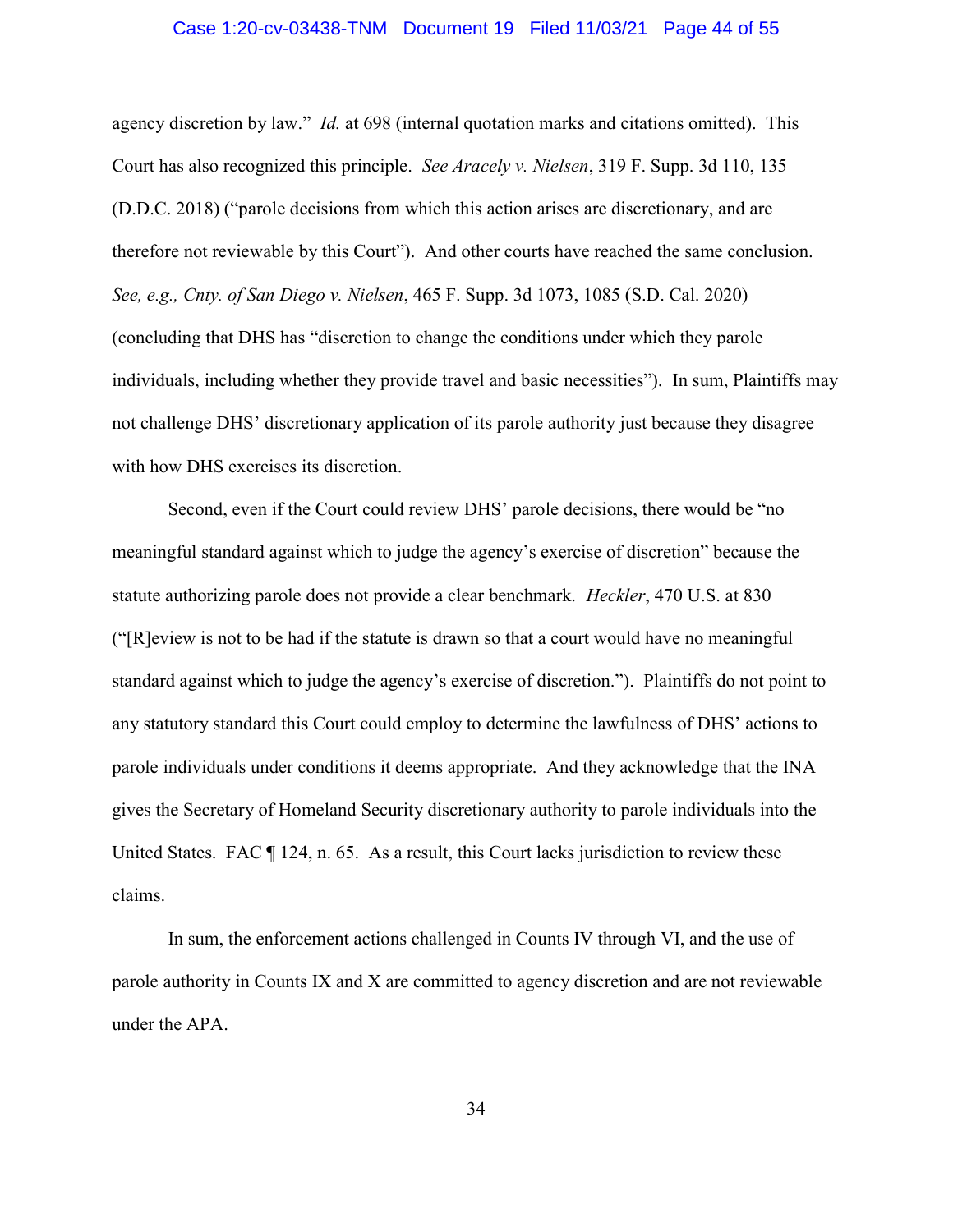agency discretion by law." *Id.* at 698 (internal quotation marks and citations omitted). This Court has also recognized this principle. *See Aracely v. Nielsen*, 319 F. Supp. 3d 110, 135 (D.D.C. 2018) ("parole decisions from which this action arises are discretionary, and are therefore not reviewable by this Court"). And other courts have reached the same conclusion. *See, e.g., Cnty. of San Diego v. Nielsen*, 465 F. Supp. 3d 1073, 1085 (S.D. Cal. 2020) (concluding that DHS has "discretion to change the conditions under which they parole individuals, including whether they provide travel and basic necessities"). In sum, Plaintiffs may not challenge DHS' discretionary application of its parole authority just because they disagree with how DHS exercises its discretion.

Second, even if the Court could review DHS' parole decisions, there would be "no meaningful standard against which to judge the agency's exercise of discretion" because the statute authorizing parole does not provide a clear benchmark. *Heckler*, 470 U.S. at 830 ("[R]eview is not to be had if the statute is drawn so that a court would have no meaningful standard against which to judge the agency's exercise of discretion."). Plaintiffs do not point to any statutory standard this Court could employ to determine the lawfulness of DHS' actions to parole individuals under conditions it deems appropriate. And they acknowledge that the INA gives the Secretary of Homeland Security discretionary authority to parole individuals into the United States. FAC ¶ 124, n. 65. As a result, this Court lacks jurisdiction to review these claims.

In sum, the enforcement actions challenged in Counts IV through VI, and the use of parole authority in Counts IX and X are committed to agency discretion and are not reviewable under the APA.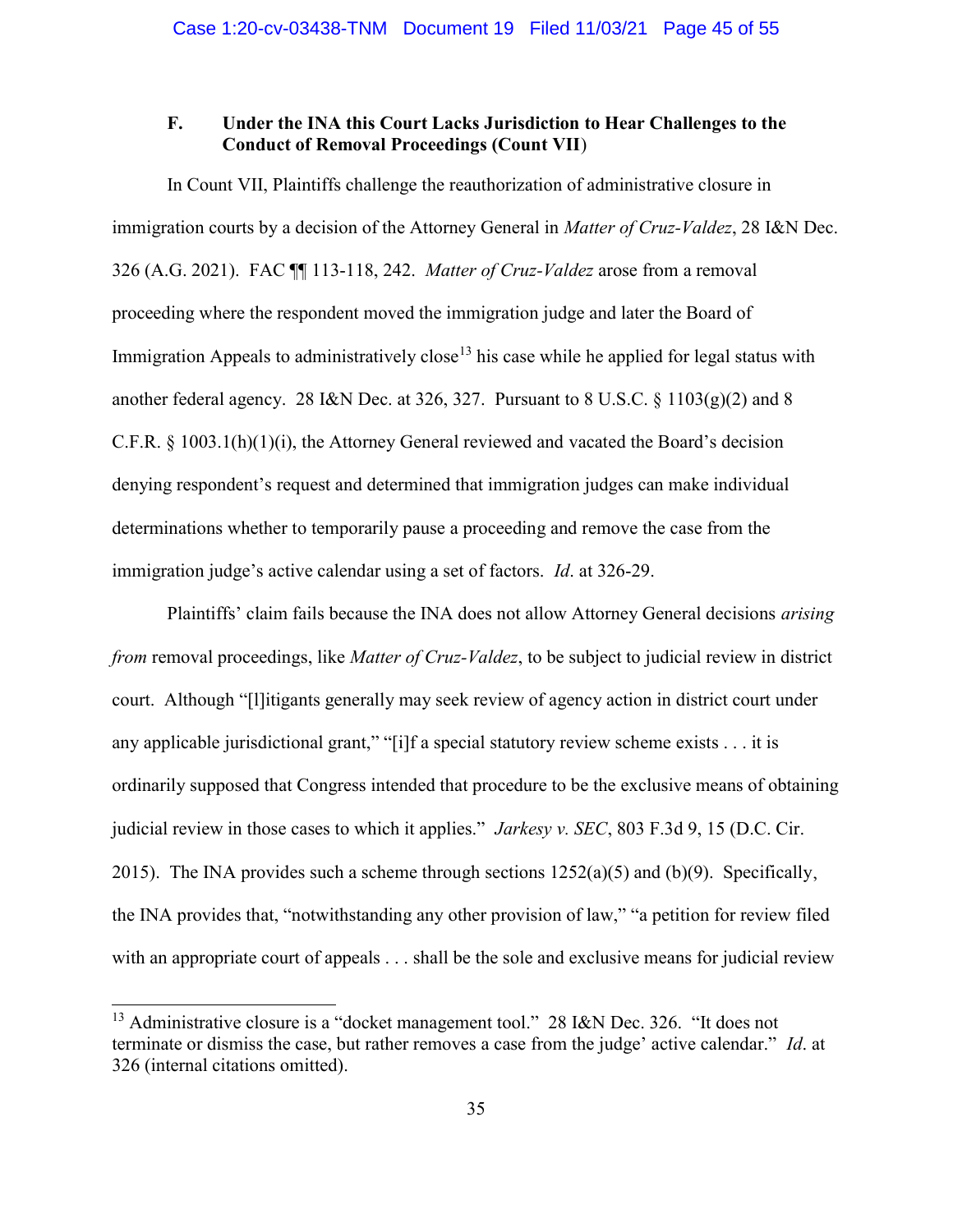### F. Under the INA this Court Lacks Jurisdiction to Hear Challenges to the Conduct of Removal Proceedings (Count VII)

In Count VII, Plaintiffs challenge the reauthorization of administrative closure in immigration courts by a decision of the Attorney General in *Matter of Cruz-Valdez*, 28 I&N Dec. 326 (A.G. 2021). FAC ¶¶ 113-118, 242. *Matter of Cruz-Valdez* arose from a removal proceeding where the respondent moved the immigration judge and later the Board of Immigration Appeals to administratively close[13] his case while he applied for legal status with another federal agency. 28 I&N Dec. at 326, 327. Pursuant to 8 U.S.C. § 1103(g)(2) and 8 C.F.R. § 1003.1(h)(1)(i), the Attorney General reviewed and vacated the Board's decision denying respondent's request and determined that immigration judges can make individual determinations whether to temporarily pause a proceeding and remove the case from the immigration judge's active calendar using a set of factors. *Id*. at 326-29.

Plaintiffs' claim fails because the INA does not allow Attorney General decisions *arising from* removal proceedings, like *Matter of Cruz-Valdez*, to be subject to judicial review in district court. Although "[l]itigants generally may seek review of agency action in district court under any applicable jurisdictional grant," "[i]f a special statutory review scheme exists . . . it is ordinarily supposed that Congress intended that procedure to be the exclusive means of obtaining judicial review in those cases to which it applies." *Jarkesy v. SEC*, 803 F.3d 9, 15 (D.C. Cir. 2015). The INA provides such a scheme through sections 1252(a)(5) and (b)(9). Specifically, the INA provides that, "notwithstanding any other provision of law," "a petition for review filed with an appropriate court of appeals . . . shall be the sole and exclusive means for judicial review

[13] Administrative closure is a "docket management tool." 28 I&N Dec. 326. "It does not terminate or dismiss the case, but rather removes a case from the judge' active calendar." *Id*. at 326 (internal citations omitted).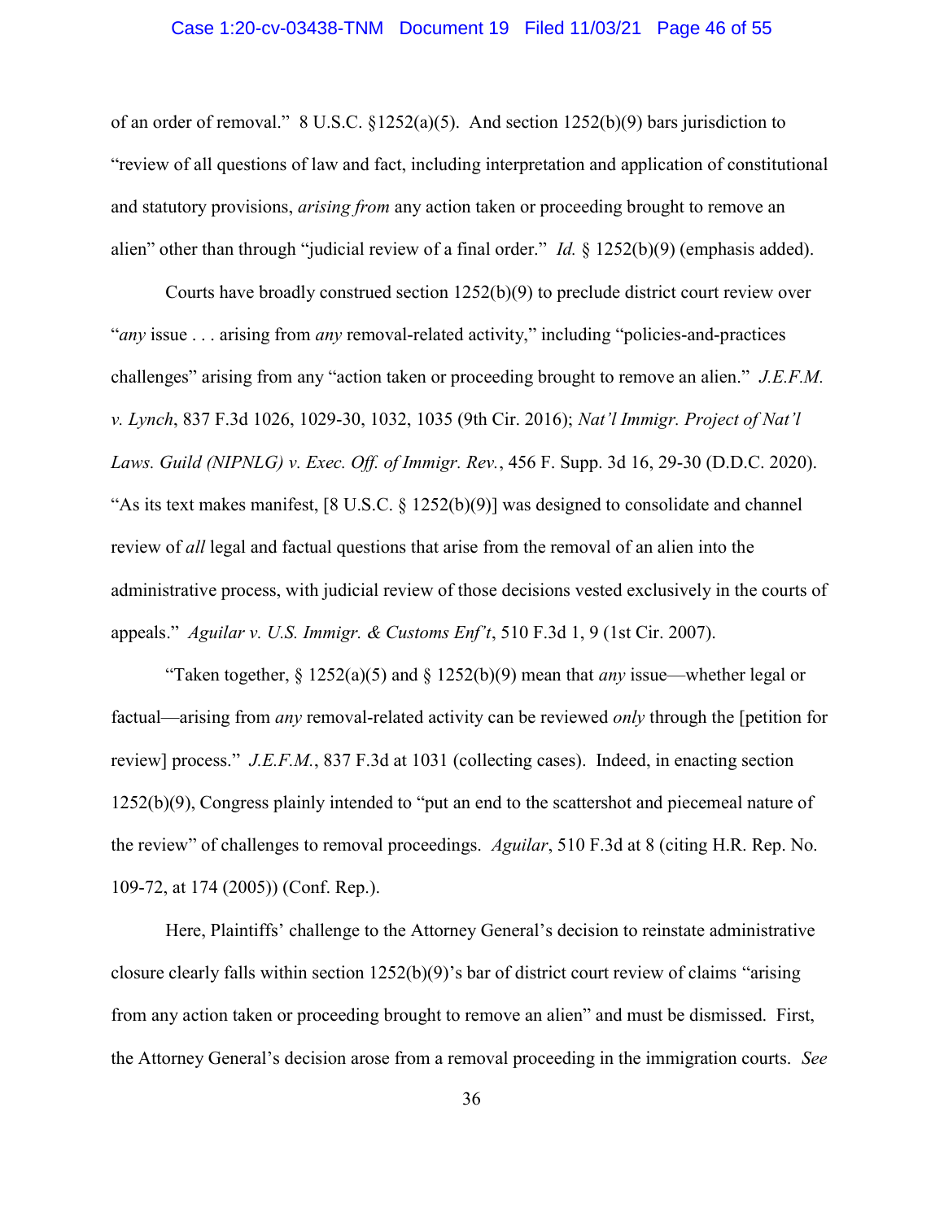of an order of removal." 8 U.S.C. §1252(a)(5). And section 1252(b)(9) bars jurisdiction to "review of all questions of law and fact, including interpretation and application of constitutional and statutory provisions, *arising from* any action taken or proceeding brought to remove an alien" other than through "judicial review of a final order." *Id.* § 1252(b)(9) (emphasis added).

Courts have broadly construed section 1252(b)(9) to preclude district court review over "*any* issue . . . arising from *any* removal-related activity," including "policies-and-practices challenges" arising from any "action taken or proceeding brought to remove an alien." *J.E.F.M. v. Lynch*, 837 F.3d 1026, 1029-30, 1032, 1035 (9th Cir. 2016); *Nat'l Immigr. Project of Nat'l Laws. Guild (NIPNLG) v. Exec. Off. of Immigr. Rev.*, 456 F. Supp. 3d 16, 29-30 (D.D.C. 2020). "As its text makes manifest, [8 U.S.C. § 1252(b)(9)] was designed to consolidate and channel review of *all* legal and factual questions that arise from the removal of an alien into the administrative process, with judicial review of those decisions vested exclusively in the courts of appeals." *Aguilar v. U.S. Immigr. & Customs Enf't*, 510 F.3d 1, 9 (1st Cir. 2007).

"Taken together, § 1252(a)(5) and § 1252(b)(9) mean that *any* issue—whether legal or factual—arising from *any* removal-related activity can be reviewed *only* through the [petition for review] process." *J.E.F.M.*, 837 F.3d at 1031 (collecting cases). Indeed, in enacting section 1252(b)(9), Congress plainly intended to "put an end to the scattershot and piecemeal nature of the review" of challenges to removal proceedings. *Aguilar*, 510 F.3d at 8 (citing H.R. Rep. No. 109-72, at 174 (2005)) (Conf. Rep.).

Here, Plaintiffs' challenge to the Attorney General's decision to reinstate administrative closure clearly falls within section 1252(b)(9)'s bar of district court review of claims "arising from any action taken or proceeding brought to remove an alien" and must be dismissed. First, the Attorney General's decision arose from a removal proceeding in the immigration courts. *See*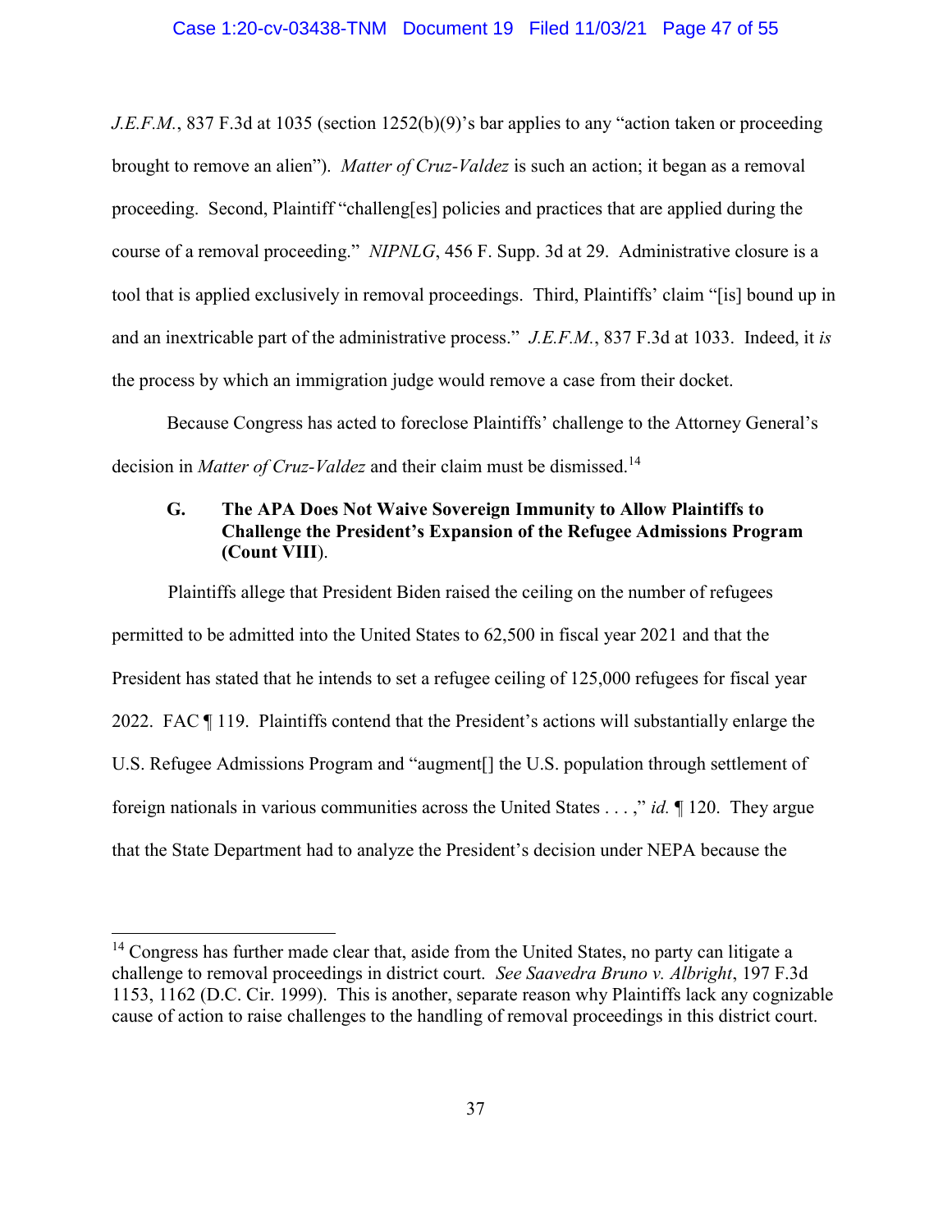*J.E.F.M.*, 837 F.3d at 1035 (section 1252(b)(9)'s bar applies to any "action taken or proceeding brought to remove an alien"). *Matter of Cruz-Valdez* is such an action; it began as a removal proceeding. Second, Plaintiff "challeng[es] policies and practices that are applied during the course of a removal proceeding." *NIPNLG*, 456 F. Supp. 3d at 29. Administrative closure is a tool that is applied exclusively in removal proceedings. Third, Plaintiffs' claim "[is] bound up in and an inextricable part of the administrative process." *J.E.F.M.*, 837 F.3d at 1033. Indeed, it *is* the process by which an immigration judge would remove a case from their docket.

Because Congress has acted to foreclose Plaintiffs' challenge to the Attorney General's decision in *Matter of Cruz-Valdez* and their claim must be dismissed.[14]

### G. The APA Does Not Waive Sovereign Immunity to Allow Plaintiffs to Challenge the President's Expansion of the Refugee Admissions Program (Count VIII).

Plaintiffs allege that President Biden raised the ceiling on the number of refugees permitted to be admitted into the United States to 62,500 in fiscal year 2021 and that the President has stated that he intends to set a refugee ceiling of 125,000 refugees for fiscal year 2022. FAC ¶ 119. Plaintiffs contend that the President's actions will substantially enlarge the U.S. Refugee Admissions Program and "augment[] the U.S. population through settlement of foreign nationals in various communities across the United States . . . ," *id.* ¶ 120. They argue that the State Department had to analyze the President's decision under NEPA because the

---

[14] Congress has further made clear that, aside from the United States, no party can litigate a challenge to removal proceedings in district court. *See Saavedra Bruno v. Albright*, 197 F.3d 1153, 1162 (D.C. Cir. 1999). This is another, separate reason why Plaintiffs lack any cognizable cause of action to raise challenges to the handling of removal proceedings in this district court.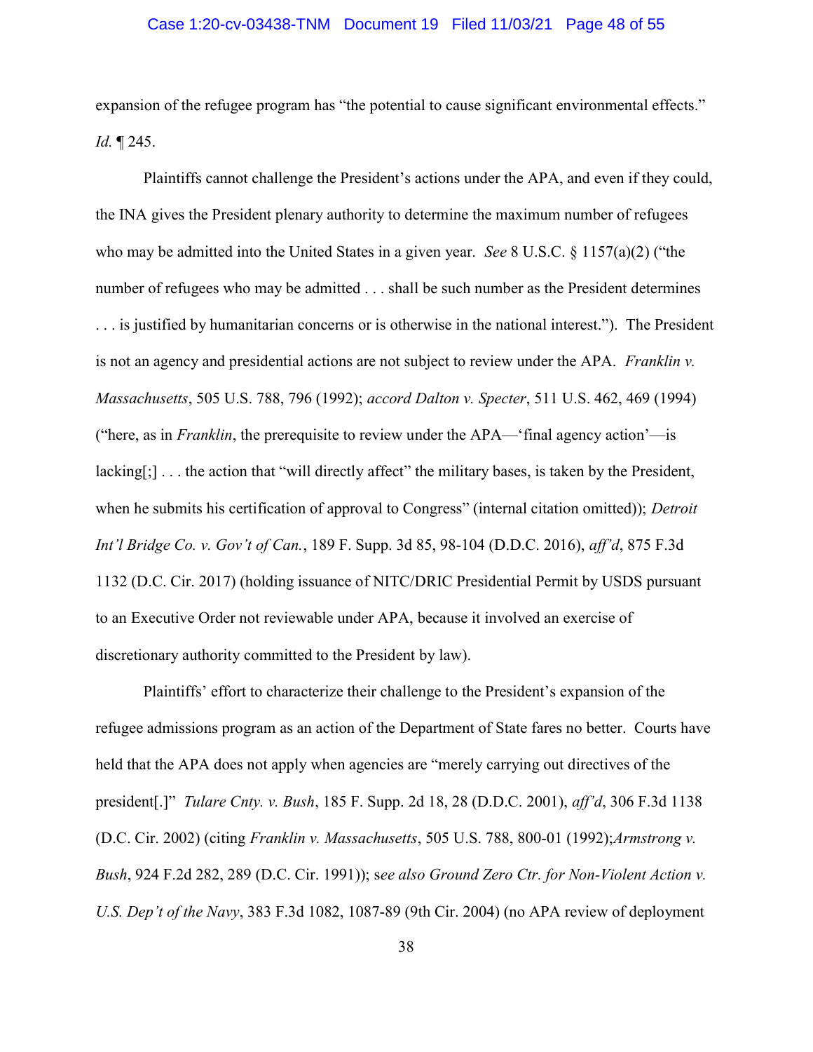expansion of the refugee program has "the potential to cause significant environmental effects." *Id.* ¶ 245.

Plaintiffs cannot challenge the President's actions under the APA, and even if they could, the INA gives the President plenary authority to determine the maximum number of refugees who may be admitted into the United States in a given year. *See* 8 U.S.C. § 1157(a)(2) ("the number of refugees who may be admitted . . . shall be such number as the President determines . . . is justified by humanitarian concerns or is otherwise in the national interest."). The President is not an agency and presidential actions are not subject to review under the APA. *Franklin v. Massachusetts*, 505 U.S. 788, 796 (1992); *accord Dalton v. Specter*, 511 U.S. 462, 469 (1994) ("here, as in *Franklin*, the prerequisite to review under the APA—'final agency action'—is lacking[;] . . . the action that "will directly affect" the military bases, is taken by the President, when he submits his certification of approval to Congress" (internal citation omitted)); *Detroit Int'l Bridge Co. v. Gov't of Can.*, 189 F. Supp. 3d 85, 98-104 (D.D.C. 2016), *aff'd*, 875 F.3d 1132 (D.C. Cir. 2017) (holding issuance of NITC/DRIC Presidential Permit by USDS pursuant to an Executive Order not reviewable under APA, because it involved an exercise of discretionary authority committed to the President by law).

Plaintiffs' effort to characterize their challenge to the President's expansion of the refugee admissions program as an action of the Department of State fares no better. Courts have held that the APA does not apply when agencies are "merely carrying out directives of the president[.]" *Tulare Cnty. v. Bush*, 185 F. Supp. 2d 18, 28 (D.D.C. 2001), *aff'd*, 306 F.3d 1138 (D.C. Cir. 2002) (citing *Franklin v. Massachusetts*, 505 U.S. 788, 800-01 (1992);*Armstrong v. Bush*, 924 F.2d 282, 289 (D.C. Cir. 1991)); s*ee also Ground Zero Ctr. for Non-Violent Action v. U.S. Dep't of the Navy*, 383 F.3d 1082, 1087-89 (9th Cir. 2004) (no APA review of deployment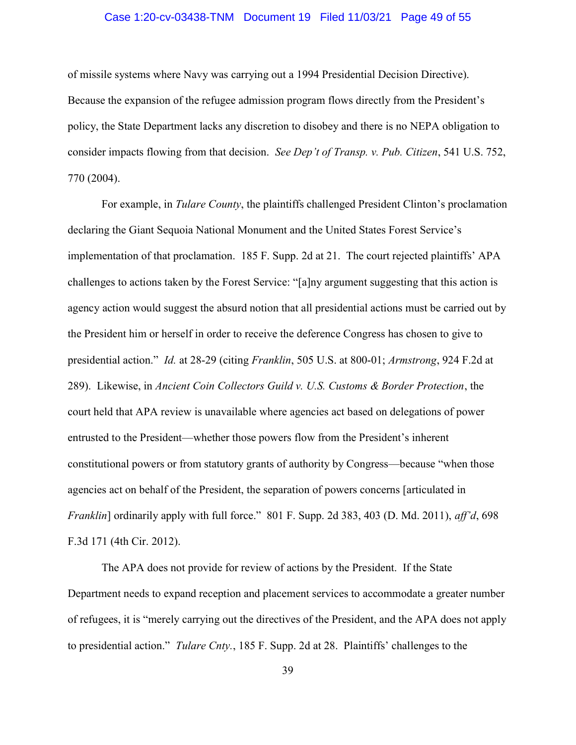of missile systems where Navy was carrying out a 1994 Presidential Decision Directive). Because the expansion of the refugee admission program flows directly from the President's policy, the State Department lacks any discretion to disobey and there is no NEPA obligation to consider impacts flowing from that decision. *See Dep't of Transp. v. Pub. Citizen*, 541 U.S. 752, 770 (2004).

For example, in *Tulare County*, the plaintiffs challenged President Clinton's proclamation declaring the Giant Sequoia National Monument and the United States Forest Service's implementation of that proclamation. 185 F. Supp. 2d at 21. The court rejected plaintiffs' APA challenges to actions taken by the Forest Service: "[a]ny argument suggesting that this action is agency action would suggest the absurd notion that all presidential actions must be carried out by the President him or herself in order to receive the deference Congress has chosen to give to presidential action." *Id.* at 28-29 (citing *Franklin*, 505 U.S. at 800-01; *Armstrong*, 924 F.2d at 289). Likewise, in *Ancient Coin Collectors Guild v. U.S. Customs & Border Protection*, the court held that APA review is unavailable where agencies act based on delegations of power entrusted to the President—whether those powers flow from the President's inherent constitutional powers or from statutory grants of authority by Congress—because "when those agencies act on behalf of the President, the separation of powers concerns [articulated in *Franklin*] ordinarily apply with full force." 801 F. Supp. 2d 383, 403 (D. Md. 2011), *aff'd*, 698 F.3d 171 (4th Cir. 2012).

The APA does not provide for review of actions by the President. If the State Department needs to expand reception and placement services to accommodate a greater number of refugees, it is "merely carrying out the directives of the President, and the APA does not apply to presidential action." *Tulare Cnty.*, 185 F. Supp. 2d at 28. Plaintiffs' challenges to the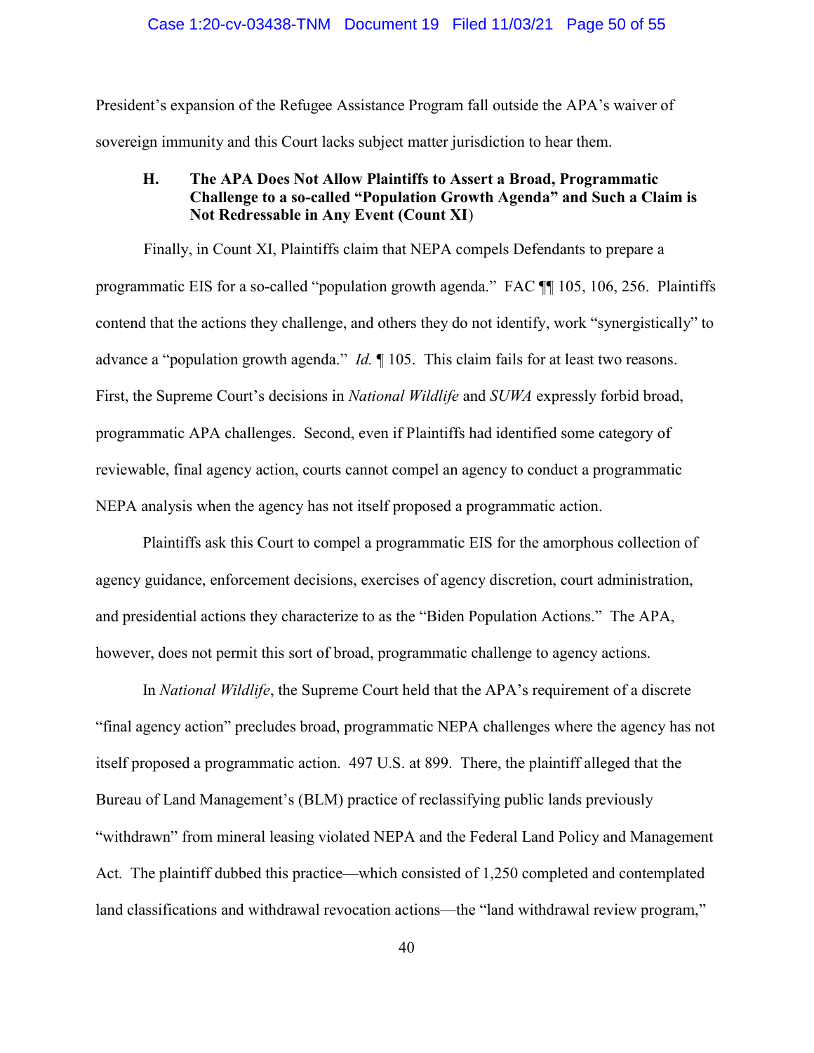President's expansion of the Refugee Assistance Program fall outside the APA's waiver of sovereign immunity and this Court lacks subject matter jurisdiction to hear them.

### H. The APA Does Not Allow Plaintiffs to Assert a Broad, Programmatic Challenge to a so-called "Population Growth Agenda" and Such a Claim is Not Redressable in Any Event (Count XI)

Finally, in Count XI, Plaintiffs claim that NEPA compels Defendants to prepare a programmatic EIS for a so-called "population growth agenda." FAC ¶¶ 105, 106, 256. Plaintiffs contend that the actions they challenge, and others they do not identify, work "synergistically" to advance a "population growth agenda." *Id.* ¶ 105. This claim fails for at least two reasons. First, the Supreme Court's decisions in *National Wildlife* and *SUWA* expressly forbid broad, programmatic APA challenges. Second, even if Plaintiffs had identified some category of reviewable, final agency action, courts cannot compel an agency to conduct a programmatic NEPA analysis when the agency has not itself proposed a programmatic action.

Plaintiffs ask this Court to compel a programmatic EIS for the amorphous collection of agency guidance, enforcement decisions, exercises of agency discretion, court administration, and presidential actions they characterize to as the "Biden Population Actions." The APA, however, does not permit this sort of broad, programmatic challenge to agency actions.

In *National Wildlife*, the Supreme Court held that the APA's requirement of a discrete "final agency action" precludes broad, programmatic NEPA challenges where the agency has not itself proposed a programmatic action. 497 U.S. at 899. There, the plaintiff alleged that the Bureau of Land Management's (BLM) practice of reclassifying public lands previously "withdrawn" from mineral leasing violated NEPA and the Federal Land Policy and Management Act. The plaintiff dubbed this practice—which consisted of 1,250 completed and contemplated land classifications and withdrawal revocation actions—the "land withdrawal review program,"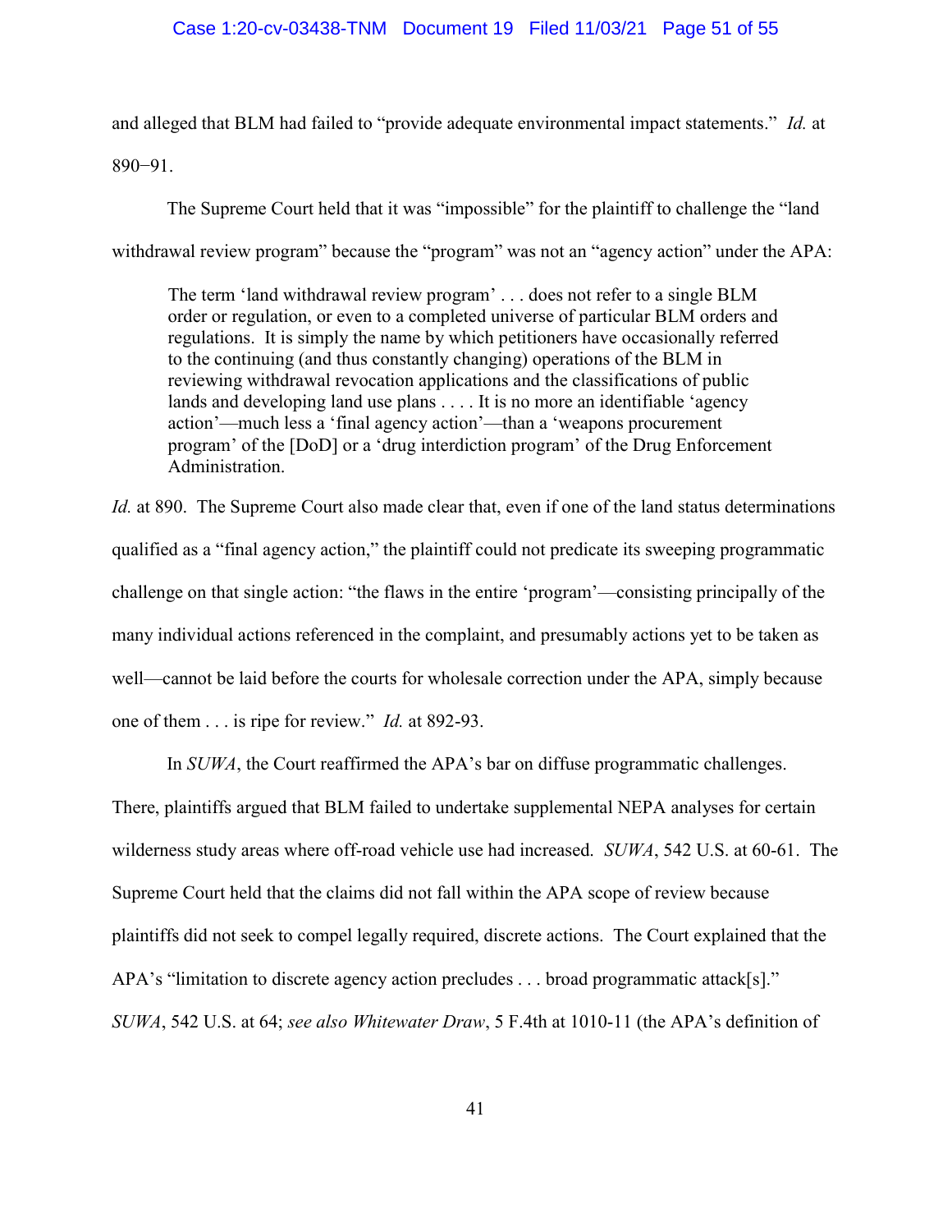and alleged that BLM had failed to "provide adequate environmental impact statements." *Id.* at 890–91.

The Supreme Court held that it was "impossible" for the plaintiff to challenge the "land withdrawal review program" because the "program" was not an "agency action" under the APA:

> The term 'land withdrawal review program' . . . does not refer to a single BLM order or regulation, or even to a completed universe of particular BLM orders and regulations. It is simply the name by which petitioners have occasionally referred to the continuing (and thus constantly changing) operations of the BLM in reviewing withdrawal revocation applications and the classifications of public lands and developing land use plans . . . . It is no more an identifiable 'agency action'—much less a 'final agency action'—than a 'weapons procurement program' of the [DoD] or a 'drug interdiction program' of the Drug Enforcement Administration.

*Id.* at 890. The Supreme Court also made clear that, even if one of the land status determinations qualified as a "final agency action," the plaintiff could not predicate its sweeping programmatic challenge on that single action: "the flaws in the entire 'program'—consisting principally of the many individual actions referenced in the complaint, and presumably actions yet to be taken as well—cannot be laid before the courts for wholesale correction under the APA, simply because one of them . . . is ripe for review." *Id.* at 892-93.

In *SUWA*, the Court reaffirmed the APA's bar on diffuse programmatic challenges. There, plaintiffs argued that BLM failed to undertake supplemental NEPA analyses for certain wilderness study areas where off-road vehicle use had increased. *SUWA*, 542 U.S. at 60-61. The Supreme Court held that the claims did not fall within the APA scope of review because plaintiffs did not seek to compel legally required, discrete actions. The Court explained that the APA's "limitation to discrete agency action precludes . . . broad programmatic attack[s]." *SUWA*, 542 U.S. at 64; *see also Whitewater Draw*, 5 F.4th at 1010-11 (the APA's definition of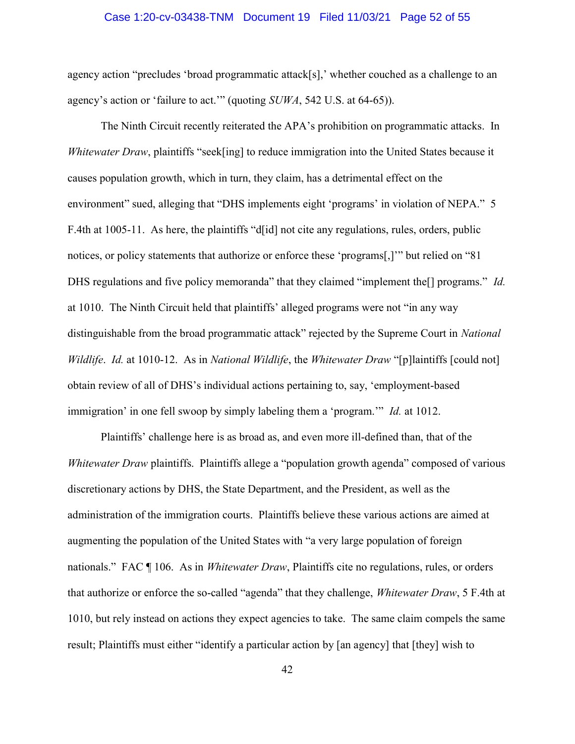agency action "precludes 'broad programmatic attack[s],' whether couched as a challenge to an agency's action or 'failure to act.'" (quoting *SUWA*, 542 U.S. at 64-65)).

The Ninth Circuit recently reiterated the APA's prohibition on programmatic attacks. In *Whitewater Draw*, plaintiffs "seek[ing] to reduce immigration into the United States because it causes population growth, which in turn, they claim, has a detrimental effect on the environment" sued, alleging that "DHS implements eight 'programs' in violation of NEPA." 5 F.4th at 1005-11. As here, the plaintiffs "d[id] not cite any regulations, rules, orders, public notices, or policy statements that authorize or enforce these 'programs[,]'" but relied on "81 DHS regulations and five policy memoranda" that they claimed "implement the[] programs." *Id.* at 1010. The Ninth Circuit held that plaintiffs' alleged programs were not "in any way distinguishable from the broad programmatic attack" rejected by the Supreme Court in *National Wildlife*. *Id.* at 1010-12. As in *National Wildlife*, the *Whitewater Draw* "[p]laintiffs [could not] obtain review of all of DHS's individual actions pertaining to, say, 'employment-based immigration' in one fell swoop by simply labeling them a 'program.'" *Id.* at 1012.

Plaintiffs' challenge here is as broad as, and even more ill-defined than, that of the *Whitewater Draw* plaintiffs. Plaintiffs allege a "population growth agenda" composed of various discretionary actions by DHS, the State Department, and the President, as well as the administration of the immigration courts. Plaintiffs believe these various actions are aimed at augmenting the population of the United States with "a very large population of foreign nationals." FAC ¶ 106. As in *Whitewater Draw*, Plaintiffs cite no regulations, rules, or orders that authorize or enforce the so-called "agenda" that they challenge, *Whitewater Draw*, 5 F.4th at 1010, but rely instead on actions they expect agencies to take. The same claim compels the same result; Plaintiffs must either "identify a particular action by [an agency] that [they] wish to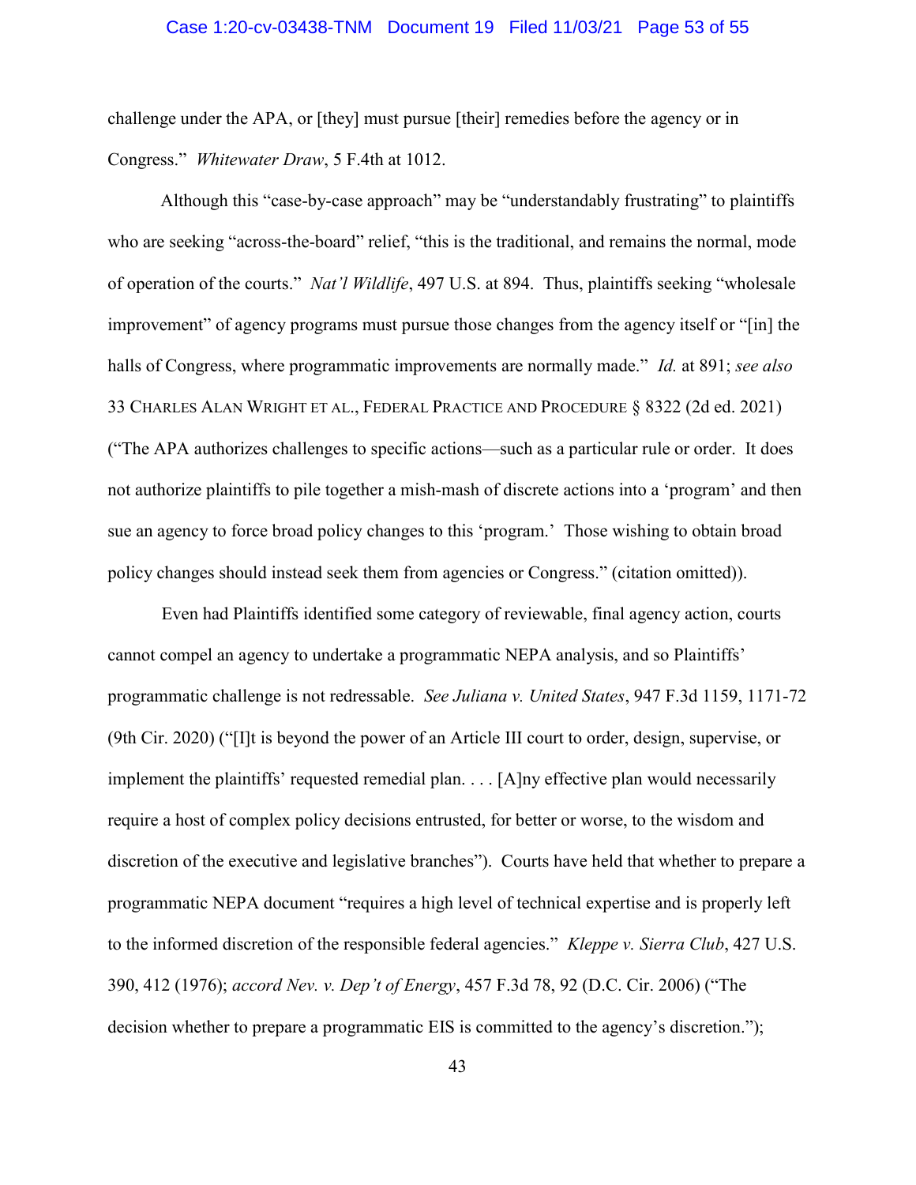challenge under the APA, or [they] must pursue [their] remedies before the agency or in Congress." *Whitewater Draw*, 5 F.4th at 1012.

Although this "case-by-case approach" may be "understandably frustrating" to plaintiffs who are seeking "across-the-board" relief, "this is the traditional, and remains the normal, mode of operation of the courts." *Nat'l Wildlife*, 497 U.S. at 894. Thus, plaintiffs seeking "wholesale improvement" of agency programs must pursue those changes from the agency itself or "[in] the halls of Congress, where programmatic improvements are normally made." *Id.* at 891; *see also* 33 CHARLES ALAN WRIGHT ET AL., FEDERAL PRACTICE AND PROCEDURE § 8322 (2d ed. 2021) ("The APA authorizes challenges to specific actions—such as a particular rule or order. It does not authorize plaintiffs to pile together a mish-mash of discrete actions into a 'program' and then sue an agency to force broad policy changes to this 'program.' Those wishing to obtain broad policy changes should instead seek them from agencies or Congress." (citation omitted)).

Even had Plaintiffs identified some category of reviewable, final agency action, courts cannot compel an agency to undertake a programmatic NEPA analysis, and so Plaintiffs' programmatic challenge is not redressable. *See Juliana v. United States*, 947 F.3d 1159, 1171-72 (9th Cir. 2020) ("[I]t is beyond the power of an Article III court to order, design, supervise, or implement the plaintiffs' requested remedial plan. . . . [A]ny effective plan would necessarily require a host of complex policy decisions entrusted, for better or worse, to the wisdom and discretion of the executive and legislative branches"). Courts have held that whether to prepare a programmatic NEPA document "requires a high level of technical expertise and is properly left to the informed discretion of the responsible federal agencies." *Kleppe v. Sierra Club*, 427 U.S. 390, 412 (1976); *accord Nev. v. Dep't of Energy*, 457 F.3d 78, 92 (D.C. Cir. 2006) ("The decision whether to prepare a programmatic EIS is committed to the agency's discretion.");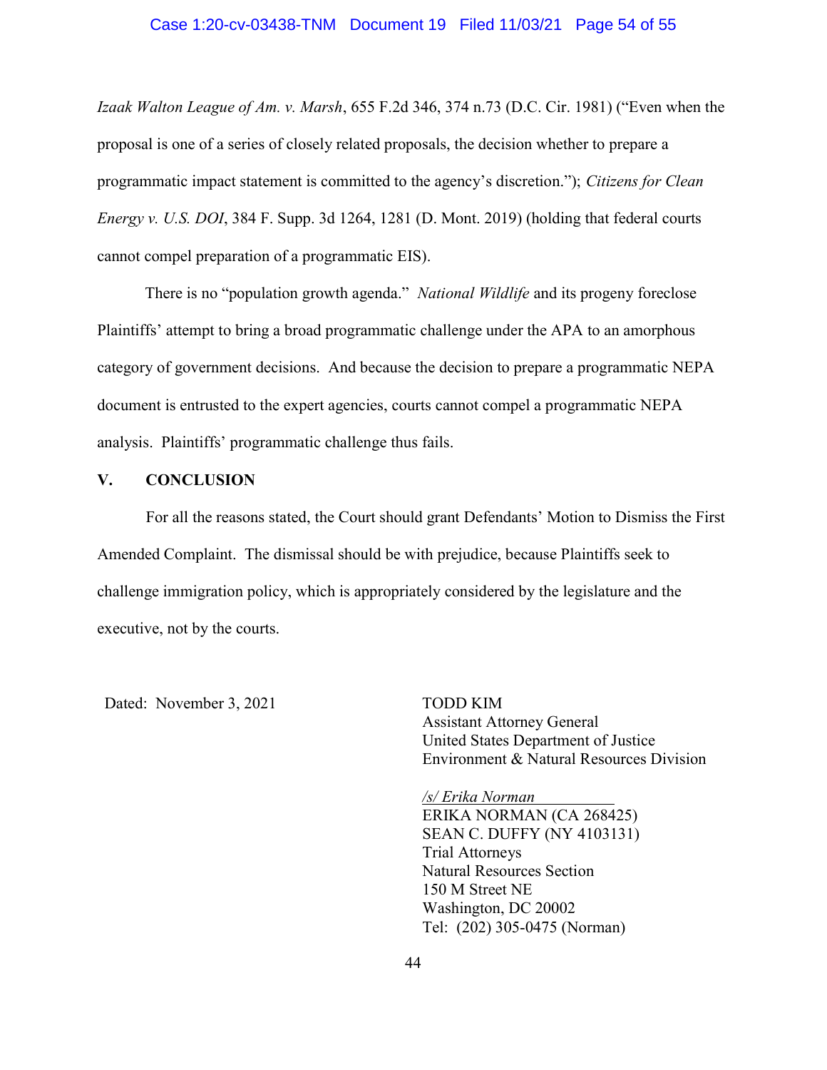*Izaak Walton League of Am. v. Marsh*, 655 F.2d 346, 374 n.73 (D.C. Cir. 1981) ("Even when the proposal is one of a series of closely related proposals, the decision whether to prepare a programmatic impact statement is committed to the agency's discretion."); *Citizens for Clean Energy v. U.S. DOI*, 384 F. Supp. 3d 1264, 1281 (D. Mont. 2019) (holding that federal courts cannot compel preparation of a programmatic EIS).

There is no "population growth agenda." *National Wildlife* and its progeny foreclose Plaintiffs' attempt to bring a broad programmatic challenge under the APA to an amorphous category of government decisions. And because the decision to prepare a programmatic NEPA document is entrusted to the expert agencies, courts cannot compel a programmatic NEPA analysis. Plaintiffs' programmatic challenge thus fails.

## V. CONCLUSION

For all the reasons stated, the Court should grant Defendants' Motion to Dismiss the First Amended Complaint. The dismissal should be with prejudice, because Plaintiffs seek to challenge immigration policy, which is appropriately considered by the legislature and the executive, not by the courts.

Dated: November 3, 2021

TODD KIM
Assistant Attorney General
United States Department of Justice
Environment & Natural Resources Division

*/s/ Erika Norman*
ERIKA NORMAN (CA 268425)
SEAN C. DUFFY (NY 4103131)
Trial Attorneys
Natural Resources Section
150 M Street NE
Washington, DC 20002
Tel: (202) 305-0475 (Norman)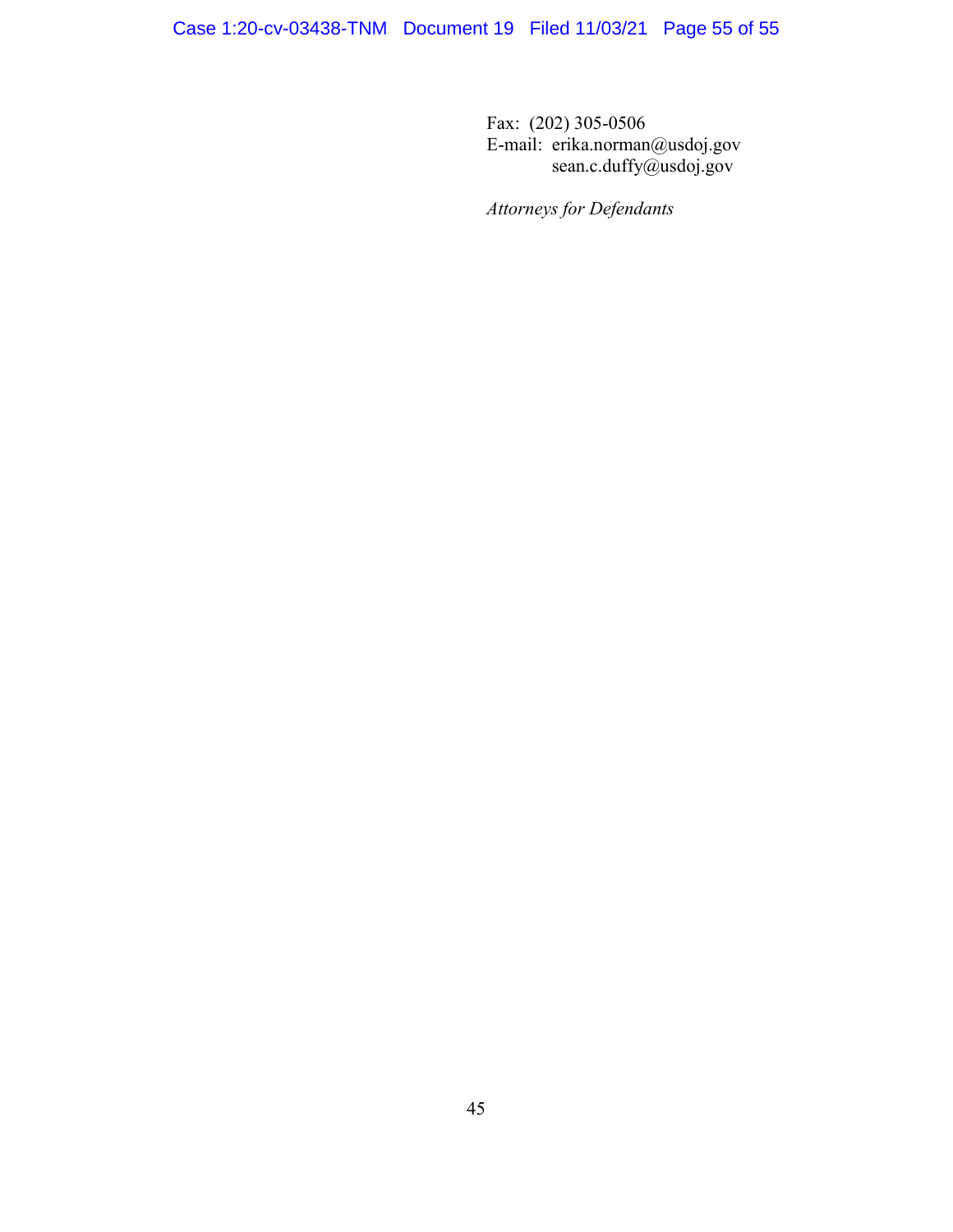Fax: (202) 305-0506
E-mail: erika.norman@usdoj.gov
sean.c.duffy@usdoj.gov

*Attorneys for Defendants*